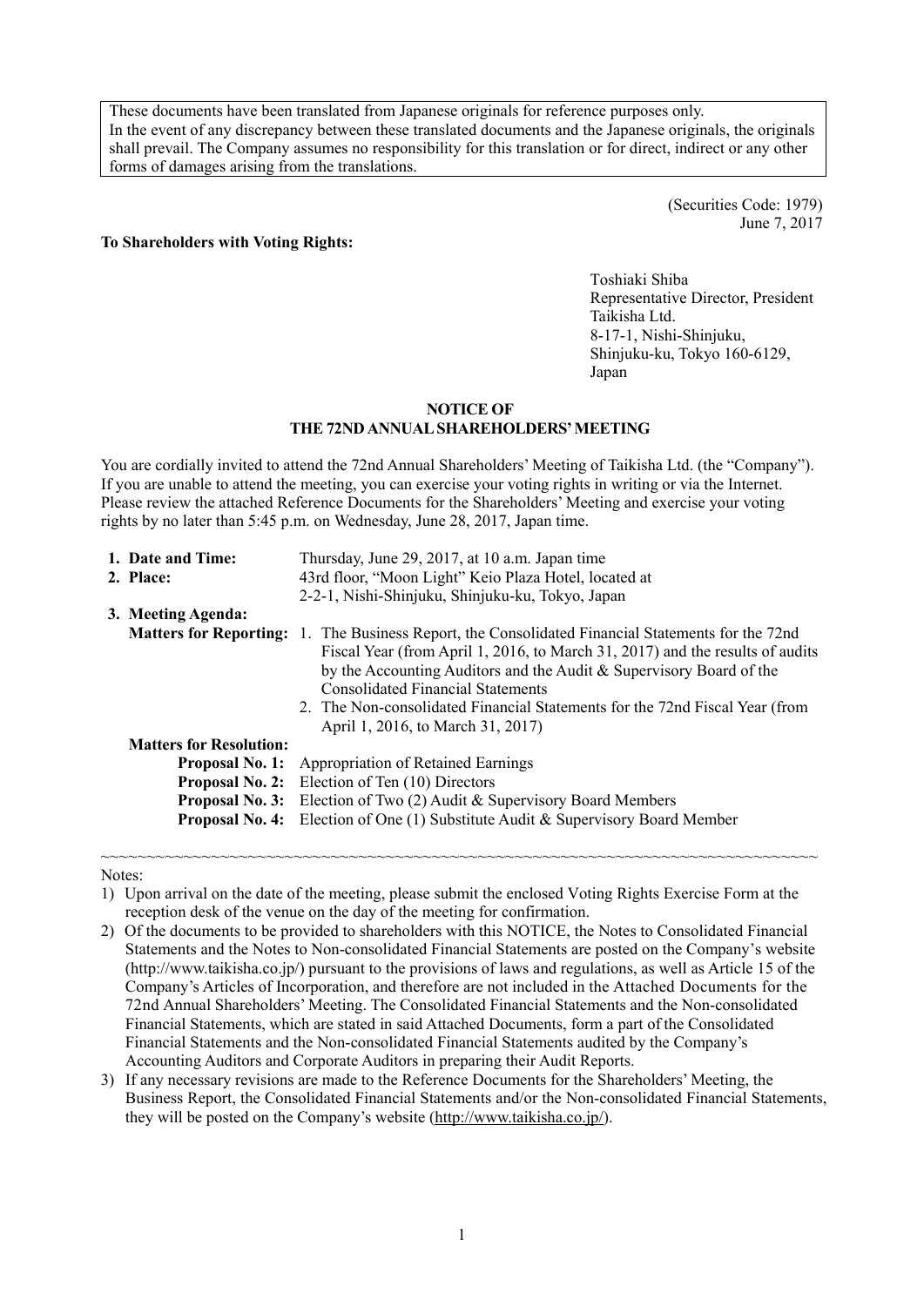These documents have been translated from Japanese originals for reference purposes only.
In the event of any discrepancy between these translated documents and the Japanese originals, the originals shall prevail. The Company assumes no responsibility for this translation or for direct, indirect or any other forms of damages arising from the translations.

(Securities Code: 1979)
June 7, 2017

**To Shareholders with Voting Rights:**

Toshiaki Shiba
Representative Director, President
Taikisha Ltd.
8-17-1, Nishi-Shinjuku,
Shinjuku-ku, Tokyo 160-6129,
Japan

## NOTICE OF THE 72ND ANNUAL SHAREHOLDERS' MEETING

You are cordially invited to attend the 72nd Annual Shareholders' Meeting of Taikisha Ltd. (the "Company"). If you are unable to attend the meeting, you can exercise your voting rights in writing or via the Internet. Please review the attached Reference Documents for the Shareholders' Meeting and exercise your voting rights by no later than 5:45 p.m. on Wednesday, June 28, 2017, Japan time.

**1. Date and Time:** Thursday, June 29, 2017, at 10 a.m. Japan time

**2. Place:** 43rd floor, "Moon Light" Keio Plaza Hotel, located at 2-2-1, Nishi-Shinjuku, Shinjuku-ku, Tokyo, Japan

**3. Meeting Agenda:**

**Matters for Reporting:**

1. The Business Report, the Consolidated Financial Statements for the 72nd Fiscal Year (from April 1, 2016, to March 31, 2017) and the results of audits by the Accounting Auditors and the Audit & Supervisory Board of the Consolidated Financial Statements
2. The Non-consolidated Financial Statements for the 72nd Fiscal Year (from April 1, 2016, to March 31, 2017)

**Matters for Resolution:**

**Proposal No. 1:** Appropriation of Retained Earnings
**Proposal No. 2:** Election of Ten (10) Directors
**Proposal No. 3:** Election of Two (2) Audit & Supervisory Board Members
**Proposal No. 4:** Election of One (1) Substitute Audit & Supervisory Board Member

~~~~~~~~~~~~~~~~~~~~~~~~~~~~~~~~~~~~~~~~~~~~~~~~~~~~~~~~~~~~~~~~~~~~~~~~~~~~~~~~

Notes:

1) Upon arrival on the date of the meeting, please submit the enclosed Voting Rights Exercise Form at the reception desk of the venue on the day of the meeting for confirmation.
2) Of the documents to be provided to shareholders with this NOTICE, the Notes to Consolidated Financial Statements and the Notes to Non-consolidated Financial Statements are posted on the Company's website (http://www.taikisha.co.jp/) pursuant to the provisions of laws and regulations, as well as Article 15 of the Company's Articles of Incorporation, and therefore are not included in the Attached Documents for the 72nd Annual Shareholders' Meeting. The Consolidated Financial Statements and the Non-consolidated Financial Statements, which are stated in said Attached Documents, form a part of the Consolidated Financial Statements and the Non-consolidated Financial Statements audited by the Company's Accounting Auditors and Corporate Auditors in preparing their Audit Reports.
3) If any necessary revisions are made to the Reference Documents for the Shareholders' Meeting, the Business Report, the Consolidated Financial Statements and/or the Non-consolidated Financial Statements, they will be posted on the Company's website (http://www.taikisha.co.jp/).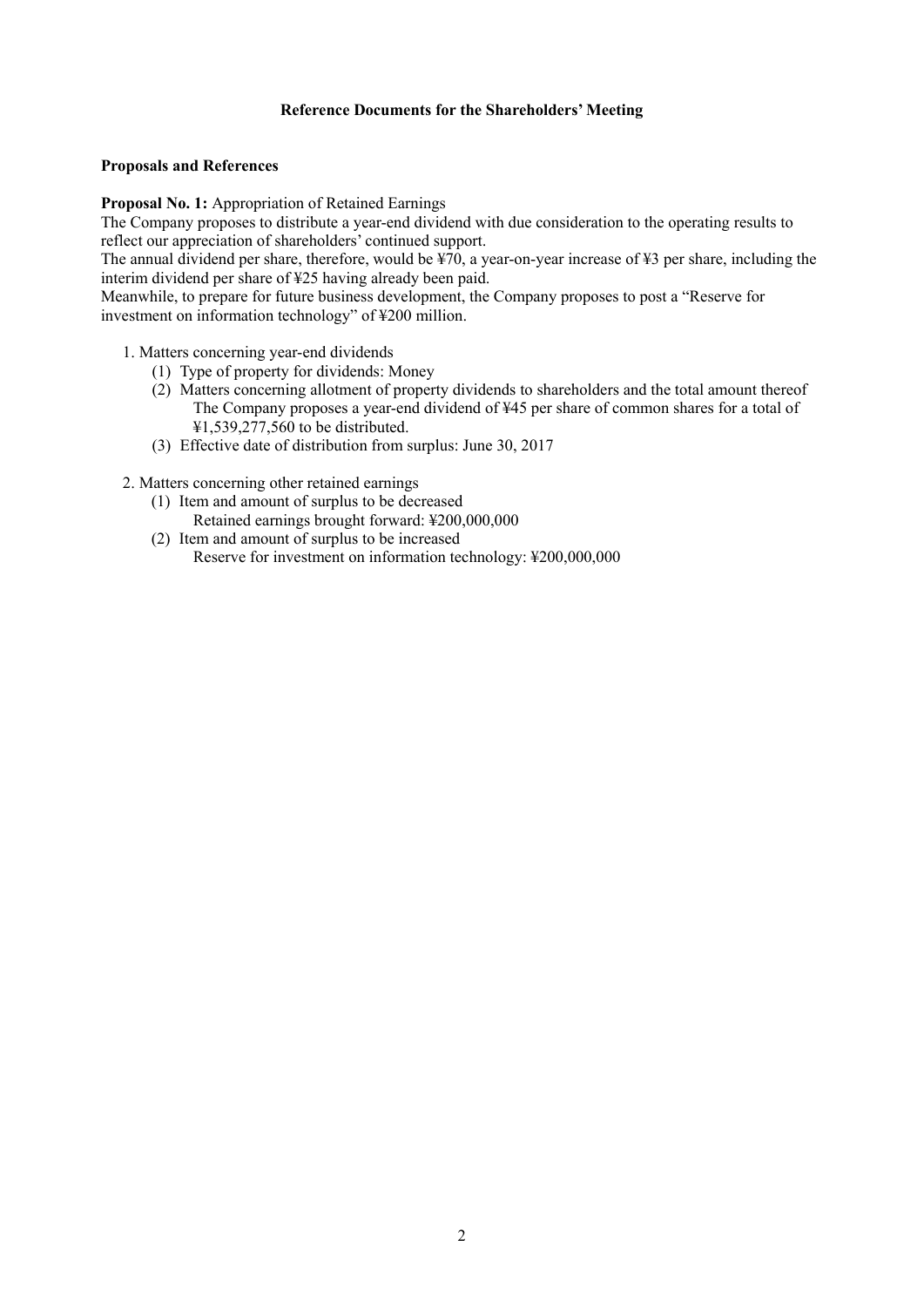## Reference Documents for the Shareholders' Meeting

### Proposals and References

**Proposal No. 1:** Appropriation of Retained Earnings

The Company proposes to distribute a year-end dividend with due consideration to the operating results to reflect our appreciation of shareholders' continued support.

The annual dividend per share, therefore, would be ¥70, a year-on-year increase of ¥3 per share, including the interim dividend per share of ¥25 having already been paid.

Meanwhile, to prepare for future business development, the Company proposes to post a "Reserve for investment on information technology" of ¥200 million.

1. Matters concerning year-end dividends
   (1) Type of property for dividends: Money
   (2) Matters concerning allotment of property dividends to shareholders and the total amount thereof
       The Company proposes a year-end dividend of ¥45 per share of common shares for a total of ¥1,539,277,560 to be distributed.
   (3) Effective date of distribution from surplus: June 30, 2017

2. Matters concerning other retained earnings
   (1) Item and amount of surplus to be decreased
       Retained earnings brought forward: ¥200,000,000
   (2) Item and amount of surplus to be increased
       Reserve for investment on information technology: ¥200,000,000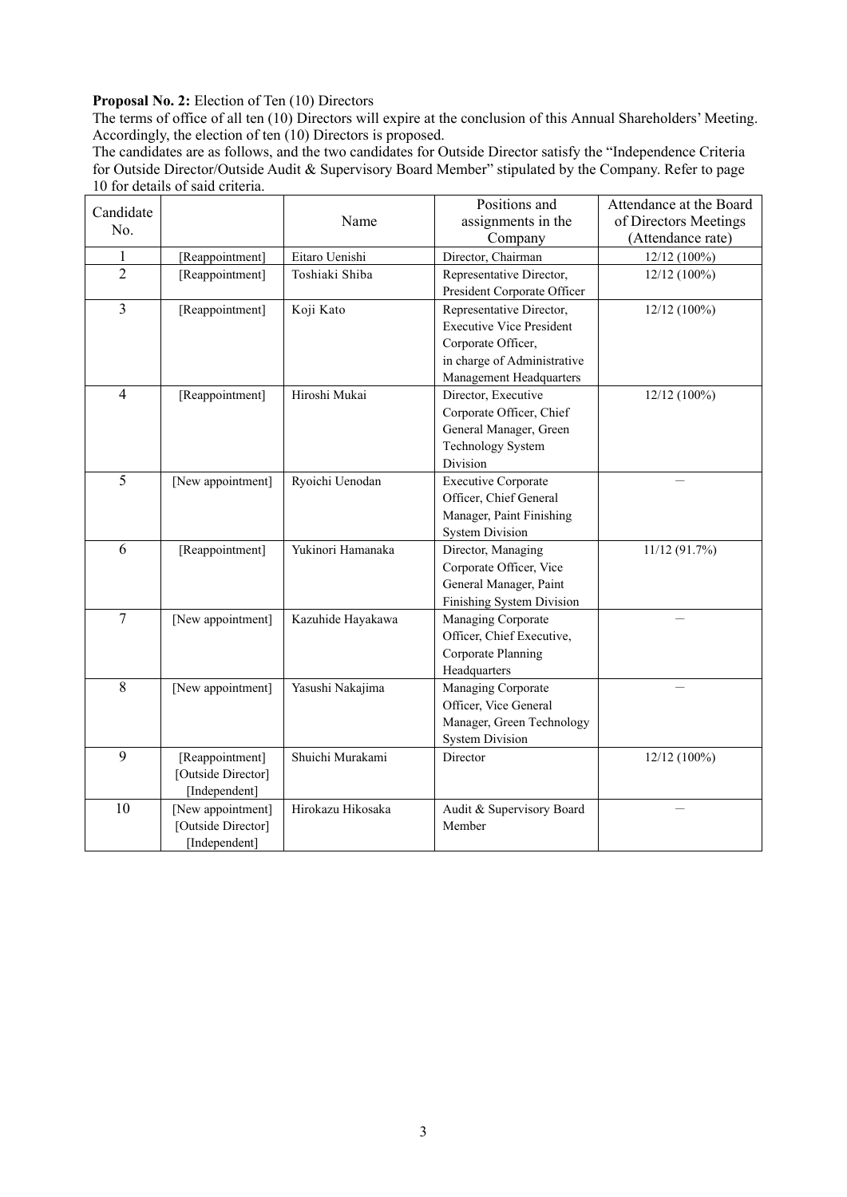**Proposal No. 2:** Election of Ten (10) Directors

The terms of office of all ten (10) Directors will expire at the conclusion of this Annual Shareholders' Meeting. Accordingly, the election of ten (10) Directors is proposed.

The candidates are as follows, and the two candidates for Outside Director satisfy the "Independence Criteria for Outside Director/Outside Audit & Supervisory Board Member" stipulated by the Company. Refer to page 10 for details of said criteria.

| Candidate No. | | Name | Positions and assignments in the Company | Attendance at the Board of Directors Meetings (Attendance rate) |
|---|---|---|---|---|
| 1 | [Reappointment] | Eitaro Uenishi | Director, Chairman | 12/12 (100%) |
| 2 | [Reappointment] | Toshiaki Shiba | Representative Director, President Corporate Officer | 12/12 (100%) |
| 3 | [Reappointment] | Koji Kato | Representative Director, Executive Vice President Corporate Officer, in charge of Administrative Management Headquarters | 12/12 (100%) |
| 4 | [Reappointment] | Hiroshi Mukai | Director, Executive Corporate Officer, Chief General Manager, Green Technology System Division | 12/12 (100%) |
| 5 | [New appointment] | Ryoichi Uenodan | Executive Corporate Officer, Chief General Manager, Paint Finishing System Division | – |
| 6 | [Reappointment] | Yukinori Hamanaka | Director, Managing Corporate Officer, Vice General Manager, Paint Finishing System Division | 11/12 (91.7%) |
| 7 | [New appointment] | Kazuhide Hayakawa | Managing Corporate Officer, Chief Executive, Corporate Planning Headquarters | – |
| 8 | [New appointment] | Yasushi Nakajima | Managing Corporate Officer, Vice General Manager, Green Technology System Division | – |
| 9 | [Reappointment] [Outside Director] [Independent] | Shuichi Murakami | Director | 12/12 (100%) |
| 10 | [New appointment] [Outside Director] [Independent] | Hirokazu Hikosaka | Audit & Supervisory Board Member | – |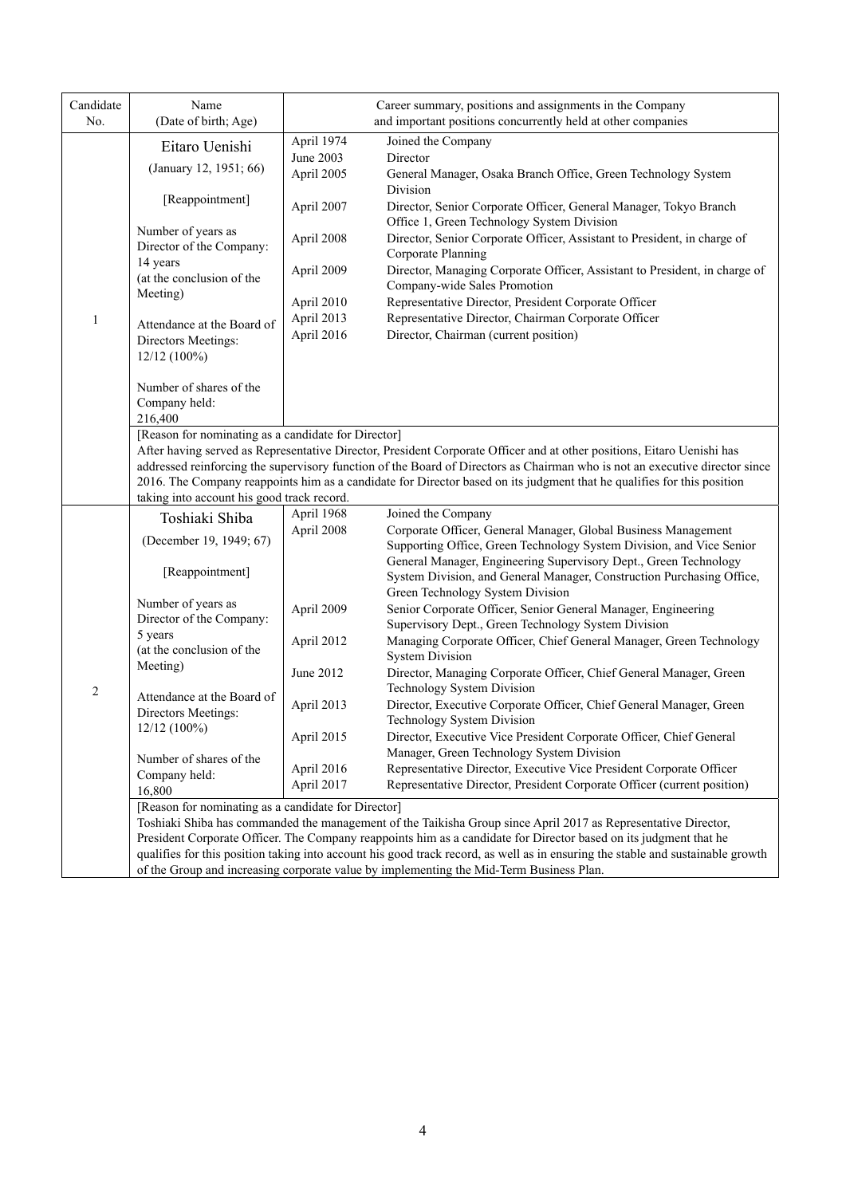| Candidate No. | Name (Date of birth; Age) | Career summary, positions and assignments in the Company and important positions concurrently held at other companies | |
|---|---|---|---|
| 1 | Eitaro Uenishi<br>(January 12, 1951; 66)<br><br>[Reappointment]<br><br>Number of years as Director of the Company: 14 years (at the conclusion of the Meeting)<br><br>Attendance at the Board of Directors Meetings: 12/12 (100%)<br><br>Number of shares of the Company held: 216,400 | April 1974<br>June 2003<br>April 2005<br><br>April 2007<br><br>April 2008<br><br>April 2009<br><br>April 2010<br>April 2013<br>April 2016 | Joined the Company<br>Director<br>General Manager, Osaka Branch Office, Green Technology System Division<br>Director, Senior Corporate Officer, General Manager, Tokyo Branch Office 1, Green Technology System Division<br>Director, Senior Corporate Officer, Assistant to President, in charge of Corporate Planning<br>Director, Managing Corporate Officer, Assistant to President, in charge of Company-wide Sales Promotion<br>Representative Director, President Corporate Officer<br>Representative Director, Chairman Corporate Officer<br>Director, Chairman (current position) |
| | [Reason for nominating as a candidate for Director]<br>After having served as Representative Director, President Corporate Officer and at other positions, Eitaro Uenishi has addressed reinforcing the supervisory function of the Board of Directors as Chairman who is not an executive director since 2016. The Company reappoints him as a candidate for Director based on its judgment that he qualifies for this position taking into account his good track record. | | |
| 2 | Toshiaki Shiba<br>(December 19, 1949; 67)<br><br>[Reappointment]<br><br>Number of years as Director of the Company: 5 years (at the conclusion of the Meeting)<br><br>Attendance at the Board of Directors Meetings: 12/12 (100%)<br><br>Number of shares of the Company held: 16,800 | April 1968<br>April 2008<br><br><br><br><br>April 2009<br><br>April 2012<br><br>June 2012<br><br>April 2013<br><br>April 2015<br><br>April 2016<br>April 2017 | Joined the Company<br>Corporate Officer, General Manager, Global Business Management Supporting Office, Green Technology System Division, and Vice Senior General Manager, Engineering Supervisory Dept., Green Technology System Division, and General Manager, Construction Purchasing Office, Green Technology System Division<br>Senior Corporate Officer, Senior General Manager, Engineering Supervisory Dept., Green Technology System Division<br>Managing Corporate Officer, Chief General Manager, Green Technology System Division<br>Director, Managing Corporate Officer, Chief General Manager, Green Technology System Division<br>Director, Executive Corporate Officer, Chief General Manager, Green Technology System Division<br>Director, Executive Vice President Corporate Officer, Chief General Manager, Green Technology System Division<br>Representative Director, Executive Vice President Corporate Officer<br>Representative Director, President Corporate Officer (current position) |
| | [Reason for nominating as a candidate for Director]<br>Toshiaki Shiba has commanded the management of the Taikisha Group since April 2017 as Representative Director, President Corporate Officer. The Company reappoints him as a candidate for Director based on its judgment that he qualifies for this position taking into account his good track record, as well as in ensuring the stable and sustainable growth of the Group and increasing corporate value by implementing the Mid-Term Business Plan. | | |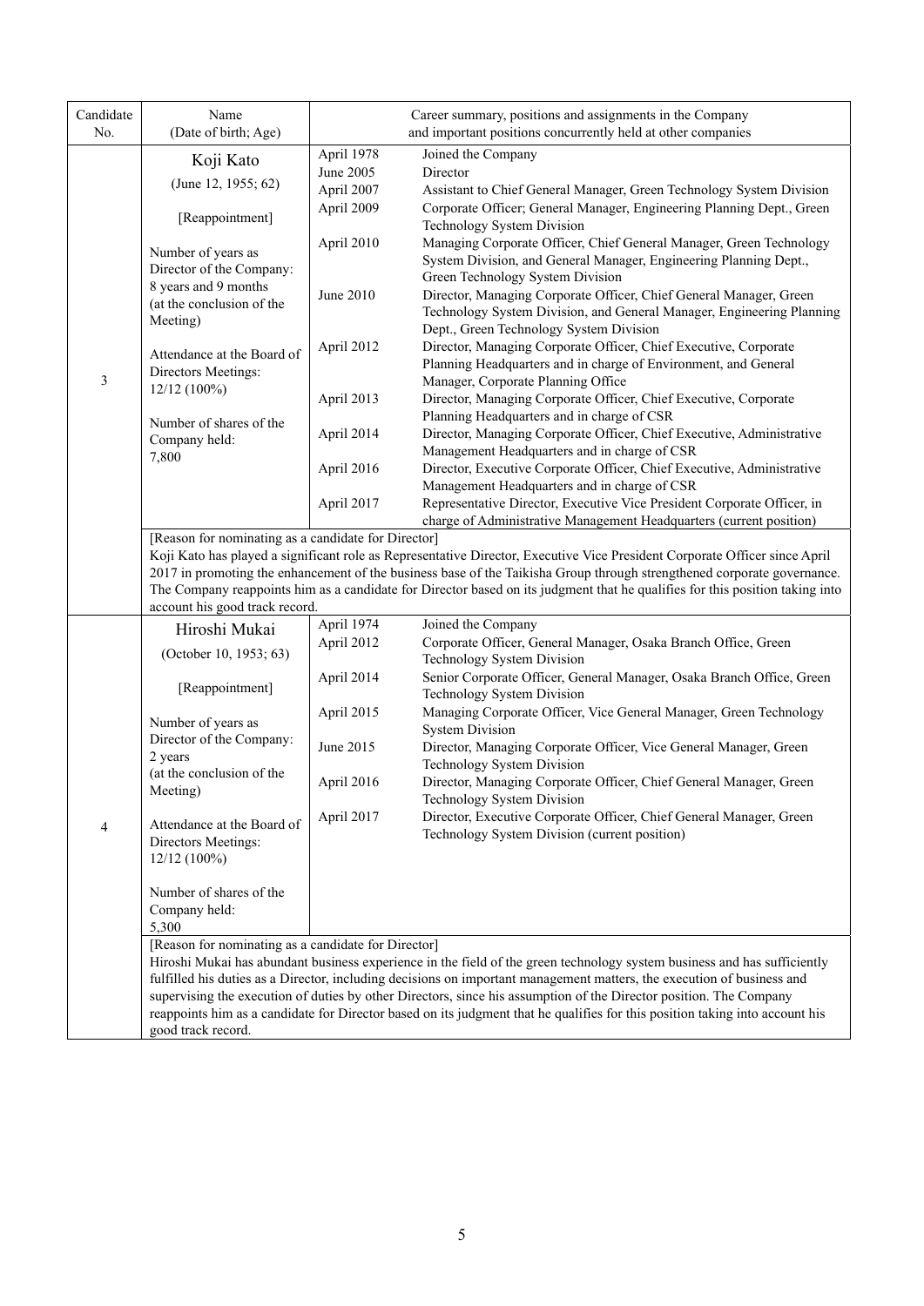| Candidate No. | Name (Date of birth; Age) | Career summary, positions and assignments in the Company and important positions concurrently held at other companies | |
|---|---|---|---|
| 3 | Koji Kato<br>(June 12, 1955; 62)<br><br>[Reappointment]<br><br>Number of years as Director of the Company: 8 years and 9 months (at the conclusion of the Meeting)<br><br>Attendance at the Board of Directors Meetings: 12/12 (100%)<br><br>Number of shares of the Company held: 7,800 | April 1978 | Joined the Company |
| | | June 2005 | Director |
| | | April 2007 | Assistant to Chief General Manager, Green Technology System Division |
| | | April 2009 | Corporate Officer; General Manager, Engineering Planning Dept., Green Technology System Division |
| | | April 2010 | Managing Corporate Officer, Chief General Manager, Green Technology System Division, and General Manager, Engineering Planning Dept., Green Technology System Division |
| | | June 2010 | Director, Managing Corporate Officer, Chief General Manager, Green Technology System Division, and General Manager, Engineering Planning Dept., Green Technology System Division |
| | | April 2012 | Director, Managing Corporate Officer, Chief Executive, Corporate Planning Headquarters and in charge of Environment, and General Manager, Corporate Planning Office |
| | | April 2013 | Director, Managing Corporate Officer, Chief Executive, Corporate Planning Headquarters and in charge of CSR |
| | | April 2014 | Director, Managing Corporate Officer, Chief Executive, Administrative Management Headquarters and in charge of CSR |
| | | April 2016 | Director, Executive Corporate Officer, Chief Executive, Administrative Management Headquarters and in charge of CSR |
| | | April 2017 | Representative Director, Executive Vice President Corporate Officer, in charge of Administrative Management Headquarters (current position) |
| | [Reason for nominating as a candidate for Director]<br>Koji Kato has played a significant role as Representative Director, Executive Vice President Corporate Officer since April 2017 in promoting the enhancement of the business base of the Taikisha Group through strengthened corporate governance. The Company reappoints him as a candidate for Director based on its judgment that he qualifies for this position taking into account his good track record. | | |
| 4 | Hiroshi Mukai<br>(October 10, 1953; 63)<br><br>[Reappointment]<br><br>Number of years as Director of the Company: 2 years (at the conclusion of the Meeting)<br><br>Attendance at the Board of Directors Meetings: 12/12 (100%)<br><br>Number of shares of the Company held: 5,300 | April 1974 | Joined the Company |
| | | April 2012 | Corporate Officer, General Manager, Osaka Branch Office, Green Technology System Division |
| | | April 2014 | Senior Corporate Officer, General Manager, Osaka Branch Office, Green Technology System Division |
| | | April 2015 | Managing Corporate Officer, Vice General Manager, Green Technology System Division |
| | | June 2015 | Director, Managing Corporate Officer, Vice General Manager, Green Technology System Division |
| | | April 2016 | Director, Managing Corporate Officer, Chief General Manager, Green Technology System Division |
| | | April 2017 | Director, Executive Corporate Officer, Chief General Manager, Green Technology System Division (current position) |
| | [Reason for nominating as a candidate for Director]<br>Hiroshi Mukai has abundant business experience in the field of the green technology system business and has sufficiently fulfilled his duties as a Director, including decisions on important management matters, the execution of business and supervising the execution of duties by other Directors, since his assumption of the Director position. The Company reappoints him as a candidate for Director based on its judgment that he qualifies for this position taking into account his good track record. | | |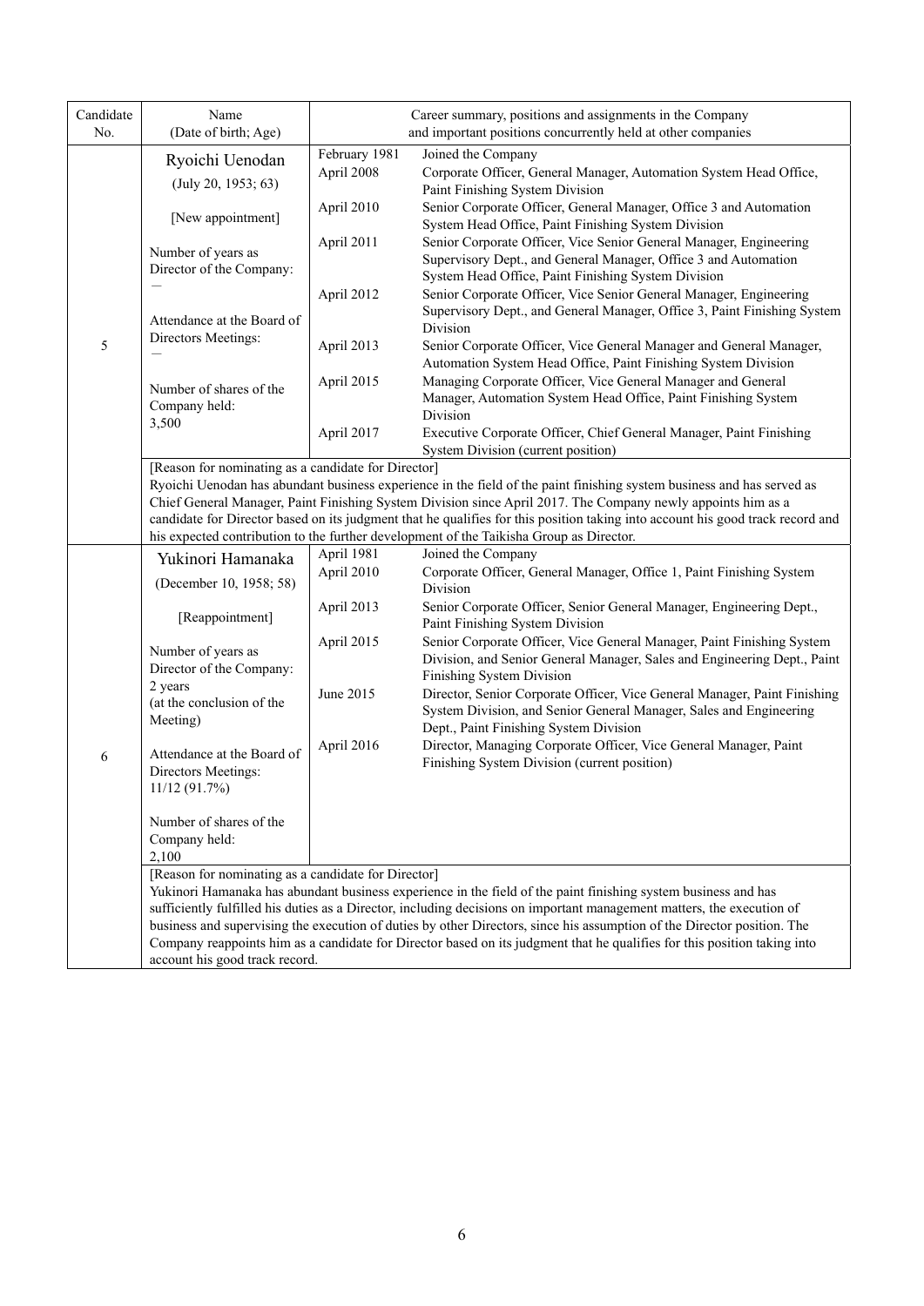| Candidate No. | Name (Date of birth; Age) | Career summary, positions and assignments in the Company and important positions concurrently held at other companies | |
|---|---|---|---|
| 5 | Ryoichi Uenodan<br>(July 20, 1953; 63)<br><br>[New appointment]<br><br>Number of years as Director of the Company:<br>—<br><br>Attendance at the Board of Directors Meetings:<br>—<br><br>Number of shares of the Company held:<br>3,500 | February 1981 | Joined the Company |
| | | April 2008 | Corporate Officer, General Manager, Automation System Head Office, Paint Finishing System Division |
| | | April 2010 | Senior Corporate Officer, General Manager, Office 3 and Automation System Head Office, Paint Finishing System Division |
| | | April 2011 | Senior Corporate Officer, Vice Senior General Manager, Engineering Supervisory Dept., and General Manager, Office 3 and Automation System Head Office, Paint Finishing System Division |
| | | April 2012 | Senior Corporate Officer, Vice Senior General Manager, Engineering Supervisory Dept., and General Manager, Office 3, Paint Finishing System Division |
| | | April 2013 | Senior Corporate Officer, Vice General Manager and General Manager, Automation System Head Office, Paint Finishing System Division |
| | | April 2015 | Managing Corporate Officer, Vice General Manager and General Manager, Automation System Head Office, Paint Finishing System Division |
| | | April 2017 | Executive Corporate Officer, Chief General Manager, Paint Finishing System Division (current position) |
| | [Reason for nominating as a candidate for Director]<br>Ryoichi Uenodan has abundant business experience in the field of the paint finishing system business and has served as Chief General Manager, Paint Finishing System Division since April 2017. The Company newly appoints him as a candidate for Director based on its judgment that he qualifies for this position taking into account his good track record and his expected contribution to the further development of the Taikisha Group as Director. | | |
| 6 | Yukinori Hamanaka<br>(December 10, 1958; 58)<br><br>[Reappointment]<br><br>Number of years as Director of the Company:<br>2 years<br>(at the conclusion of the Meeting)<br><br>Attendance at the Board of Directors Meetings:<br>11/12 (91.7%)<br><br>Number of shares of the Company held:<br>2,100 | April 1981 | Joined the Company |
| | | April 2010 | Corporate Officer, General Manager, Office 1, Paint Finishing System Division |
| | | April 2013 | Senior Corporate Officer, Senior General Manager, Engineering Dept., Paint Finishing System Division |
| | | April 2015 | Senior Corporate Officer, Vice General Manager, Paint Finishing System Division, and Senior General Manager, Sales and Engineering Dept., Paint Finishing System Division |
| | | June 2015 | Director, Senior Corporate Officer, Vice General Manager, Paint Finishing System Division, and Senior General Manager, Sales and Engineering Dept., Paint Finishing System Division |
| | | April 2016 | Director, Managing Corporate Officer, Vice General Manager, Paint Finishing System Division (current position) |
| | [Reason for nominating as a candidate for Director]<br>Yukinori Hamanaka has abundant business experience in the field of the paint finishing system business and has sufficiently fulfilled his duties as a Director, including decisions on important management matters, the execution of business and supervising the execution of duties by other Directors, since his assumption of the Director position. The Company reappoints him as a candidate for Director based on its judgment that he qualifies for this position taking into account his good track record. | | |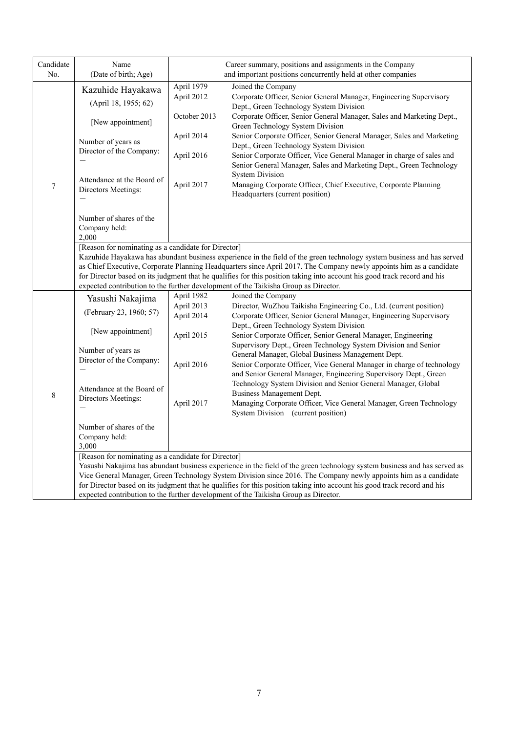| Candidate No. | Name (Date of birth; Age) | Career summary, positions and assignments in the Company and important positions concurrently held at other companies | |
|---|---|---|---|
| 7 | Kazuhide Hayakawa<br>(April 18, 1955; 62)<br><br>[New appointment]<br><br>Number of years as Director of the Company:<br>—<br><br>Attendance at the Board of Directors Meetings:<br>—<br><br>Number of shares of the Company held:<br>2,000 | April 1979<br>April 2012<br><br>October 2013<br><br>April 2014<br><br>April 2016<br><br><br>April 2017 | Joined the Company<br>Corporate Officer, Senior General Manager, Engineering Supervisory Dept., Green Technology System Division<br>Corporate Officer, Senior General Manager, Sales and Marketing Dept., Green Technology System Division<br>Senior Corporate Officer, Senior General Manager, Sales and Marketing Dept., Green Technology System Division<br>Senior Corporate Officer, Vice General Manager in charge of sales and Senior General Manager, Sales and Marketing Dept., Green Technology System Division<br>Managing Corporate Officer, Chief Executive, Corporate Planning Headquarters (current position) |
| | [Reason for nominating as a candidate for Director]<br>Kazuhide Hayakawa has abundant business experience in the field of the green technology system business and has served as Chief Executive, Corporate Planning Headquarters since April 2017. The Company newly appoints him as a candidate for Director based on its judgment that he qualifies for this position taking into account his good track record and his expected contribution to the further development of the Taikisha Group as Director. | | |
| 8 | Yasushi Nakajima<br>(February 23, 1960; 57)<br><br>[New appointment]<br><br>Number of years as Director of the Company:<br>—<br><br>Attendance at the Board of Directors Meetings:<br>—<br><br>Number of shares of the Company held:<br>3,000 | April 1982<br>April 2013<br>April 2014<br><br>April 2015<br><br><br>April 2016<br><br><br><br>April 2017 | Joined the Company<br>Director, WuZhou Taikisha Engineering Co., Ltd. (current position)<br>Corporate Officer, Senior General Manager, Engineering Supervisory Dept., Green Technology System Division<br>Senior Corporate Officer, Senior General Manager, Engineering Supervisory Dept., Green Technology System Division and Senior General Manager, Global Business Management Dept.<br>Senior Corporate Officer, Vice General Manager in charge of technology and Senior General Manager, Engineering Supervisory Dept., Green Technology System Division and Senior General Manager, Global Business Management Dept.<br>Managing Corporate Officer, Vice General Manager, Green Technology System Division (current position) |
| | [Reason for nominating as a candidate for Director]<br>Yasushi Nakajima has abundant business experience in the field of the green technology system business and has served as Vice General Manager, Green Technology System Division since 2016. The Company newly appoints him as a candidate for Director based on its judgment that he qualifies for this position taking into account his good track record and his expected contribution to the further development of the Taikisha Group as Director. | | |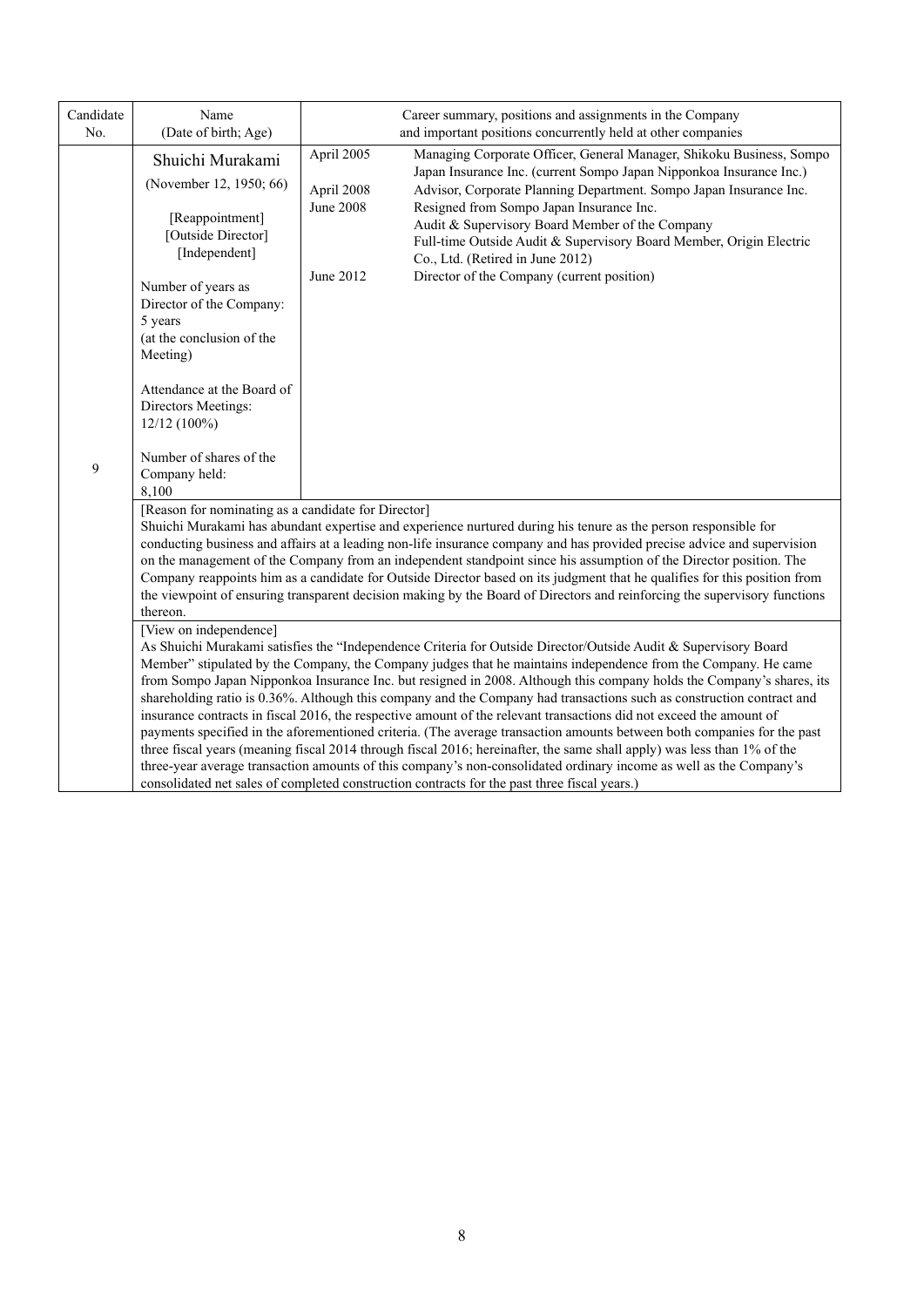| Candidate No. | Name (Date of birth; Age) | Career summary, positions and assignments in the Company and important positions concurrently held at other companies | |
|---|---|---|---|
| 9 | Shuichi Murakami<br>(November 12, 1950; 66)<br><br>[Reappointment]<br>[Outside Director]<br>[Independent]<br><br>Number of years as Director of the Company: 5 years (at the conclusion of the Meeting)<br><br>Attendance at the Board of Directors Meetings: 12/12 (100%)<br><br>Number of shares of the Company held: 8,100 | April 2005<br><br>April 2008<br>June 2008<br><br><br><br>June 2012 | Managing Corporate Officer, General Manager, Shikoku Business, Sompo Japan Insurance Inc. (current Sompo Japan Nipponkoa Insurance Inc.)<br>Advisor, Corporate Planning Department. Sompo Japan Insurance Inc.<br>Resigned from Sompo Japan Insurance Inc.<br>Audit & Supervisory Board Member of the Company<br>Full-time Outside Audit & Supervisory Board Member, Origin Electric Co., Ltd. (Retired in June 2012)<br>Director of the Company (current position) |

[Reason for nominating as a candidate for Director]

Shuichi Murakami has abundant expertise and experience nurtured during his tenure as the person responsible for conducting business and affairs at a leading non-life insurance company and has provided precise advice and supervision on the management of the Company from an independent standpoint since his assumption of the Director position. The Company reappoints him as a candidate for Outside Director based on its judgment that he qualifies for this position from the viewpoint of ensuring transparent decision making by the Board of Directors and reinforcing the supervisory functions thereon.

[View on independence]

As Shuichi Murakami satisfies the "Independence Criteria for Outside Director/Outside Audit & Supervisory Board Member" stipulated by the Company, the Company judges that he maintains independence from the Company. He came from Sompo Japan Nipponkoa Insurance Inc. but resigned in 2008. Although this company holds the Company's shares, its shareholding ratio is 0.36%. Although this company and the Company had transactions such as construction contract and insurance contracts in fiscal 2016, the respective amount of the relevant transactions did not exceed the amount of payments specified in the aforementioned criteria. (The average transaction amounts between both companies for the past three fiscal years (meaning fiscal 2014 through fiscal 2016; hereinafter, the same shall apply) was less than 1% of the three-year average transaction amounts of this company's non-consolidated ordinary income as well as the Company's consolidated net sales of completed construction contracts for the past three fiscal years.)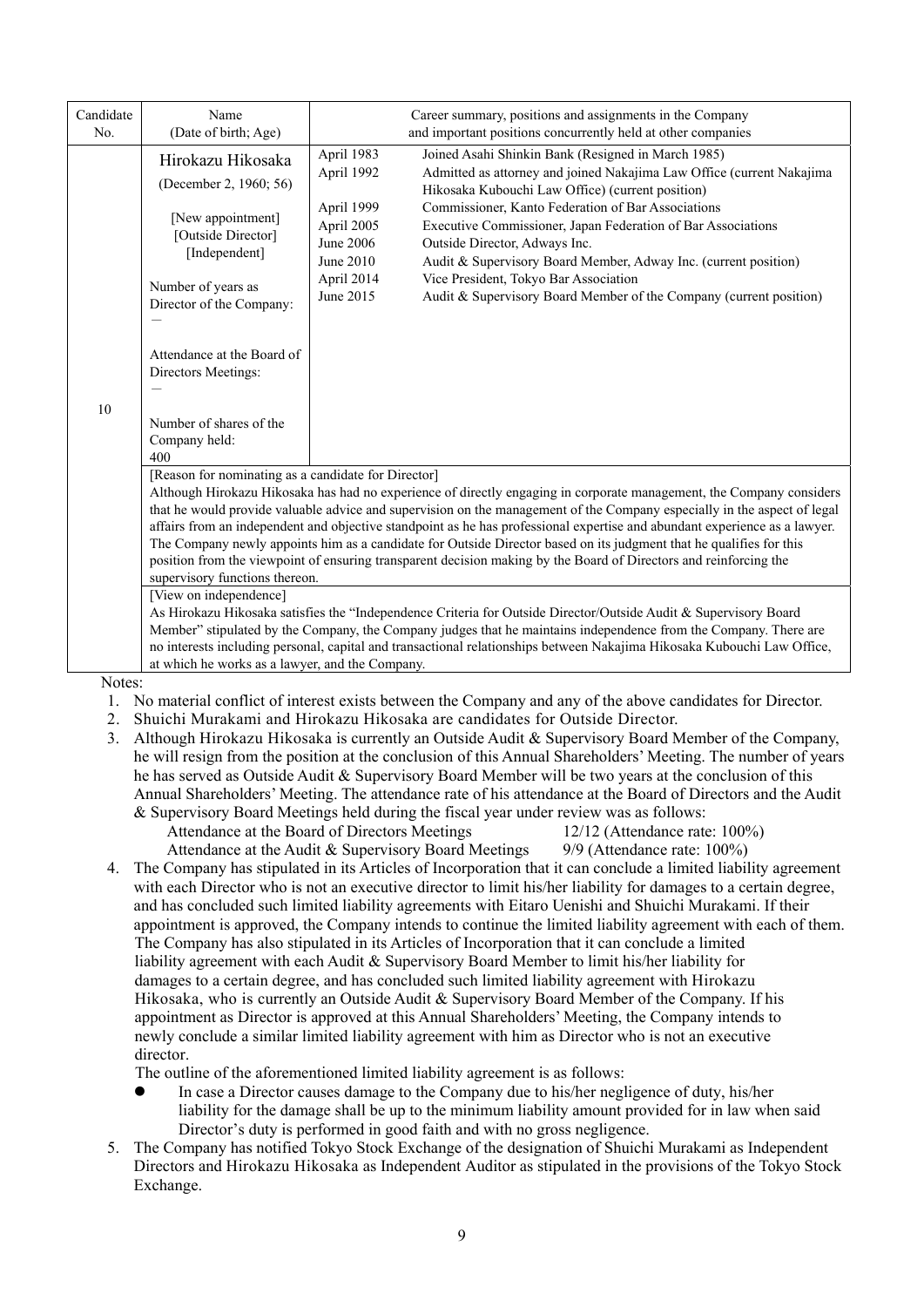| Candidate No. | Name (Date of birth; Age) | Career summary, positions and assignments in the Company and important positions concurrently held at other companies |
|---|---|---|
| 10 | Hirokazu Hikosaka<br>(December 2, 1960; 56)<br><br>[New appointment]<br>[Outside Director]<br>[Independent]<br><br>Number of years as Director of the Company:<br>—<br><br>Attendance at the Board of Directors Meetings:<br>—<br><br>Number of shares of the Company held:<br>400 | April 1983 Joined Asahi Shinkin Bank (Resigned in March 1985)<br>April 1992 Admitted as attorney and joined Nakajima Law Office (current Nakajima Hikosaka Kubouchi Law Office) (current position)<br>April 1999 Commissioner, Kanto Federation of Bar Associations<br>April 2005 Executive Commissioner, Japan Federation of Bar Associations<br>June 2006 Outside Director, Adways Inc.<br>June 2010 Audit & Supervisory Board Member, Adway Inc. (current position)<br>April 2014 Vice President, Tokyo Bar Association<br>June 2015 Audit & Supervisory Board Member of the Company (current position) |
| | [Reason for nominating as a candidate for Director]<br>Although Hirokazu Hikosaka has had no experience of directly engaging in corporate management, the Company considers that he would provide valuable advice and supervision on the management of the Company especially in the aspect of legal affairs from an independent and objective standpoint as he has professional expertise and abundant experience as a lawyer. The Company newly appoints him as a candidate for Outside Director based on its judgment that he qualifies for this position from the viewpoint of ensuring transparent decision making by the Board of Directors and reinforcing the supervisory functions thereon. | |
| | [View on independence]<br>As Hirokazu Hikosaka satisfies the "Independence Criteria for Outside Director/Outside Audit & Supervisory Board Member" stipulated by the Company, the Company judges that he maintains independence from the Company. There are no interests including personal, capital and transactional relationships between Nakajima Hikosaka Kubouchi Law Office, at which he works as a lawyer, and the Company. | |

Notes:

1. No material conflict of interest exists between the Company and any of the above candidates for Director.
2. Shuichi Murakami and Hirokazu Hikosaka are candidates for Outside Director.
3. Although Hirokazu Hikosaka is currently an Outside Audit & Supervisory Board Member of the Company, he will resign from the position at the conclusion of this Annual Shareholders' Meeting. The number of years he has served as Outside Audit & Supervisory Board Member will be two years at the conclusion of this Annual Shareholders' Meeting. The attendance rate of his attendance at the Board of Directors and the Audit & Supervisory Board Meetings held during the fiscal year under review was as follows:
   Attendance at the Board of Directors Meetings 12/12 (Attendance rate: 100%)
   Attendance at the Audit & Supervisory Board Meetings 9/9 (Attendance rate: 100%)
4. The Company has stipulated in its Articles of Incorporation that it can conclude a limited liability agreement with each Director who is not an executive director to limit his/her liability for damages to a certain degree, and has concluded such limited liability agreements with Eitaro Uenishi and Shuichi Murakami. If their appointment is approved, the Company intends to continue the limited liability agreement with each of them. The Company has also stipulated in its Articles of Incorporation that it can conclude a limited liability agreement with each Audit & Supervisory Board Member to limit his/her liability for damages to a certain degree, and has concluded such limited liability agreement with Hirokazu Hikosaka, who is currently an Outside Audit & Supervisory Board Member of the Company. If his appointment as Director is approved at this Annual Shareholders' Meeting, the Company intends to newly conclude a similar limited liability agreement with him as Director who is not an executive director.
   The outline of the aforementioned limited liability agreement is as follows:
   - In case a Director causes damage to the Company due to his/her negligence of duty, his/her liability for the damage shall be up to the minimum liability amount provided for in law when said Director's duty is performed in good faith and with no gross negligence.
5. The Company has notified Tokyo Stock Exchange of the designation of Shuichi Murakami as Independent Directors and Hirokazu Hikosaka as Independent Auditor as stipulated in the provisions of the Tokyo Stock Exchange.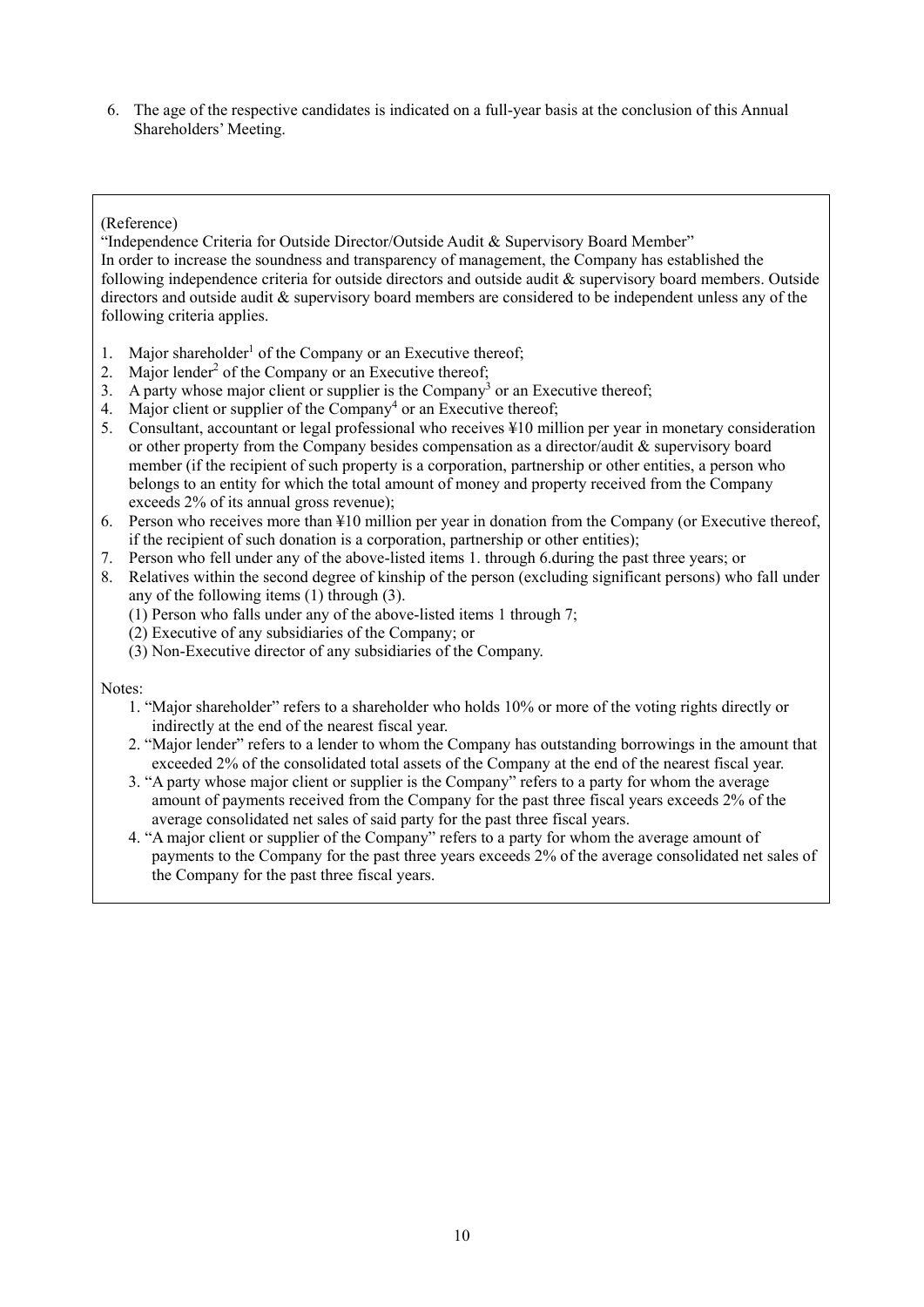6. The age of the respective candidates is indicated on a full-year basis at the conclusion of this Annual Shareholders' Meeting.

(Reference)

"Independence Criteria for Outside Director/Outside Audit & Supervisory Board Member"

In order to increase the soundness and transparency of management, the Company has established the following independence criteria for outside directors and outside audit & supervisory board members. Outside directors and outside audit & supervisory board members are considered to be independent unless any of the following criteria applies.

1. Major shareholder[1] of the Company or an Executive thereof;
2. Major lender[2] of the Company or an Executive thereof;
3. A party whose major client or supplier is the Company[3] or an Executive thereof;
4. Major client or supplier of the Company[4] or an Executive thereof;
5. Consultant, accountant or legal professional who receives ¥10 million per year in monetary consideration or other property from the Company besides compensation as a director/audit & supervisory board member (if the recipient of such property is a corporation, partnership or other entities, a person who belongs to an entity for which the total amount of money and property received from the Company exceeds 2% of its annual gross revenue);
6. Person who receives more than ¥10 million per year in donation from the Company (or Executive thereof, if the recipient of such donation is a corporation, partnership or other entities);
7. Person who fell under any of the above-listed items 1. through 6.during the past three years; or
8. Relatives within the second degree of kinship of the person (excluding significant persons) who fall under any of the following items (1) through (3).
   (1) Person who falls under any of the above-listed items 1 through 7;
   (2) Executive of any subsidiaries of the Company; or
   (3) Non-Executive director of any subsidiaries of the Company.

Notes:

1. "Major shareholder" refers to a shareholder who holds 10% or more of the voting rights directly or indirectly at the end of the nearest fiscal year.
2. "Major lender" refers to a lender to whom the Company has outstanding borrowings in the amount that exceeded 2% of the consolidated total assets of the Company at the end of the nearest fiscal year.
3. "A party whose major client or supplier is the Company" refers to a party for whom the average amount of payments received from the Company for the past three fiscal years exceeds 2% of the average consolidated net sales of said party for the past three fiscal years.
4. "A major client or supplier of the Company" refers to a party for whom the average amount of payments to the Company for the past three years exceeds 2% of the average consolidated net sales of the Company for the past three fiscal years.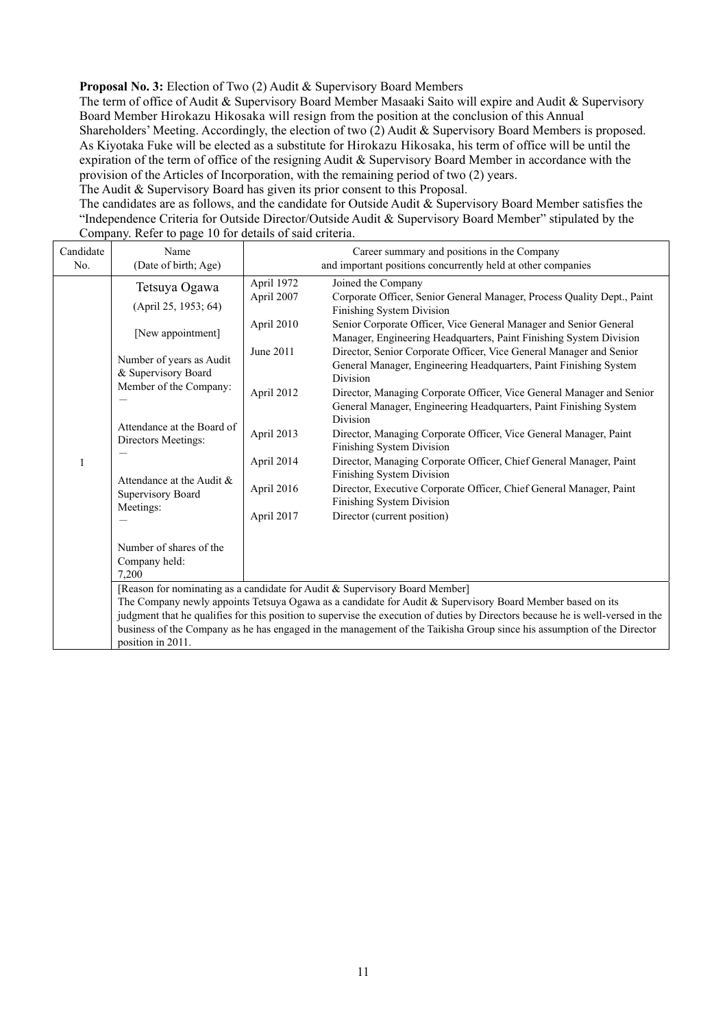**Proposal No. 3:** Election of Two (2) Audit & Supervisory Board Members

The term of office of Audit & Supervisory Board Member Masaaki Saito will expire and Audit & Supervisory Board Member Hirokazu Hikosaka will resign from the position at the conclusion of this Annual Shareholders' Meeting. Accordingly, the election of two (2) Audit & Supervisory Board Members is proposed. As Kiyotaka Fuke will be elected as a substitute for Hirokazu Hikosaka, his term of office will be until the expiration of the term of office of the resigning Audit & Supervisory Board Member in accordance with the provision of the Articles of Incorporation, with the remaining period of two (2) years.

The Audit & Supervisory Board has given its prior consent to this Proposal.

The candidates are as follows, and the candidate for Outside Audit & Supervisory Board Member satisfies the "Independence Criteria for Outside Director/Outside Audit & Supervisory Board Member" stipulated by the Company. Refer to page 10 for details of said criteria.

| Candidate No. | Name (Date of birth; Age) | Career summary and positions in the Company and important positions concurrently held at other companies | |
|---|---|---|---|
| 1 | Tetsuya Ogawa<br>(April 25, 1953; 64)<br><br>[New appointment]<br><br>Number of years as Audit & Supervisory Board Member of the Company:<br>—<br><br>Attendance at the Board of Directors Meetings:<br>—<br><br>Attendance at the Audit & Supervisory Board Meetings:<br>—<br><br>Number of shares of the Company held:<br>7,200 | April 1972<br>April 2007<br><br>April 2010<br><br>June 2011<br><br><br>April 2012<br><br><br>April 2013<br><br>April 2014<br><br>April 2016<br><br>April 2017 | Joined the Company<br>Corporate Officer, Senior General Manager, Process Quality Dept., Paint Finishing System Division<br>Senior Corporate Officer, Vice General Manager and Senior General Manager, Engineering Headquarters, Paint Finishing System Division<br>Director, Senior Corporate Officer, Vice General Manager and Senior General Manager, Engineering Headquarters, Paint Finishing System Division<br>Director, Managing Corporate Officer, Vice General Manager and Senior General Manager, Engineering Headquarters, Paint Finishing System Division<br>Director, Managing Corporate Officer, Vice General Manager, Paint Finishing System Division<br>Director, Managing Corporate Officer, Chief General Manager, Paint Finishing System Division<br>Director, Executive Corporate Officer, Chief General Manager, Paint Finishing System Division<br>Director (current position) |
| | [Reason for nominating as a candidate for Audit & Supervisory Board Member]<br>The Company newly appoints Tetsuya Ogawa as a candidate for Audit & Supervisory Board Member based on its judgment that he qualifies for this position to supervise the execution of duties by Directors because he is well-versed in the business of the Company as he has engaged in the management of the Taikisha Group since his assumption of the Director position in 2011. | | |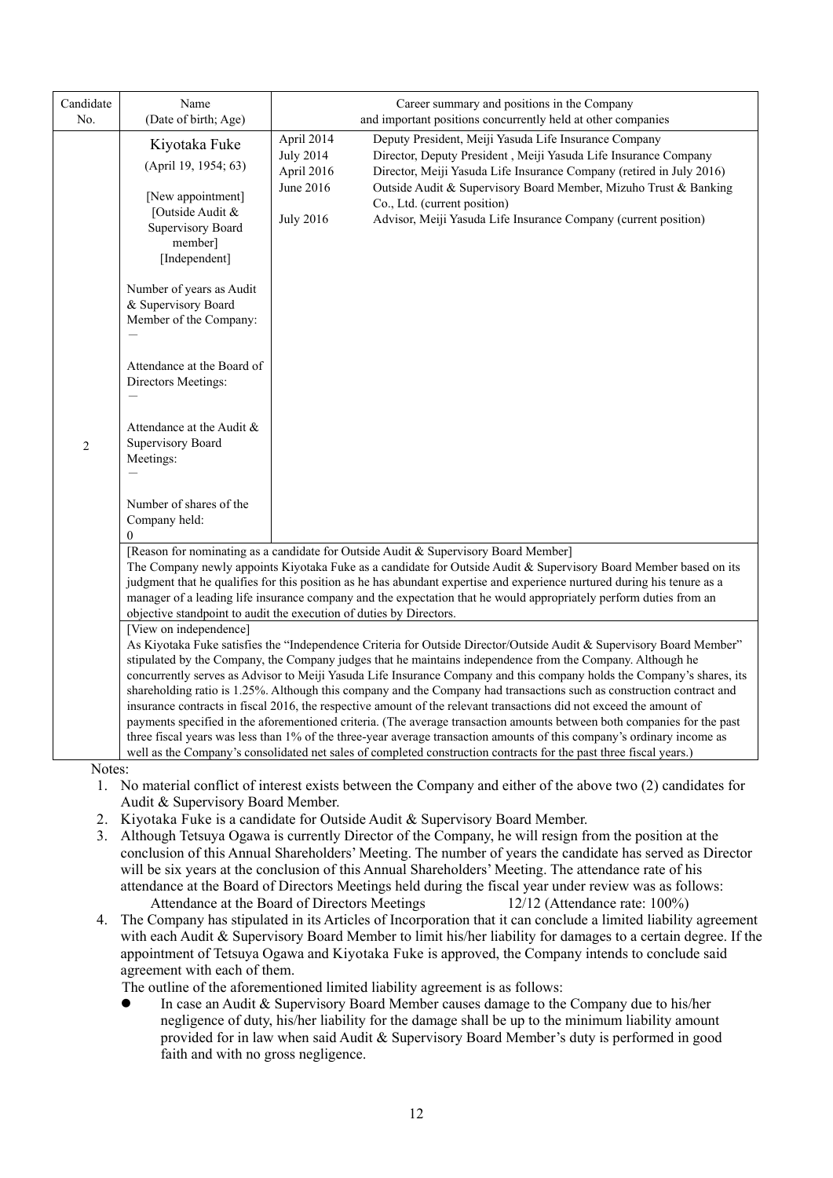| Candidate No. | Name (Date of birth; Age) | Career summary and positions in the Company and important positions concurrently held at other companies |
|---|---|---|
| 2 | Kiyotaka Fuke<br>(April 19, 1954; 63)<br><br>[New appointment]<br>[Outside Audit & Supervisory Board member]<br>[Independent]<br><br>Number of years as Audit & Supervisory Board Member of the Company:<br>—<br><br>Attendance at the Board of Directors Meetings:<br>—<br><br>Attendance at the Audit & Supervisory Board Meetings:<br>—<br><br>Number of shares of the Company held:<br>0 | April 2014 Deputy President, Meiji Yasuda Life Insurance Company<br>July 2014 Director, Deputy President , Meiji Yasuda Life Insurance Company<br>April 2016 Director, Meiji Yasuda Life Insurance Company (retired in July 2016)<br>June 2016 Outside Audit & Supervisory Board Member, Mizuho Trust & Banking Co., Ltd. (current position)<br>July 2016 Advisor, Meiji Yasuda Life Insurance Company (current position) |
| | [Reason for nominating as a candidate for Outside Audit & Supervisory Board Member]<br>The Company newly appoints Kiyotaka Fuke as a candidate for Outside Audit & Supervisory Board Member based on its judgment that he qualifies for this position as he has abundant expertise and experience nurtured during his tenure as a manager of a leading life insurance company and the expectation that he would appropriately perform duties from an objective standpoint to audit the execution of duties by Directors. | |
| | [View on independence]<br>As Kiyotaka Fuke satisfies the "Independence Criteria for Outside Director/Outside Audit & Supervisory Board Member" stipulated by the Company, the Company judges that he maintains independence from the Company. Although he concurrently serves as Advisor to Meiji Yasuda Life Insurance Company and this company holds the Company's shares, its shareholding ratio is 1.25%. Although this company and the Company had transactions such as construction contract and insurance contracts in fiscal 2016, the respective amount of the relevant transactions did not exceed the amount of payments specified in the aforementioned criteria. (The average transaction amounts between both companies for the past three fiscal years was less than 1% of the three-year average transaction amounts of this company's ordinary income as well as the Company's consolidated net sales of completed construction contracts for the past three fiscal years.) | |

Notes:

1. No material conflict of interest exists between the Company and either of the above two (2) candidates for Audit & Supervisory Board Member.
2. Kiyotaka Fuke is a candidate for Outside Audit & Supervisory Board Member.
3. Although Tetsuya Ogawa is currently Director of the Company, he will resign from the position at the conclusion of this Annual Shareholders' Meeting. The number of years the candidate has served as Director will be six years at the conclusion of this Annual Shareholders' Meeting. The attendance rate of his attendance at the Board of Directors Meetings held during the fiscal year under review was as follows:
   Attendance at the Board of Directors Meetings 12/12 (Attendance rate: 100%)
4. The Company has stipulated in its Articles of Incorporation that it can conclude a limited liability agreement with each Audit & Supervisory Board Member to limit his/her liability for damages to a certain degree. If the appointment of Tetsuya Ogawa and Kiyotaka Fuke is approved, the Company intends to conclude said agreement with each of them.
   The outline of the aforementioned limited liability agreement is as follows:
   - In case an Audit & Supervisory Board Member causes damage to the Company due to his/her negligence of duty, his/her liability for the damage shall be up to the minimum liability amount provided for in law when said Audit & Supervisory Board Member's duty is performed in good faith and with no gross negligence.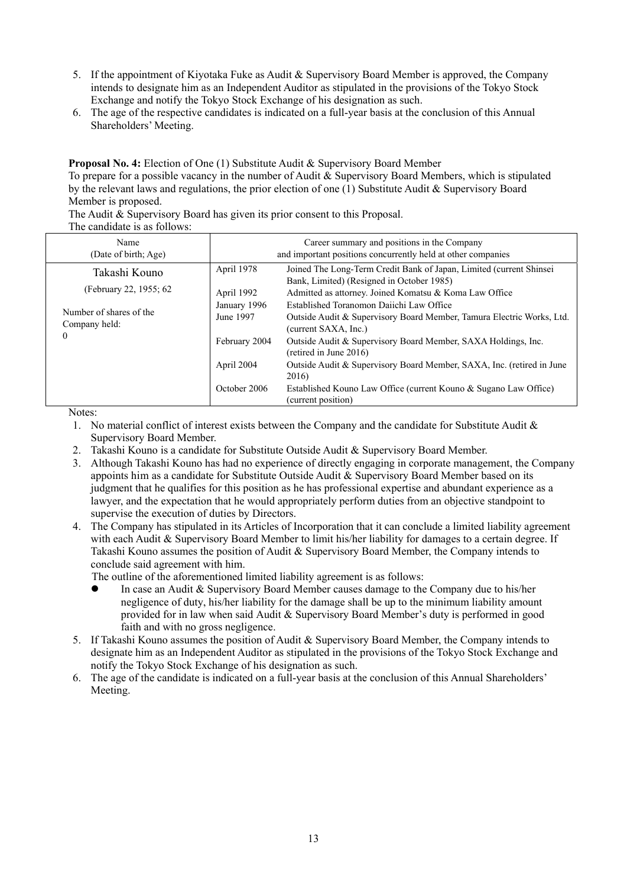5. If the appointment of Kiyotaka Fuke as Audit & Supervisory Board Member is approved, the Company intends to designate him as an Independent Auditor as stipulated in the provisions of the Tokyo Stock Exchange and notify the Tokyo Stock Exchange of his designation as such.
6. The age of the respective candidates is indicated on a full-year basis at the conclusion of this Annual Shareholders' Meeting.

**Proposal No. 4:** Election of One (1) Substitute Audit & Supervisory Board Member

To prepare for a possible vacancy in the number of Audit & Supervisory Board Members, which is stipulated by the relevant laws and regulations, the prior election of one (1) Substitute Audit & Supervisory Board Member is proposed.

The Audit & Supervisory Board has given its prior consent to this Proposal.

The candidate is as follows:

| Name<br>(Date of birth; Age) | Career summary and positions in the Company<br>and important positions concurrently held at other companies | |
|---|---|---|
| Takashi Kouno<br>(February 22, 1955; 62<br><br>Number of shares of the Company held:<br>0 | April 1978 | Joined The Long-Term Credit Bank of Japan, Limited (current Shinsei Bank, Limited) (Resigned in October 1985) |
| | April 1992 | Admitted as attorney. Joined Komatsu & Koma Law Office |
| | January 1996 | Established Toranomon Daiichi Law Office |
| | June 1997 | Outside Audit & Supervisory Board Member, Tamura Electric Works, Ltd. (current SAXA, Inc.) |
| | February 2004 | Outside Audit & Supervisory Board Member, SAXA Holdings, Inc. (retired in June 2016) |
| | April 2004 | Outside Audit & Supervisory Board Member, SAXA, Inc. (retired in June 2016) |
| | October 2006 | Established Kouno Law Office (current Kouno & Sugano Law Office) (current position) |

Notes:

1. No material conflict of interest exists between the Company and the candidate for Substitute Audit & Supervisory Board Member.
2. Takashi Kouno is a candidate for Substitute Outside Audit & Supervisory Board Member.
3. Although Takashi Kouno has had no experience of directly engaging in corporate management, the Company appoints him as a candidate for Substitute Outside Audit & Supervisory Board Member based on its judgment that he qualifies for this position as he has professional expertise and abundant experience as a lawyer, and the expectation that he would appropriately perform duties from an objective standpoint to supervise the execution of duties by Directors.
4. The Company has stipulated in its Articles of Incorporation that it can conclude a limited liability agreement with each Audit & Supervisory Board Member to limit his/her liability for damages to a certain degree. If Takashi Kouno assumes the position of Audit & Supervisory Board Member, the Company intends to conclude said agreement with him.
   
   The outline of the aforementioned limited liability agreement is as follows:
   - In case an Audit & Supervisory Board Member causes damage to the Company due to his/her negligence of duty, his/her liability for the damage shall be up to the minimum liability amount provided for in law when said Audit & Supervisory Board Member's duty is performed in good faith and with no gross negligence.
5. If Takashi Kouno assumes the position of Audit & Supervisory Board Member, the Company intends to designate him as an Independent Auditor as stipulated in the provisions of the Tokyo Stock Exchange and notify the Tokyo Stock Exchange of his designation as such.
6. The age of the candidate is indicated on a full-year basis at the conclusion of this Annual Shareholders' Meeting.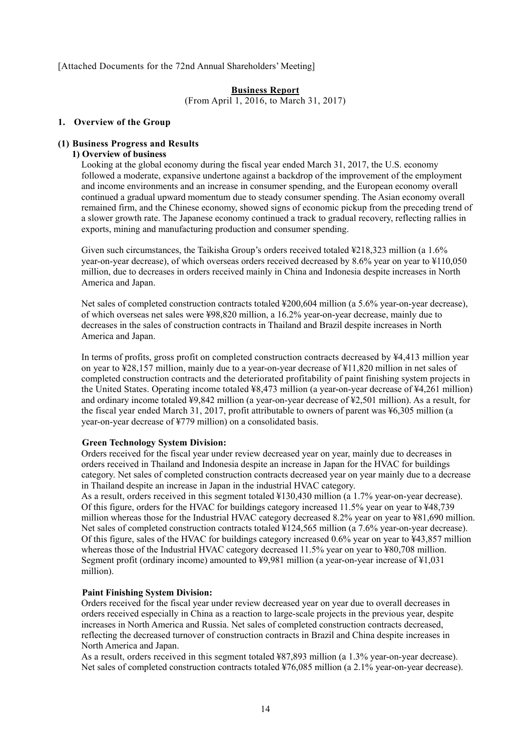[Attached Documents for the 72nd Annual Shareholders' Meeting]

# Business Report

(From April 1, 2016, to March 31, 2017)

## 1. Overview of the Group

### (1) Business Progress and Results

#### 1) Overview of business

Looking at the global economy during the fiscal year ended March 31, 2017, the U.S. economy followed a moderate, expansive undertone against a backdrop of the improvement of the employment and income environments and an increase in consumer spending, and the European economy overall continued a gradual upward momentum due to steady consumer spending. The Asian economy overall remained firm, and the Chinese economy, showed signs of economic pickup from the preceding trend of a slower growth rate. The Japanese economy continued a track to gradual recovery, reflecting rallies in exports, mining and manufacturing production and consumer spending.

Given such circumstances, the Taikisha Group's orders received totaled ¥218,323 million (a 1.6% year-on-year decrease), of which overseas orders received decreased by 8.6% year on year to ¥110,050 million, due to decreases in orders received mainly in China and Indonesia despite increases in North America and Japan.

Net sales of completed construction contracts totaled ¥200,604 million (a 5.6% year-on-year decrease), of which overseas net sales were ¥98,820 million, a 16.2% year-on-year decrease, mainly due to decreases in the sales of construction contracts in Thailand and Brazil despite increases in North America and Japan.

In terms of profits, gross profit on completed construction contracts decreased by ¥4,413 million year on year to ¥28,157 million, mainly due to a year-on-year decrease of ¥11,820 million in net sales of completed construction contracts and the deteriorated profitability of paint finishing system projects in the United States. Operating income totaled ¥8,473 million (a year-on-year decrease of ¥4,261 million) and ordinary income totaled ¥9,842 million (a year-on-year decrease of ¥2,501 million). As a result, for the fiscal year ended March 31, 2017, profit attributable to owners of parent was ¥6,305 million (a year-on-year decrease of ¥779 million) on a consolidated basis.

**Green Technology System Division:**

Orders received for the fiscal year under review decreased year on year, mainly due to decreases in orders received in Thailand and Indonesia despite an increase in Japan for the HVAC for buildings category. Net sales of completed construction contracts decreased year on year mainly due to a decrease in Thailand despite an increase in Japan in the industrial HVAC category.
As a result, orders received in this segment totaled ¥130,430 million (a 1.7% year-on-year decrease). Of this figure, orders for the HVAC for buildings category increased 11.5% year on year to ¥48,739 million whereas those for the Industrial HVAC category decreased 8.2% year on year to ¥81,690 million. Net sales of completed construction contracts totaled ¥124,565 million (a 7.6% year-on-year decrease). Of this figure, sales of the HVAC for buildings category increased 0.6% year on year to ¥43,857 million whereas those of the Industrial HVAC category decreased 11.5% year on year to ¥80,708 million. Segment profit (ordinary income) amounted to ¥9,981 million (a year-on-year increase of ¥1,031 million).

**Paint Finishing System Division:**

Orders received for the fiscal year under review decreased year on year due to overall decreases in orders received especially in China as a reaction to large-scale projects in the previous year, despite increases in North America and Russia. Net sales of completed construction contracts decreased, reflecting the decreased turnover of construction contracts in Brazil and China despite increases in North America and Japan.
As a result, orders received in this segment totaled ¥87,893 million (a 1.3% year-on-year decrease). Net sales of completed construction contracts totaled ¥76,085 million (a 2.1% year-on-year decrease).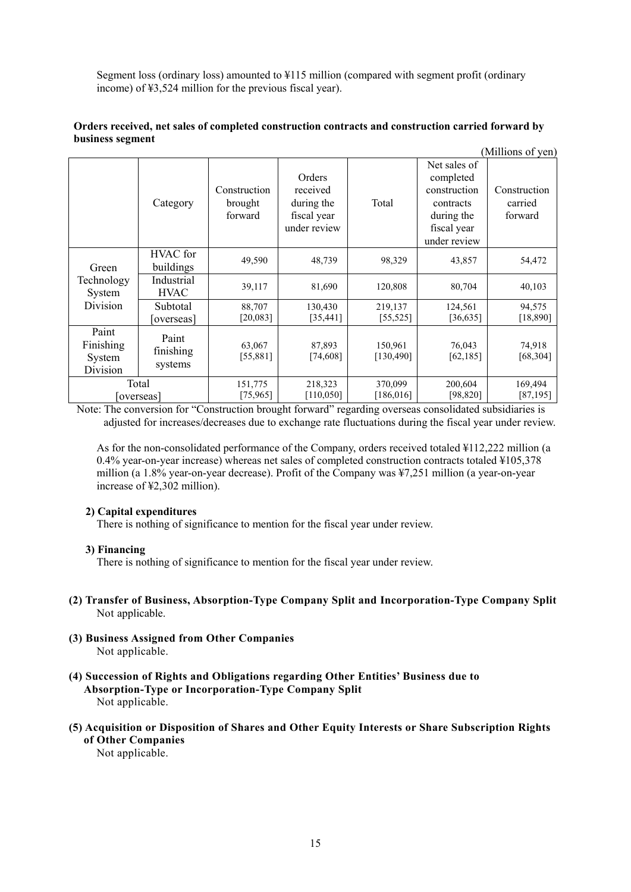Segment loss (ordinary loss) amounted to ¥115 million (compared with segment profit (ordinary income) of ¥3,524 million for the previous fiscal year).

**Orders received, net sales of completed construction contracts and construction carried forward by business segment**

(Millions of yen)

| | Category | Construction brought forward | Orders received during the fiscal year under review | Total | Net sales of completed construction contracts during the fiscal year under review | Construction carried forward |
|---|---|---|---|---|---|---|
| Green Technology System Division | HVAC for buildings | 49,590 | 48,739 | 98,329 | 43,857 | 54,472 |
| | Industrial HVAC | 39,117 | 81,690 | 120,808 | 80,704 | 40,103 |
| | Subtotal [overseas] | 88,707 [20,083] | 130,430 [35,441] | 219,137 [55,525] | 124,561 [36,635] | 94,575 [18,890] |
| Paint Finishing System Division | Paint finishing systems | 63,067 [55,881] | 87,893 [74,608] | 150,961 [130,490] | 76,043 [62,185] | 74,918 [68,304] |
| Total [overseas] | | 151,775 [75,965] | 218,323 [110,050] | 370,099 [186,016] | 200,604 [98,820] | 169,494 [87,195] |

Note: The conversion for "Construction brought forward" regarding overseas consolidated subsidiaries is adjusted for increases/decreases due to exchange rate fluctuations during the fiscal year under review.

As for the non-consolidated performance of the Company, orders received totaled ¥112,222 million (a 0.4% year-on-year increase) whereas net sales of completed construction contracts totaled ¥105,378 million (a 1.8% year-on-year decrease). Profit of the Company was ¥7,251 million (a year-on-year increase of ¥2,302 million).

**2) Capital expenditures**

There is nothing of significance to mention for the fiscal year under review.

**3) Financing**

There is nothing of significance to mention for the fiscal year under review.

**(2) Transfer of Business, Absorption-Type Company Split and Incorporation-Type Company Split**

Not applicable.

**(3) Business Assigned from Other Companies**

Not applicable.

**(4) Succession of Rights and Obligations regarding Other Entities' Business due to Absorption-Type or Incorporation-Type Company Split**

Not applicable.

**(5) Acquisition or Disposition of Shares and Other Equity Interests or Share Subscription Rights of Other Companies**

Not applicable.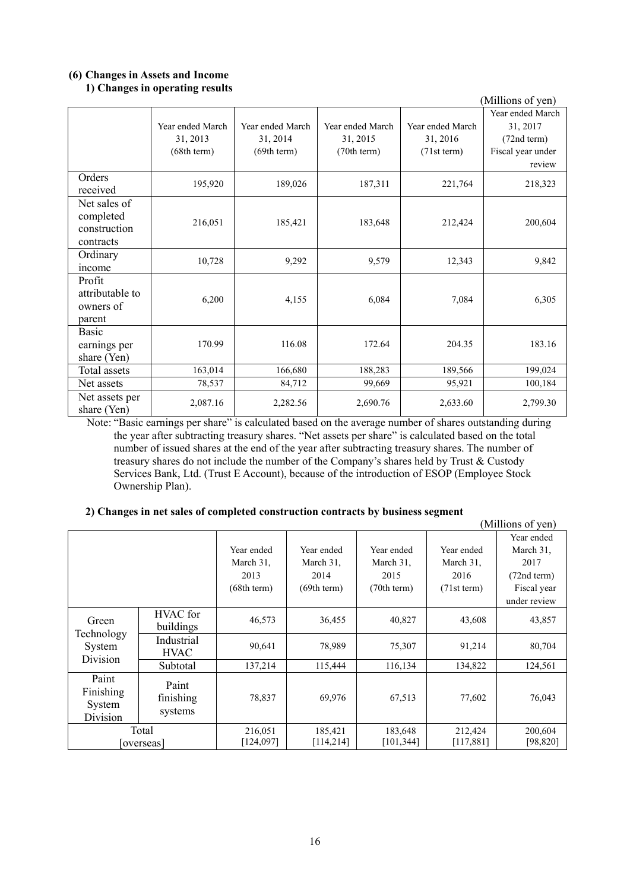### (6) Changes in Assets and Income

#### 1) Changes in operating results

(Millions of yen)

| | Year ended March 31, 2013 (68th term) | Year ended March 31, 2014 (69th term) | Year ended March 31, 2015 (70th term) | Year ended March 31, 2016 (71st term) | Year ended March 31, 2017 (72nd term) Fiscal year under review |
|---|---|---|---|---|---|
| Orders received | 195,920 | 189,026 | 187,311 | 221,764 | 218,323 |
| Net sales of completed construction contracts | 216,051 | 185,421 | 183,648 | 212,424 | 200,604 |
| Ordinary income | 10,728 | 9,292 | 9,579 | 12,343 | 9,842 |
| Profit attributable to owners of parent | 6,200 | 4,155 | 6,084 | 7,084 | 6,305 |
| Basic earnings per share (Yen) | 170.99 | 116.08 | 172.64 | 204.35 | 183.16 |
| Total assets | 163,014 | 166,680 | 188,283 | 189,566 | 199,024 |
| Net assets | 78,537 | 84,712 | 99,669 | 95,921 | 100,184 |
| Net assets per share (Yen) | 2,087.16 | 2,282.56 | 2,690.76 | 2,633.60 | 2,799.30 |

Note: "Basic earnings per share" is calculated based on the average number of shares outstanding during the year after subtracting treasury shares. "Net assets per share" is calculated based on the total number of issued shares at the end of the year after subtracting treasury shares. The number of treasury shares do not include the number of the Company's shares held by Trust & Custody Services Bank, Ltd. (Trust E Account), because of the introduction of ESOP (Employee Stock Ownership Plan).

#### 2) Changes in net sales of completed construction contracts by business segment

(Millions of yen)

| | | Year ended March 31, 2013 (68th term) | Year ended March 31, 2014 (69th term) | Year ended March 31, 2015 (70th term) | Year ended March 31, 2016 (71st term) | Year ended March 31, 2017 (72nd term) Fiscal year under review |
|---|---|---|---|---|---|---|
| Green Technology System Division | HVAC for buildings | 46,573 | 36,455 | 40,827 | 43,608 | 43,857 |
| | Industrial HVAC | 90,641 | 78,989 | 75,307 | 91,214 | 80,704 |
| | Subtotal | 137,214 | 115,444 | 116,134 | 134,822 | 124,561 |
| Paint Finishing System Division | Paint finishing systems | 78,837 | 69,976 | 67,513 | 77,602 | 76,043 |
| Total [overseas] | | 216,051 [124,097] | 185,421 [114,214] | 183,648 [101,344] | 212,424 [117,881] | 200,604 [98,820] |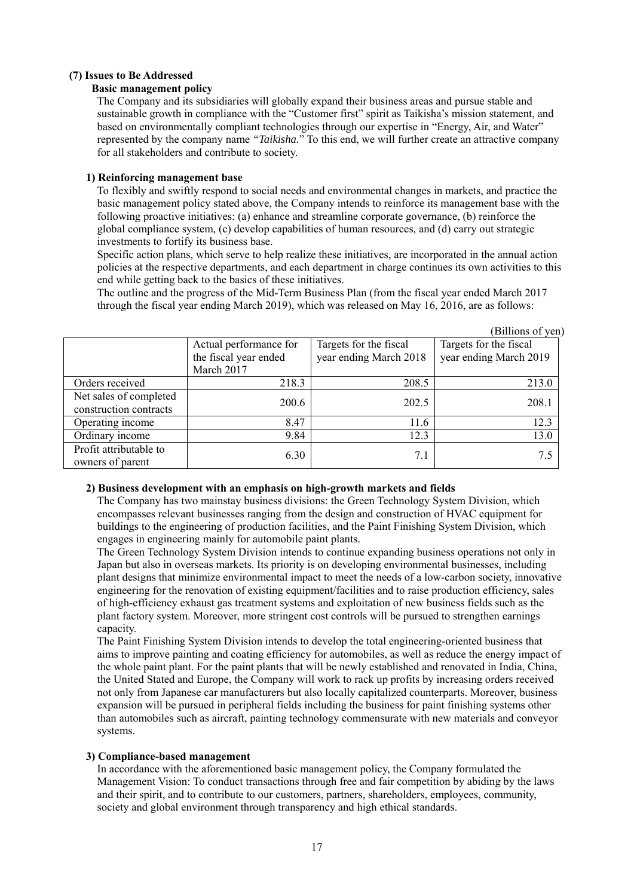### (7) Issues to Be Addressed

**Basic management policy**

The Company and its subsidiaries will globally expand their business areas and pursue stable and sustainable growth in compliance with the "Customer first" spirit as Taikisha's mission statement, and based on environmentally compliant technologies through our expertise in "Energy, Air, and Water" represented by the company name *"Taikisha."* To this end, we will further create an attractive company for all stakeholders and contribute to society.

#### 1) Reinforcing management base

To flexibly and swiftly respond to social needs and environmental changes in markets, and practice the basic management policy stated above, the Company intends to reinforce its management base with the following proactive initiatives: (a) enhance and streamline corporate governance, (b) reinforce the global compliance system, (c) develop capabilities of human resources, and (d) carry out strategic investments to fortify its business base.

Specific action plans, which serve to help realize these initiatives, are incorporated in the annual action policies at the respective departments, and each department in charge continues its own activities to this end while getting back to the basics of these initiatives.

The outline and the progress of the Mid-Term Business Plan (from the fiscal year ended March 2017 through the fiscal year ending March 2019), which was released on May 16, 2016, are as follows:

(Billions of yen)

| | Actual performance for the fiscal year ended March 2017 | Targets for the fiscal year ending March 2018 | Targets for the fiscal year ending March 2019 |
|---|---|---|---|
| Orders received | 218.3 | 208.5 | 213.0 |
| Net sales of completed construction contracts | 200.6 | 202.5 | 208.1 |
| Operating income | 8.47 | 11.6 | 12.3 |
| Ordinary income | 9.84 | 12.3 | 13.0 |
| Profit attributable to owners of parent | 6.30 | 7.1 | 7.5 |

#### 2) Business development with an emphasis on high-growth markets and fields

The Company has two mainstay business divisions: the Green Technology System Division, which encompasses relevant businesses ranging from the design and construction of HVAC equipment for buildings to the engineering of production facilities, and the Paint Finishing System Division, which engages in engineering mainly for automobile paint plants.

The Green Technology System Division intends to continue expanding business operations not only in Japan but also in overseas markets. Its priority is on developing environmental businesses, including plant designs that minimize environmental impact to meet the needs of a low-carbon society, innovative engineering for the renovation of existing equipment/facilities and to raise production efficiency, sales of high-efficiency exhaust gas treatment systems and exploitation of new business fields such as the plant factory system. Moreover, more stringent cost controls will be pursued to strengthen earnings capacity.

The Paint Finishing System Division intends to develop the total engineering-oriented business that aims to improve painting and coating efficiency for automobiles, as well as reduce the energy impact of the whole paint plant. For the paint plants that will be newly established and renovated in India, China, the United Stated and Europe, the Company will work to rack up profits by increasing orders received not only from Japanese car manufacturers but also locally capitalized counterparts. Moreover, business expansion will be pursued in peripheral fields including the business for paint finishing systems other than automobiles such as aircraft, painting technology commensurate with new materials and conveyor systems.

#### 3) Compliance-based management

In accordance with the aforementioned basic management policy, the Company formulated the Management Vision: To conduct transactions through free and fair competition by abiding by the laws and their spirit, and to contribute to our customers, partners, shareholders, employees, community, society and global environment through transparency and high ethical standards.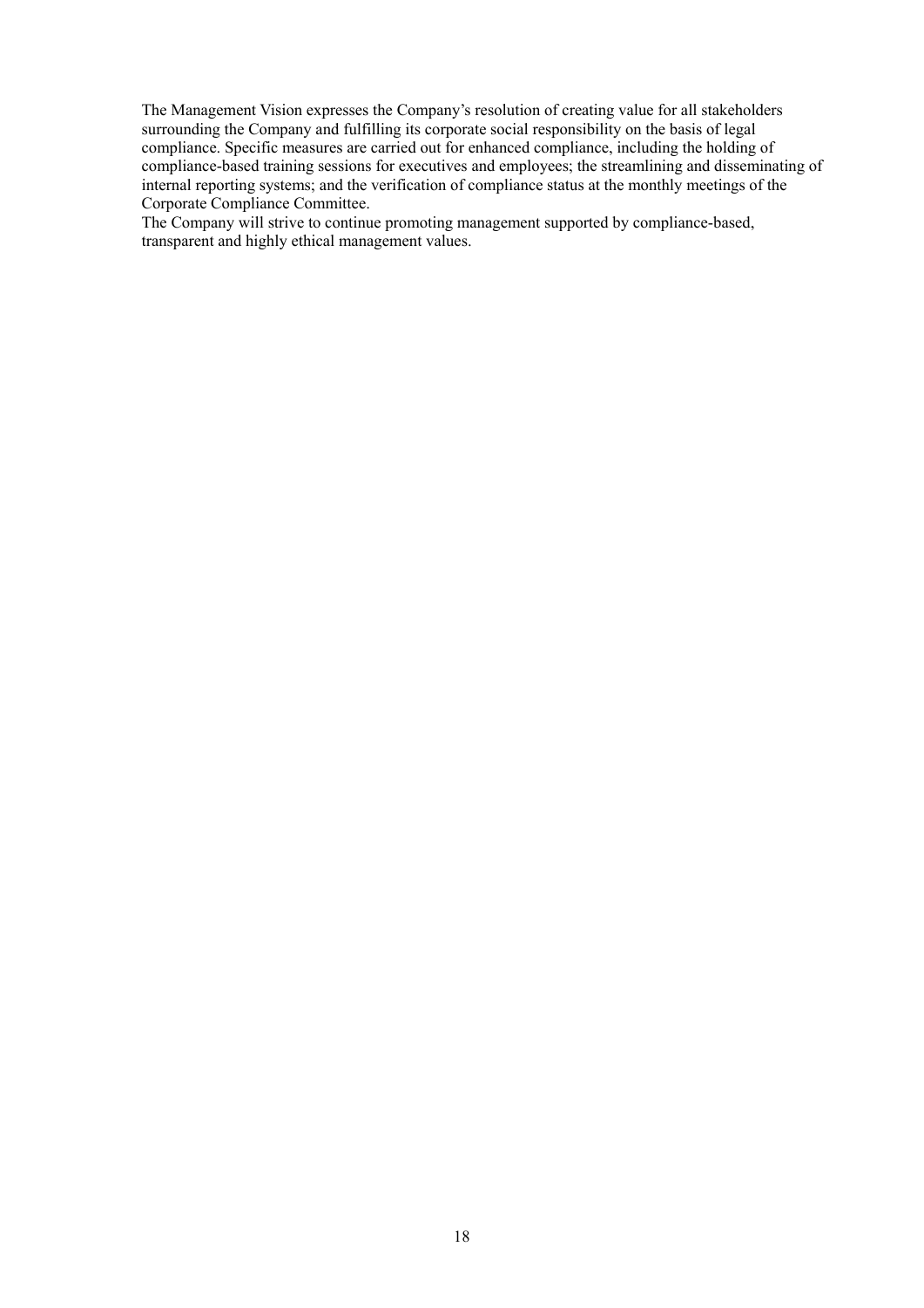The Management Vision expresses the Company's resolution of creating value for all stakeholders surrounding the Company and fulfilling its corporate social responsibility on the basis of legal compliance. Specific measures are carried out for enhanced compliance, including the holding of compliance-based training sessions for executives and employees; the streamlining and disseminating of internal reporting systems; and the verification of compliance status at the monthly meetings of the Corporate Compliance Committee.

The Company will strive to continue promoting management supported by compliance-based, transparent and highly ethical management values.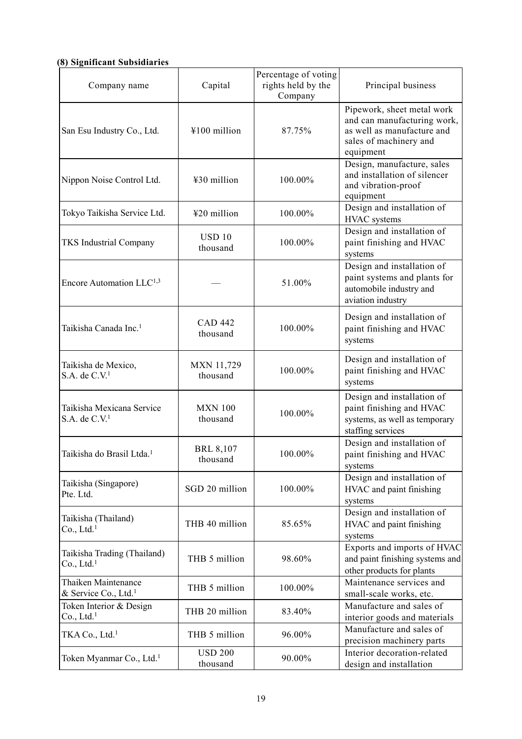### (8) Significant Subsidiaries

| Company name | Capital | Percentage of voting rights held by the Company | Principal business |
|---|---|---|---|
| San Esu Industry Co., Ltd. | ¥100 million | 87.75% | Pipework, sheet metal work and can manufacturing work, as well as manufacture and sales of machinery and equipment |
| Nippon Noise Control Ltd. | ¥30 million | 100.00% | Design, manufacture, sales and installation of silencer and vibration-proof equipment |
| Tokyo Taikisha Service Ltd. | ¥20 million | 100.00% | Design and installation of HVAC systems |
| TKS Industrial Company | USD 10 thousand | 100.00% | Design and installation of paint finishing and HVAC systems |
| Encore Automation LLC[1,3] | — | 51.00% | Design and installation of paint systems and plants for automobile industry and aviation industry |
| Taikisha Canada Inc.[1] | CAD 442 thousand | 100.00% | Design and installation of paint finishing and HVAC systems |
| Taikisha de Mexico, S.A. de C.V.[1] | MXN 11,729 thousand | 100.00% | Design and installation of paint finishing and HVAC systems |
| Taikisha Mexicana Service S.A. de C.V.[1] | MXN 100 thousand | 100.00% | Design and installation of paint finishing and HVAC systems, as well as temporary staffing services |
| Taikisha do Brasil Ltda.[1] | BRL 8,107 thousand | 100.00% | Design and installation of paint finishing and HVAC systems |
| Taikisha (Singapore) Pte. Ltd. | SGD 20 million | 100.00% | Design and installation of HVAC and paint finishing systems |
| Taikisha (Thailand) Co., Ltd.[1] | THB 40 million | 85.65% | Design and installation of HVAC and paint finishing systems |
| Taikisha Trading (Thailand) Co., Ltd.[1] | THB 5 million | 98.60% | Exports and imports of HVAC and paint finishing systems and other products for plants |
| Thaiken Maintenance & Service Co., Ltd.[1] | THB 5 million | 100.00% | Maintenance services and small-scale works, etc. |
| Token Interior & Design Co., Ltd.[1] | THB 20 million | 83.40% | Manufacture and sales of interior goods and materials |
| TKA Co., Ltd.[1] | THB 5 million | 96.00% | Manufacture and sales of precision machinery parts |
| Token Myanmar Co., Ltd.[1] | USD 200 thousand | 90.00% | Interior decoration-related design and installation |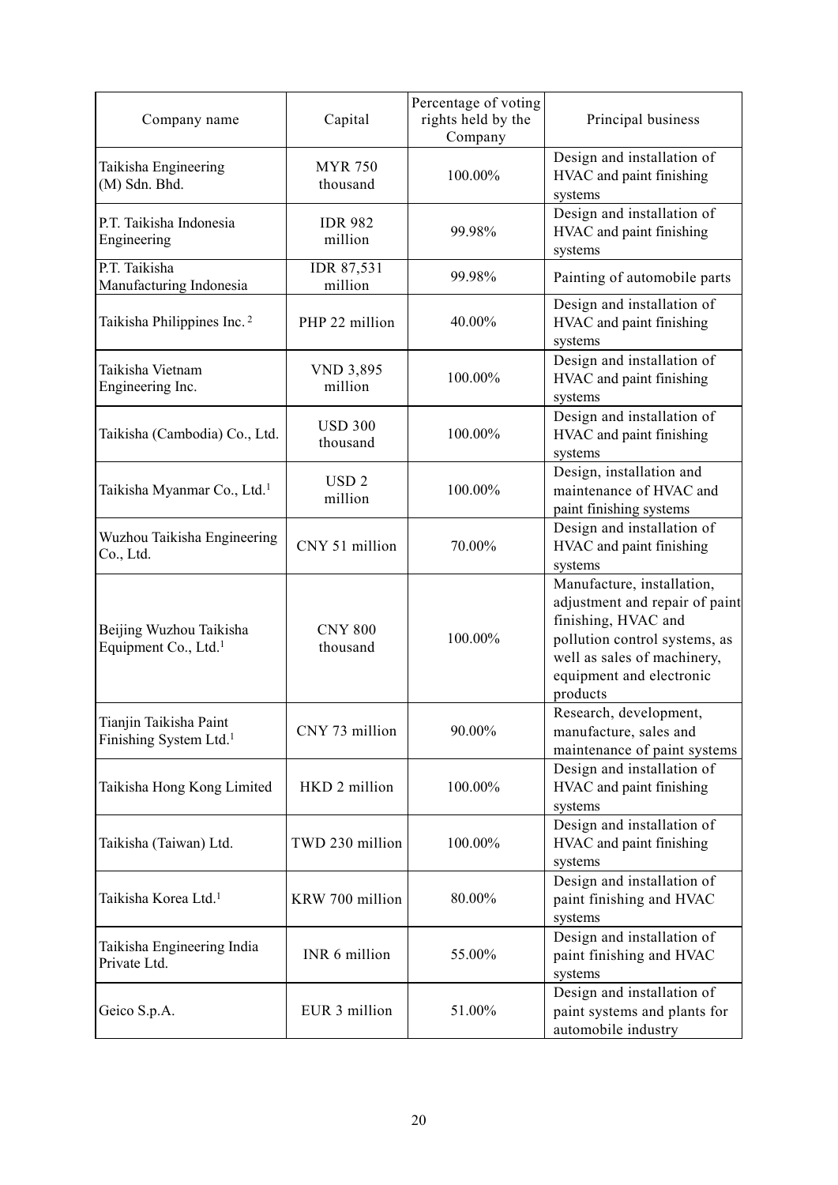| Company name | Capital | Percentage of voting rights held by the Company | Principal business |
|---|---|---|---|
| Taikisha Engineering (M) Sdn. Bhd. | MYR 750 thousand | 100.00% | Design and installation of HVAC and paint finishing systems |
| P.T. Taikisha Indonesia Engineering | IDR 982 million | 99.98% | Design and installation of HVAC and paint finishing systems |
| P.T. Taikisha Manufacturing Indonesia | IDR 87,531 million | 99.98% | Painting of automobile parts |
| Taikisha Philippines Inc. [2] | PHP 22 million | 40.00% | Design and installation of HVAC and paint finishing systems |
| Taikisha Vietnam Engineering Inc. | VND 3,895 million | 100.00% | Design and installation of HVAC and paint finishing systems |
| Taikisha (Cambodia) Co., Ltd. | USD 300 thousand | 100.00% | Design and installation of HVAC and paint finishing systems |
| Taikisha Myanmar Co., Ltd.[1] | USD 2 million | 100.00% | Design, installation and maintenance of HVAC and paint finishing systems |
| Wuzhou Taikisha Engineering Co., Ltd. | CNY 51 million | 70.00% | Design and installation of HVAC and paint finishing systems |
| Beijing Wuzhou Taikisha Equipment Co., Ltd.[1] | CNY 800 thousand | 100.00% | Manufacture, installation, adjustment and repair of paint finishing, HVAC and pollution control systems, as well as sales of machinery, equipment and electronic products |
| Tianjin Taikisha Paint Finishing System Ltd.[1] | CNY 73 million | 90.00% | Research, development, manufacture, sales and maintenance of paint systems |
| Taikisha Hong Kong Limited | HKD 2 million | 100.00% | Design and installation of HVAC and paint finishing systems |
| Taikisha (Taiwan) Ltd. | TWD 230 million | 100.00% | Design and installation of HVAC and paint finishing systems |
| Taikisha Korea Ltd.[1] | KRW 700 million | 80.00% | Design and installation of paint finishing and HVAC systems |
| Taikisha Engineering India Private Ltd. | INR 6 million | 55.00% | Design and installation of paint finishing and HVAC systems |
| Geico S.p.A. | EUR 3 million | 51.00% | Design and installation of paint systems and plants for automobile industry |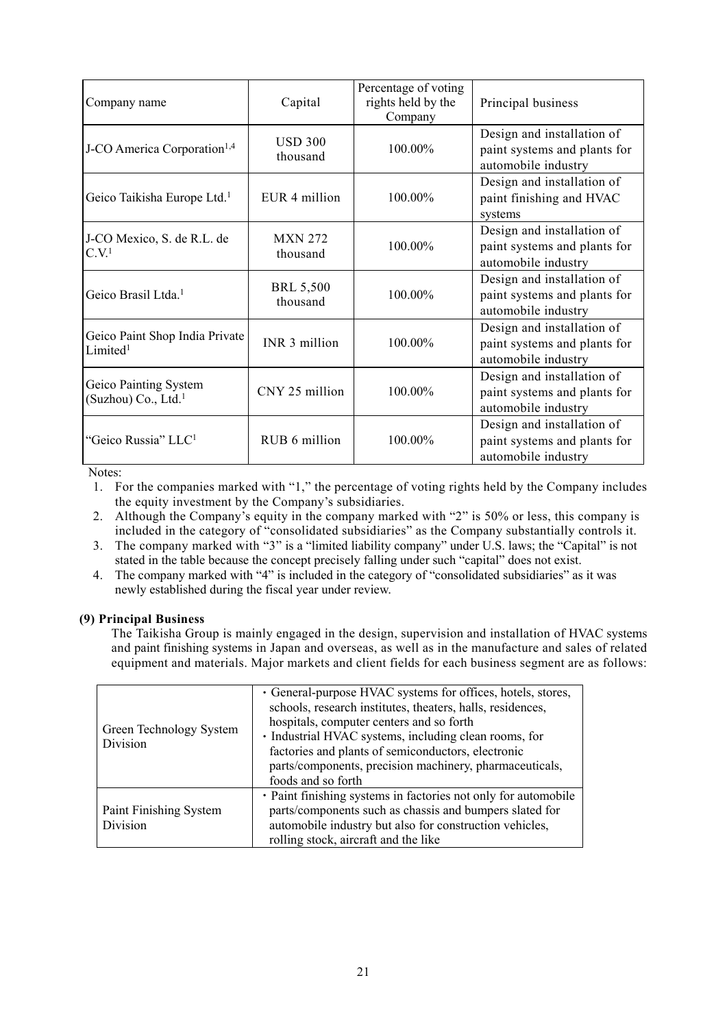| Company name | Capital | Percentage of voting rights held by the Company | Principal business |
| --- | --- | --- | --- |
| J-CO America Corporation[1,4] | USD 300 thousand | 100.00% | Design and installation of paint systems and plants for automobile industry |
| Geico Taikisha Europe Ltd.[1] | EUR 4 million | 100.00% | Design and installation of paint finishing and HVAC systems |
| J-CO Mexico, S. de R.L. de C.V.[1] | MXN 272 thousand | 100.00% | Design and installation of paint systems and plants for automobile industry |
| Geico Brasil Ltda.[1] | BRL 5,500 thousand | 100.00% | Design and installation of paint systems and plants for automobile industry |
| Geico Paint Shop India Private Limited[1] | INR 3 million | 100.00% | Design and installation of paint systems and plants for automobile industry |
| Geico Painting System (Suzhou) Co., Ltd.[1] | CNY 25 million | 100.00% | Design and installation of paint systems and plants for automobile industry |
| "Geico Russia" LLC[1] | RUB 6 million | 100.00% | Design and installation of paint systems and plants for automobile industry |

Notes:

1. For the companies marked with "1," the percentage of voting rights held by the Company includes the equity investment by the Company's subsidiaries.
2. Although the Company's equity in the company marked with "2" is 50% or less, this company is included in the category of "consolidated subsidiaries" as the Company substantially controls it.
3. The company marked with "3" is a "limited liability company" under U.S. laws; the "Capital" is not stated in the table because the concept precisely falling under such "capital" does not exist.
4. The company marked with "4" is included in the category of "consolidated subsidiaries" as it was newly established during the fiscal year under review.

**(9) Principal Business**

The Taikisha Group is mainly engaged in the design, supervision and installation of HVAC systems and paint finishing systems in Japan and overseas, as well as in the manufacture and sales of related equipment and materials. Major markets and client fields for each business segment are as follows:

| | |
| --- | --- |
| Green Technology System Division | ・General-purpose HVAC systems for offices, hotels, stores, schools, research institutes, theaters, halls, residences, hospitals, computer centers and so forth<br>・Industrial HVAC systems, including clean rooms, for factories and plants of semiconductors, electronic parts/components, precision machinery, pharmaceuticals, foods and so forth |
| Paint Finishing System Division | ・Paint finishing systems in factories not only for automobile parts/components such as chassis and bumpers slated for automobile industry but also for construction vehicles, rolling stock, aircraft and the like |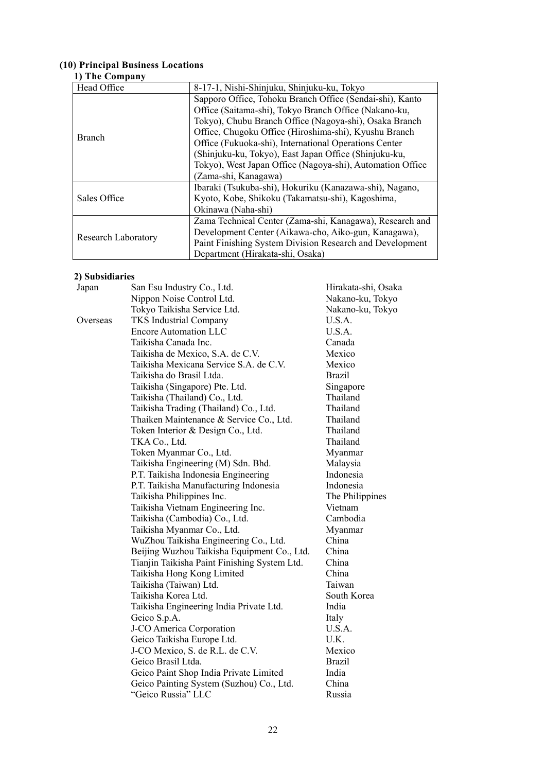### (10) Principal Business Locations

#### 1) The Company

| | |
|---|---|
| Head Office | 8-17-1, Nishi-Shinjuku, Shinjuku-ku, Tokyo |
| Branch | Sapporo Office, Tohoku Branch Office (Sendai-shi), Kanto Office (Saitama-shi), Tokyo Branch Office (Nakano-ku, Tokyo), Chubu Branch Office (Nagoya-shi), Osaka Branch Office, Chugoku Office (Hiroshima-shi), Kyushu Branch Office (Fukuoka-shi), International Operations Center (Shinjuku-ku, Tokyo), East Japan Office (Shinjuku-ku, Tokyo), West Japan Office (Nagoya-shi), Automation Office (Zama-shi, Kanagawa) |
| Sales Office | Ibaraki (Tsukuba-shi), Hokuriku (Kanazawa-shi), Nagano, Kyoto, Kobe, Shikoku (Takamatsu-shi), Kagoshima, Okinawa (Naha-shi) |
| Research Laboratory | Zama Technical Center (Zama-shi, Kanagawa), Research and Development Center (Aikawa-cho, Aiko-gun, Kanagawa), Paint Finishing System Division Research and Development Department (Hirakata-shi, Osaka) |

#### 2) Subsidiaries

| | | |
|---|---|---|
| Japan | San Esu Industry Co., Ltd. | Hirakata-shi, Osaka |
| | Nippon Noise Control Ltd. | Nakano-ku, Tokyo |
| | Tokyo Taikisha Service Ltd. | Nakano-ku, Tokyo |
| Overseas | TKS Industrial Company | U.S.A. |
| | Encore Automation LLC | U.S.A. |
| | Taikisha Canada Inc. | Canada |
| | Taikisha de Mexico, S.A. de C.V. | Mexico |
| | Taikisha Mexicana Service S.A. de C.V. | Mexico |
| | Taikisha do Brasil Ltda. | Brazil |
| | Taikisha (Singapore) Pte. Ltd. | Singapore |
| | Taikisha (Thailand) Co., Ltd. | Thailand |
| | Taikisha Trading (Thailand) Co., Ltd. | Thailand |
| | Thaiken Maintenance & Service Co., Ltd. | Thailand |
| | Token Interior & Design Co., Ltd. | Thailand |
| | TKA Co., Ltd. | Thailand |
| | Token Myanmar Co., Ltd. | Myanmar |
| | Taikisha Engineering (M) Sdn. Bhd. | Malaysia |
| | P.T. Taikisha Indonesia Engineering | Indonesia |
| | P.T. Taikisha Manufacturing Indonesia | Indonesia |
| | Taikisha Philippines Inc. | The Philippines |
| | Taikisha Vietnam Engineering Inc. | Vietnam |
| | Taikisha (Cambodia) Co., Ltd. | Cambodia |
| | Taikisha Myanmar Co., Ltd. | Myanmar |
| | WuZhou Taikisha Engineering Co., Ltd. | China |
| | Beijing Wuzhou Taikisha Equipment Co., Ltd. | China |
| | Tianjin Taikisha Paint Finishing System Ltd. | China |
| | Taikisha Hong Kong Limited | China |
| | Taikisha (Taiwan) Ltd. | Taiwan |
| | Taikisha Korea Ltd. | South Korea |
| | Taikisha Engineering India Private Ltd. | India |
| | Geico S.p.A. | Italy |
| | J-CO America Corporation | U.S.A. |
| | Geico Taikisha Europe Ltd. | U.K. |
| | J-CO Mexico, S. de R.L. de C.V. | Mexico |
| | Geico Brasil Ltda. | Brazil |
| | Geico Paint Shop India Private Limited | India |
| | Geico Painting System (Suzhou) Co., Ltd. | China |
| | "Geico Russia" LLC | Russia |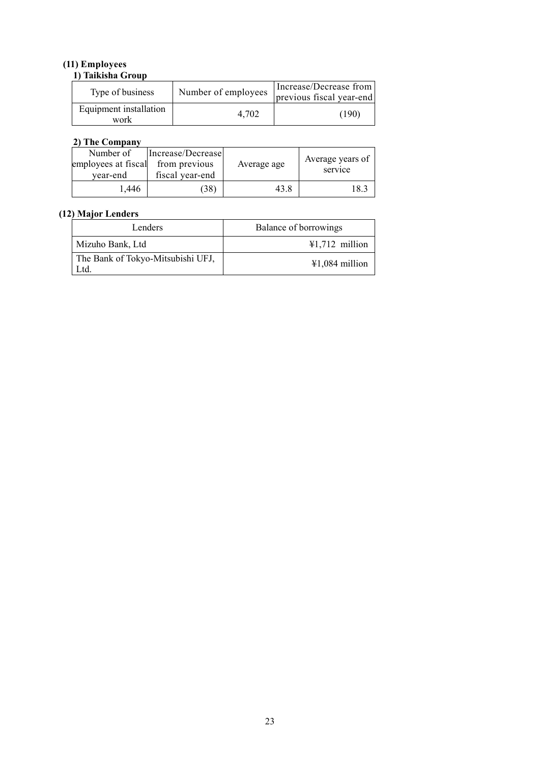### (11) Employees

#### 1) Taikisha Group

| Type of business | Number of employees | Increase/Decrease from previous fiscal year-end |
|---|---|---|
| Equipment installation work | 4,702 | (190) |

#### 2) The Company

| Number of employees at fiscal year-end | Increase/Decrease from previous fiscal year-end | Average age | Average years of service |
|---|---|---|---|
| 1,446 | (38) | 43.8 | 18.3 |

### (12) Major Lenders

| Lenders | Balance of borrowings |
|---|---|
| Mizuho Bank, Ltd | ¥1,712 million |
| The Bank of Tokyo-Mitsubishi UFJ, Ltd. | ¥1,084 million |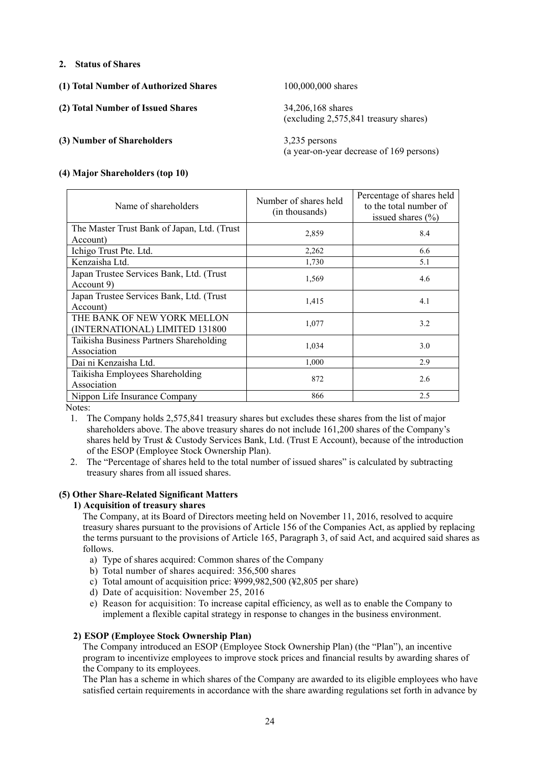## 2. Status of Shares

**(1) Total Number of Authorized Shares** 100,000,000 shares

**(2) Total Number of Issued Shares** 34,206,168 shares
(excluding 2,575,841 treasury shares)

**(3) Number of Shareholders** 3,235 persons
(a year-on-year decrease of 169 persons)

**(4) Major Shareholders (top 10)**

| Name of shareholders | Number of shares held (in thousands) | Percentage of shares held to the total number of issued shares (%) |
|---|---|---|
| The Master Trust Bank of Japan, Ltd. (Trust Account) | 2,859 | 8.4 |
| Ichigo Trust Pte. Ltd. | 2,262 | 6.6 |
| Kenzaisha Ltd. | 1,730 | 5.1 |
| Japan Trustee Services Bank, Ltd. (Trust Account 9) | 1,569 | 4.6 |
| Japan Trustee Services Bank, Ltd. (Trust Account) | 1,415 | 4.1 |
| THE BANK OF NEW YORK MELLON (INTERNATIONAL) LIMITED 131800 | 1,077 | 3.2 |
| Taikisha Business Partners Shareholding Association | 1,034 | 3.0 |
| Dai ni Kenzaisha Ltd. | 1,000 | 2.9 |
| Taikisha Employees Shareholding Association | 872 | 2.6 |
| Nippon Life Insurance Company | 866 | 2.5 |

Notes:

1. The Company holds 2,575,841 treasury shares but excludes these shares from the list of major shareholders above. The above treasury shares do not include 161,200 shares of the Company's shares held by Trust & Custody Services Bank, Ltd. (Trust E Account), because of the introduction of the ESOP (Employee Stock Ownership Plan).
2. The "Percentage of shares held to the total number of issued shares" is calculated by subtracting treasury shares from all issued shares.

**(5) Other Share-Related Significant Matters**

**1) Acquisition of treasury shares**

The Company, at its Board of Directors meeting held on November 11, 2016, resolved to acquire treasury shares pursuant to the provisions of Article 156 of the Companies Act, as applied by replacing the terms pursuant to the provisions of Article 165, Paragraph 3, of said Act, and acquired said shares as follows.

a) Type of shares acquired: Common shares of the Company
b) Total number of shares acquired: 356,500 shares
c) Total amount of acquisition price: ¥999,982,500 (¥2,805 per share)
d) Date of acquisition: November 25, 2016
e) Reason for acquisition: To increase capital efficiency, as well as to enable the Company to implement a flexible capital strategy in response to changes in the business environment.

**2) ESOP (Employee Stock Ownership Plan)**

The Company introduced an ESOP (Employee Stock Ownership Plan) (the "Plan"), an incentive program to incentivize employees to improve stock prices and financial results by awarding shares of the Company to its employees.

The Plan has a scheme in which shares of the Company are awarded to its eligible employees who have satisfied certain requirements in accordance with the share awarding regulations set forth in advance by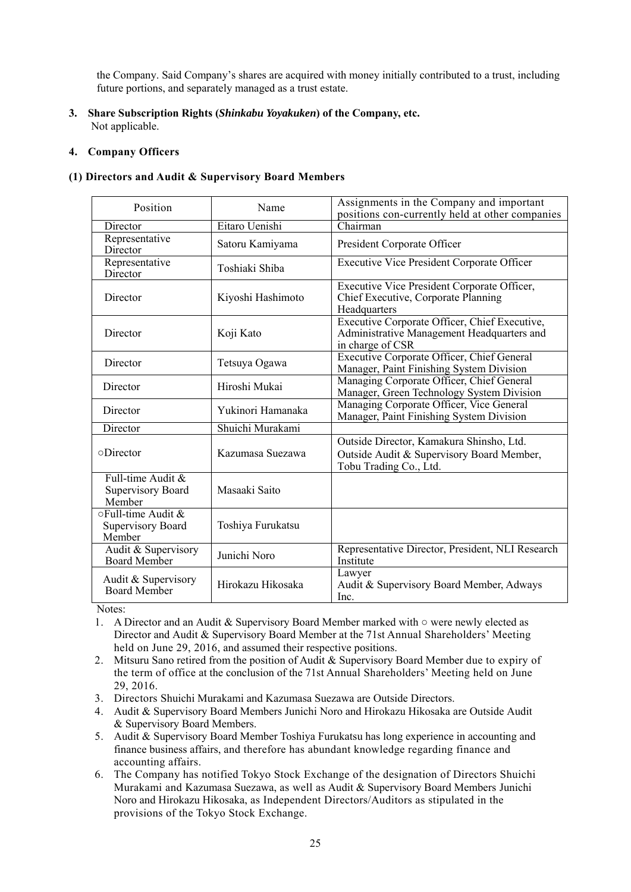the Company. Said Company's shares are acquired with money initially contributed to a trust, including future portions, and separately managed as a trust estate.

### 3. Share Subscription Rights (*Shinkabu Yoyakuken*) of the Company, etc.

Not applicable.

### 4. Company Officers

#### (1) Directors and Audit & Supervisory Board Members

| Position | Name | Assignments in the Company and important positions con-currently held at other companies |
|---|---|---|
| Director | Eitaro Uenishi | Chairman |
| Representative Director | Satoru Kamiyama | President Corporate Officer |
| Representative Director | Toshiaki Shiba | Executive Vice President Corporate Officer |
| Director | Kiyoshi Hashimoto | Executive Vice President Corporate Officer, Chief Executive, Corporate Planning Headquarters |
| Director | Koji Kato | Executive Corporate Officer, Chief Executive, Administrative Management Headquarters and in charge of CSR |
| Director | Tetsuya Ogawa | Executive Corporate Officer, Chief General Manager, Paint Finishing System Division |
| Director | Hiroshi Mukai | Managing Corporate Officer, Chief General Manager, Green Technology System Division |
| Director | Yukinori Hamanaka | Managing Corporate Officer, Vice General Manager, Paint Finishing System Division |
| Director | Shuichi Murakami | |
| ○Director | Kazumasa Suezawa | Outside Director, Kamakura Shinsho, Ltd.<br>Outside Audit & Supervisory Board Member, Tobu Trading Co., Ltd. |
| Full-time Audit & Supervisory Board Member | Masaaki Saito | |
| ○Full-time Audit & Supervisory Board Member | Toshiya Furukatsu | |
| Audit & Supervisory Board Member | Junichi Noro | Representative Director, President, NLI Research Institute |
| Audit & Supervisory Board Member | Hirokazu Hikosaka | Lawyer<br>Audit & Supervisory Board Member, Adways Inc. |

Notes:

1. A Director and an Audit & Supervisory Board Member marked with ○ were newly elected as Director and Audit & Supervisory Board Member at the 71st Annual Shareholders' Meeting held on June 29, 2016, and assumed their respective positions.
2. Mitsuru Sano retired from the position of Audit & Supervisory Board Member due to expiry of the term of office at the conclusion of the 71st Annual Shareholders' Meeting held on June 29, 2016.
3. Directors Shuichi Murakami and Kazumasa Suezawa are Outside Directors.
4. Audit & Supervisory Board Members Junichi Noro and Hirokazu Hikosaka are Outside Audit & Supervisory Board Members.
5. Audit & Supervisory Board Member Toshiya Furukatsu has long experience in accounting and finance business affairs, and therefore has abundant knowledge regarding finance and accounting affairs.
6. The Company has notified Tokyo Stock Exchange of the designation of Directors Shuichi Murakami and Kazumasa Suezawa, as well as Audit & Supervisory Board Members Junichi Noro and Hirokazu Hikosaka, as Independent Directors/Auditors as stipulated in the provisions of the Tokyo Stock Exchange.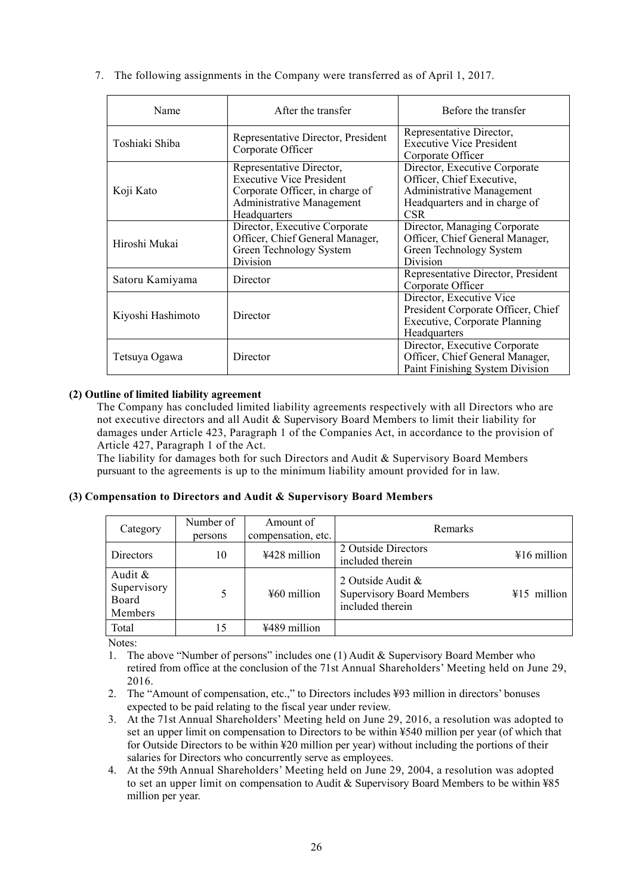7. The following assignments in the Company were transferred as of April 1, 2017.

| Name | After the transfer | Before the transfer |
|---|---|---|
| Toshiaki Shiba | Representative Director, President Corporate Officer | Representative Director, Executive Vice President Corporate Officer |
| Koji Kato | Representative Director, Executive Vice President Corporate Officer, in charge of Administrative Management Headquarters | Director, Executive Corporate Officer, Chief Executive, Administrative Management Headquarters and in charge of CSR |
| Hiroshi Mukai | Director, Executive Corporate Officer, Chief General Manager, Green Technology System Division | Director, Managing Corporate Officer, Chief General Manager, Green Technology System Division |
| Satoru Kamiyama | Director | Representative Director, President Corporate Officer |
| Kiyoshi Hashimoto | Director | Director, Executive Vice President Corporate Officer, Chief Executive, Corporate Planning Headquarters |
| Tetsuya Ogawa | Director | Director, Executive Corporate Officer, Chief General Manager, Paint Finishing System Division |

**(2) Outline of limited liability agreement**

The Company has concluded limited liability agreements respectively with all Directors who are not executive directors and all Audit & Supervisory Board Members to limit their liability for damages under Article 423, Paragraph 1 of the Companies Act, in accordance to the provision of Article 427, Paragraph 1 of the Act.

The liability for damages both for such Directors and Audit & Supervisory Board Members pursuant to the agreements is up to the minimum liability amount provided for in law.

**(3) Compensation to Directors and Audit & Supervisory Board Members**

| Category | Number of persons | Amount of compensation, etc. | Remarks | |
|---|---|---|---|---|
| Directors | 10 | ¥428 million | 2 Outside Directors included therein | ¥16 million |
| Audit & Supervisory Board Members | 5 | ¥60 million | 2 Outside Audit & Supervisory Board Members included therein | ¥15 million |
| Total | 15 | ¥489 million | | |

Notes:

1. The above "Number of persons" includes one (1) Audit & Supervisory Board Member who retired from office at the conclusion of the 71st Annual Shareholders' Meeting held on June 29, 2016.
2. The "Amount of compensation, etc.," to Directors includes ¥93 million in directors' bonuses expected to be paid relating to the fiscal year under review.
3. At the 71st Annual Shareholders' Meeting held on June 29, 2016, a resolution was adopted to set an upper limit on compensation to Directors to be within ¥540 million per year (of which that for Outside Directors to be within ¥20 million per year) without including the portions of their salaries for Directors who concurrently serve as employees.
4. At the 59th Annual Shareholders' Meeting held on June 29, 2004, a resolution was adopted to set an upper limit on compensation to Audit & Supervisory Board Members to be within ¥85 million per year.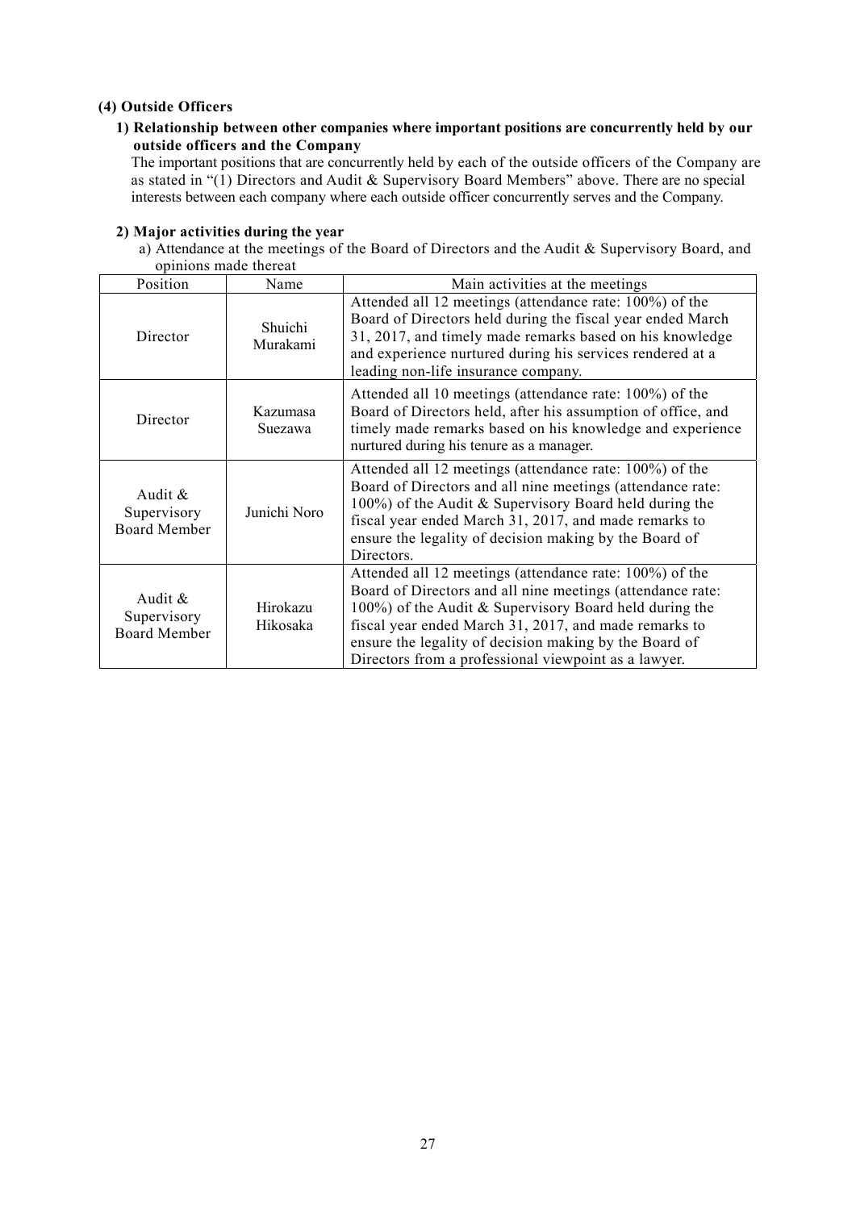### (4) Outside Officers

**1) Relationship between other companies where important positions are concurrently held by our outside officers and the Company**

The important positions that are concurrently held by each of the outside officers of the Company are as stated in "(1) Directors and Audit & Supervisory Board Members" above. There are no special interests between each company where each outside officer concurrently serves and the Company.

**2) Major activities during the year**

a) Attendance at the meetings of the Board of Directors and the Audit & Supervisory Board, and opinions made thereat

| Position | Name | Main activities at the meetings |
|---|---|---|
| Director | Shuichi Murakami | Attended all 12 meetings (attendance rate: 100%) of the Board of Directors held during the fiscal year ended March 31, 2017, and timely made remarks based on his knowledge and experience nurtured during his services rendered at a leading non-life insurance company. |
| Director | Kazumasa Suezawa | Attended all 10 meetings (attendance rate: 100%) of the Board of Directors held, after his assumption of office, and timely made remarks based on his knowledge and experience nurtured during his tenure as a manager. |
| Audit & Supervisory Board Member | Junichi Noro | Attended all 12 meetings (attendance rate: 100%) of the Board of Directors and all nine meetings (attendance rate: 100%) of the Audit & Supervisory Board held during the fiscal year ended March 31, 2017, and made remarks to ensure the legality of decision making by the Board of Directors. |
| Audit & Supervisory Board Member | Hirokazu Hikosaka | Attended all 12 meetings (attendance rate: 100%) of the Board of Directors and all nine meetings (attendance rate: 100%) of the Audit & Supervisory Board held during the fiscal year ended March 31, 2017, and made remarks to ensure the legality of decision making by the Board of Directors from a professional viewpoint as a lawyer. |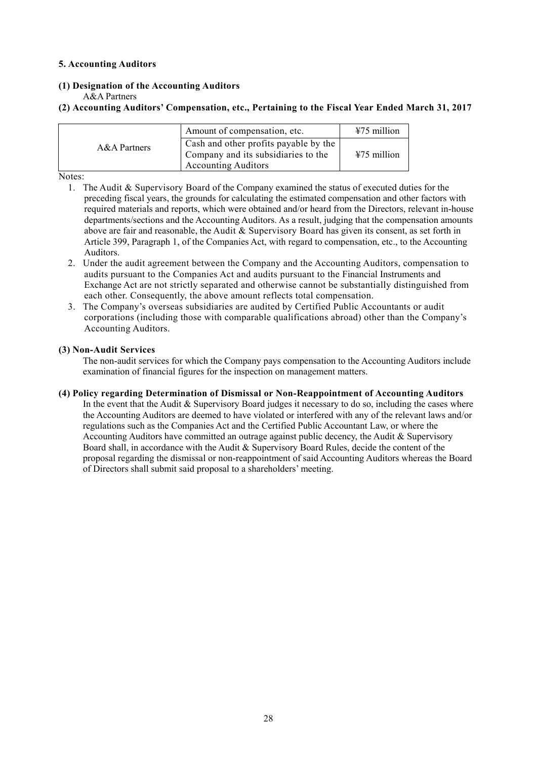## 5. Accounting Auditors

### (1) Designation of the Accounting Auditors

A&A Partners

### (2) Accounting Auditors' Compensation, etc., Pertaining to the Fiscal Year Ended March 31, 2017

| | | |
|---|---|---|
| A&A Partners | Amount of compensation, etc. | ¥75 million |
| | Cash and other profits payable by the Company and its subsidiaries to the Accounting Auditors | ¥75 million |

Notes:

1. The Audit & Supervisory Board of the Company examined the status of executed duties for the preceding fiscal years, the grounds for calculating the estimated compensation and other factors with required materials and reports, which were obtained and/or heard from the Directors, relevant in-house departments/sections and the Accounting Auditors. As a result, judging that the compensation amounts above are fair and reasonable, the Audit & Supervisory Board has given its consent, as set forth in Article 399, Paragraph 1, of the Companies Act, with regard to compensation, etc., to the Accounting Auditors.
2. Under the audit agreement between the Company and the Accounting Auditors, compensation to audits pursuant to the Companies Act and audits pursuant to the Financial Instruments and Exchange Act are not strictly separated and otherwise cannot be substantially distinguished from each other. Consequently, the above amount reflects total compensation.
3. The Company's overseas subsidiaries are audited by Certified Public Accountants or audit corporations (including those with comparable qualifications abroad) other than the Company's Accounting Auditors.

### (3) Non-Audit Services

The non-audit services for which the Company pays compensation to the Accounting Auditors include examination of financial figures for the inspection on management matters.

### (4) Policy regarding Determination of Dismissal or Non-Reappointment of Accounting Auditors

In the event that the Audit & Supervisory Board judges it necessary to do so, including the cases where the Accounting Auditors are deemed to have violated or interfered with any of the relevant laws and/or regulations such as the Companies Act and the Certified Public Accountant Law, or where the Accounting Auditors have committed an outrage against public decency, the Audit & Supervisory Board shall, in accordance with the Audit & Supervisory Board Rules, decide the content of the proposal regarding the dismissal or non-reappointment of said Accounting Auditors whereas the Board of Directors shall submit said proposal to a shareholders' meeting.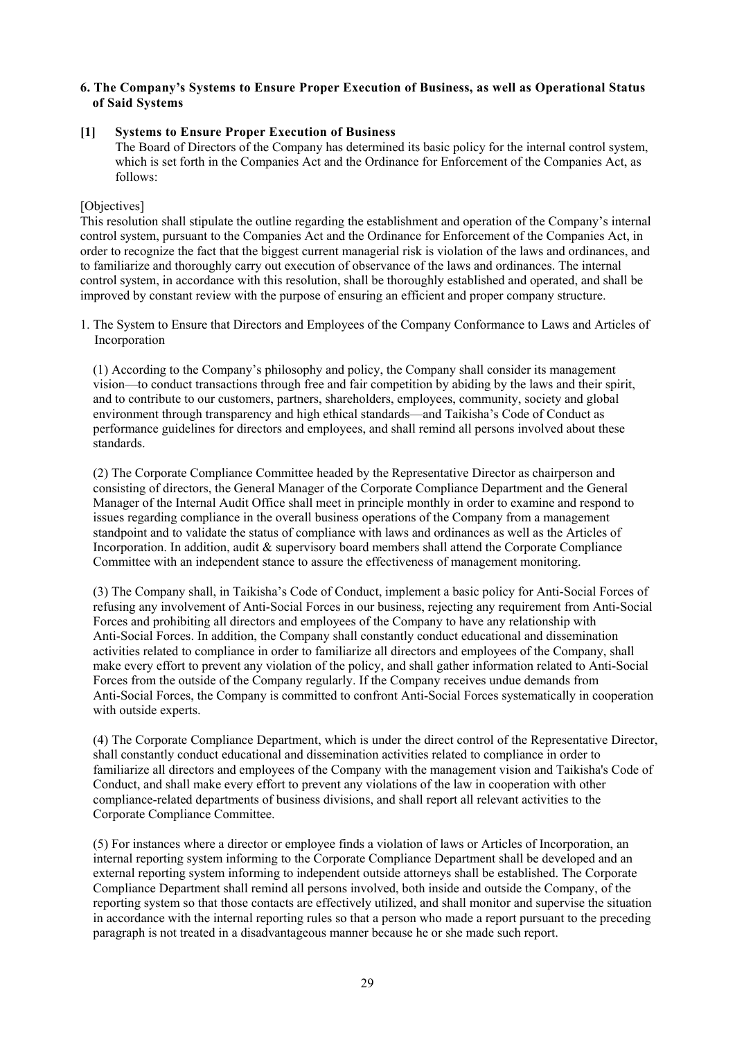### 6. The Company's Systems to Ensure Proper Execution of Business, as well as Operational Status of Said Systems

#### [1] Systems to Ensure Proper Execution of Business

The Board of Directors of the Company has determined its basic policy for the internal control system, which is set forth in the Companies Act and the Ordinance for Enforcement of the Companies Act, as follows:

[Objectives]

This resolution shall stipulate the outline regarding the establishment and operation of the Company's internal control system, pursuant to the Companies Act and the Ordinance for Enforcement of the Companies Act, in order to recognize the fact that the biggest current managerial risk is violation of the laws and ordinances, and to familiarize and thoroughly carry out execution of observance of the laws and ordinances. The internal control system, in accordance with this resolution, shall be thoroughly established and operated, and shall be improved by constant review with the purpose of ensuring an efficient and proper company structure.

1. The System to Ensure that Directors and Employees of the Company Conformance to Laws and Articles of Incorporation

(1) According to the Company's philosophy and policy, the Company shall consider its management vision—to conduct transactions through free and fair competition by abiding by the laws and their spirit, and to contribute to our customers, partners, shareholders, employees, community, society and global environment through transparency and high ethical standards—and Taikisha's Code of Conduct as performance guidelines for directors and employees, and shall remind all persons involved about these standards.

(2) The Corporate Compliance Committee headed by the Representative Director as chairperson and consisting of directors, the General Manager of the Corporate Compliance Department and the General Manager of the Internal Audit Office shall meet in principle monthly in order to examine and respond to issues regarding compliance in the overall business operations of the Company from a management standpoint and to validate the status of compliance with laws and ordinances as well as the Articles of Incorporation. In addition, audit & supervisory board members shall attend the Corporate Compliance Committee with an independent stance to assure the effectiveness of management monitoring.

(3) The Company shall, in Taikisha's Code of Conduct, implement a basic policy for Anti-Social Forces of refusing any involvement of Anti-Social Forces in our business, rejecting any requirement from Anti-Social Forces and prohibiting all directors and employees of the Company to have any relationship with Anti-Social Forces. In addition, the Company shall constantly conduct educational and dissemination activities related to compliance in order to familiarize all directors and employees of the Company, shall make every effort to prevent any violation of the policy, and shall gather information related to Anti-Social Forces from the outside of the Company regularly. If the Company receives undue demands from Anti-Social Forces, the Company is committed to confront Anti-Social Forces systematically in cooperation with outside experts.

(4) The Corporate Compliance Department, which is under the direct control of the Representative Director, shall constantly conduct educational and dissemination activities related to compliance in order to familiarize all directors and employees of the Company with the management vision and Taikisha's Code of Conduct, and shall make every effort to prevent any violations of the law in cooperation with other compliance-related departments of business divisions, and shall report all relevant activities to the Corporate Compliance Committee.

(5) For instances where a director or employee finds a violation of laws or Articles of Incorporation, an internal reporting system informing to the Corporate Compliance Department shall be developed and an external reporting system informing to independent outside attorneys shall be established. The Corporate Compliance Department shall remind all persons involved, both inside and outside the Company, of the reporting system so that those contacts are effectively utilized, and shall monitor and supervise the situation in accordance with the internal reporting rules so that a person who made a report pursuant to the preceding paragraph is not treated in a disadvantageous manner because he or she made such report.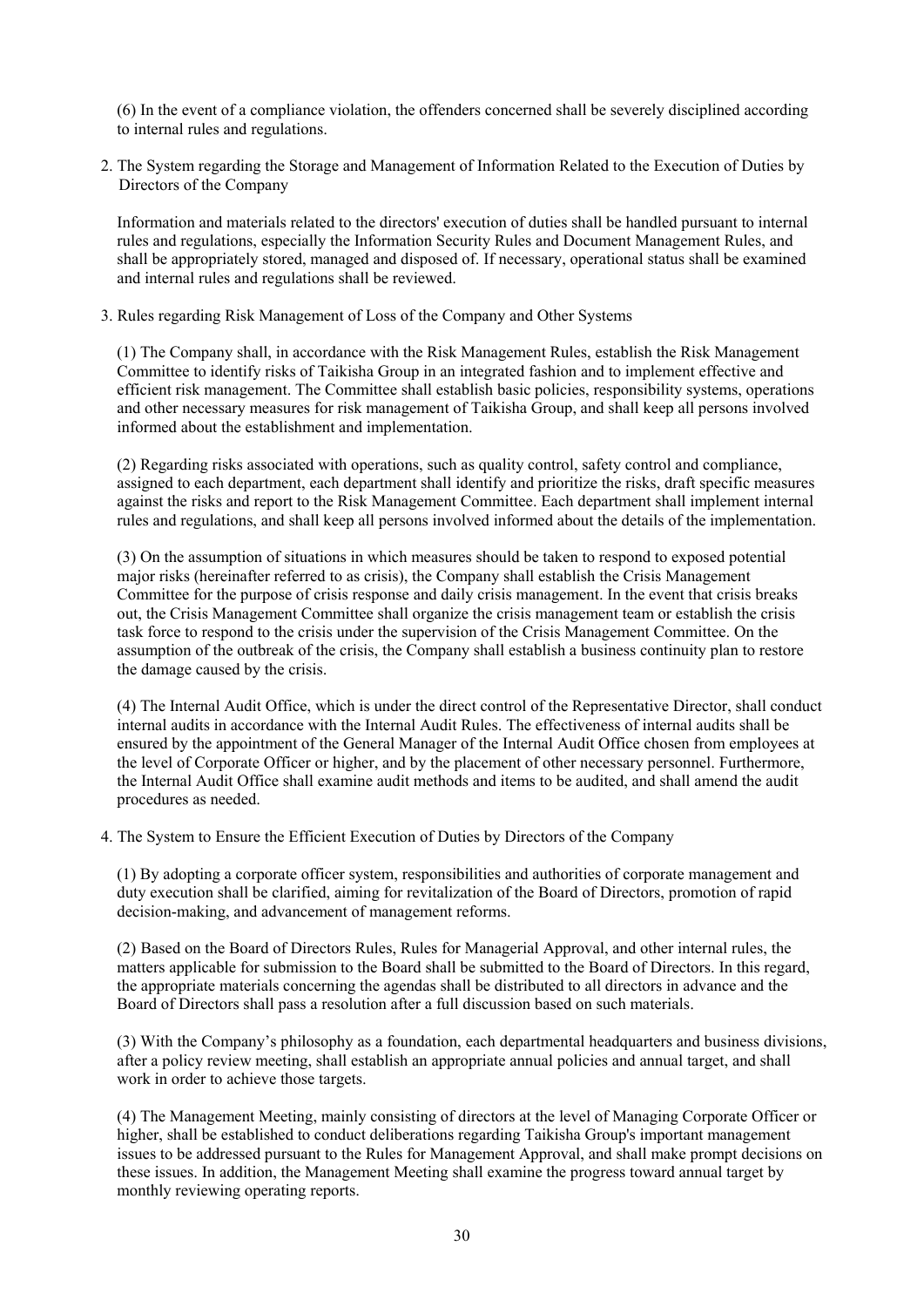(6) In the event of a compliance violation, the offenders concerned shall be severely disciplined according to internal rules and regulations.

2. The System regarding the Storage and Management of Information Related to the Execution of Duties by Directors of the Company

Information and materials related to the directors' execution of duties shall be handled pursuant to internal rules and regulations, especially the Information Security Rules and Document Management Rules, and shall be appropriately stored, managed and disposed of. If necessary, operational status shall be examined and internal rules and regulations shall be reviewed.

3. Rules regarding Risk Management of Loss of the Company and Other Systems

(1) The Company shall, in accordance with the Risk Management Rules, establish the Risk Management Committee to identify risks of Taikisha Group in an integrated fashion and to implement effective and efficient risk management. The Committee shall establish basic policies, responsibility systems, operations and other necessary measures for risk management of Taikisha Group, and shall keep all persons involved informed about the establishment and implementation.

(2) Regarding risks associated with operations, such as quality control, safety control and compliance, assigned to each department, each department shall identify and prioritize the risks, draft specific measures against the risks and report to the Risk Management Committee. Each department shall implement internal rules and regulations, and shall keep all persons involved informed about the details of the implementation.

(3) On the assumption of situations in which measures should be taken to respond to exposed potential major risks (hereinafter referred to as crisis), the Company shall establish the Crisis Management Committee for the purpose of crisis response and daily crisis management. In the event that crisis breaks out, the Crisis Management Committee shall organize the crisis management team or establish the crisis task force to respond to the crisis under the supervision of the Crisis Management Committee. On the assumption of the outbreak of the crisis, the Company shall establish a business continuity plan to restore the damage caused by the crisis.

(4) The Internal Audit Office, which is under the direct control of the Representative Director, shall conduct internal audits in accordance with the Internal Audit Rules. The effectiveness of internal audits shall be ensured by the appointment of the General Manager of the Internal Audit Office chosen from employees at the level of Corporate Officer or higher, and by the placement of other necessary personnel. Furthermore, the Internal Audit Office shall examine audit methods and items to be audited, and shall amend the audit procedures as needed.

4. The System to Ensure the Efficient Execution of Duties by Directors of the Company

(1) By adopting a corporate officer system, responsibilities and authorities of corporate management and duty execution shall be clarified, aiming for revitalization of the Board of Directors, promotion of rapid decision-making, and advancement of management reforms.

(2) Based on the Board of Directors Rules, Rules for Managerial Approval, and other internal rules, the matters applicable for submission to the Board shall be submitted to the Board of Directors. In this regard, the appropriate materials concerning the agendas shall be distributed to all directors in advance and the Board of Directors shall pass a resolution after a full discussion based on such materials.

(3) With the Company's philosophy as a foundation, each departmental headquarters and business divisions, after a policy review meeting, shall establish an appropriate annual policies and annual target, and shall work in order to achieve those targets.

(4) The Management Meeting, mainly consisting of directors at the level of Managing Corporate Officer or higher, shall be established to conduct deliberations regarding Taikisha Group's important management issues to be addressed pursuant to the Rules for Management Approval, and shall make prompt decisions on these issues. In addition, the Management Meeting shall examine the progress toward annual target by monthly reviewing operating reports.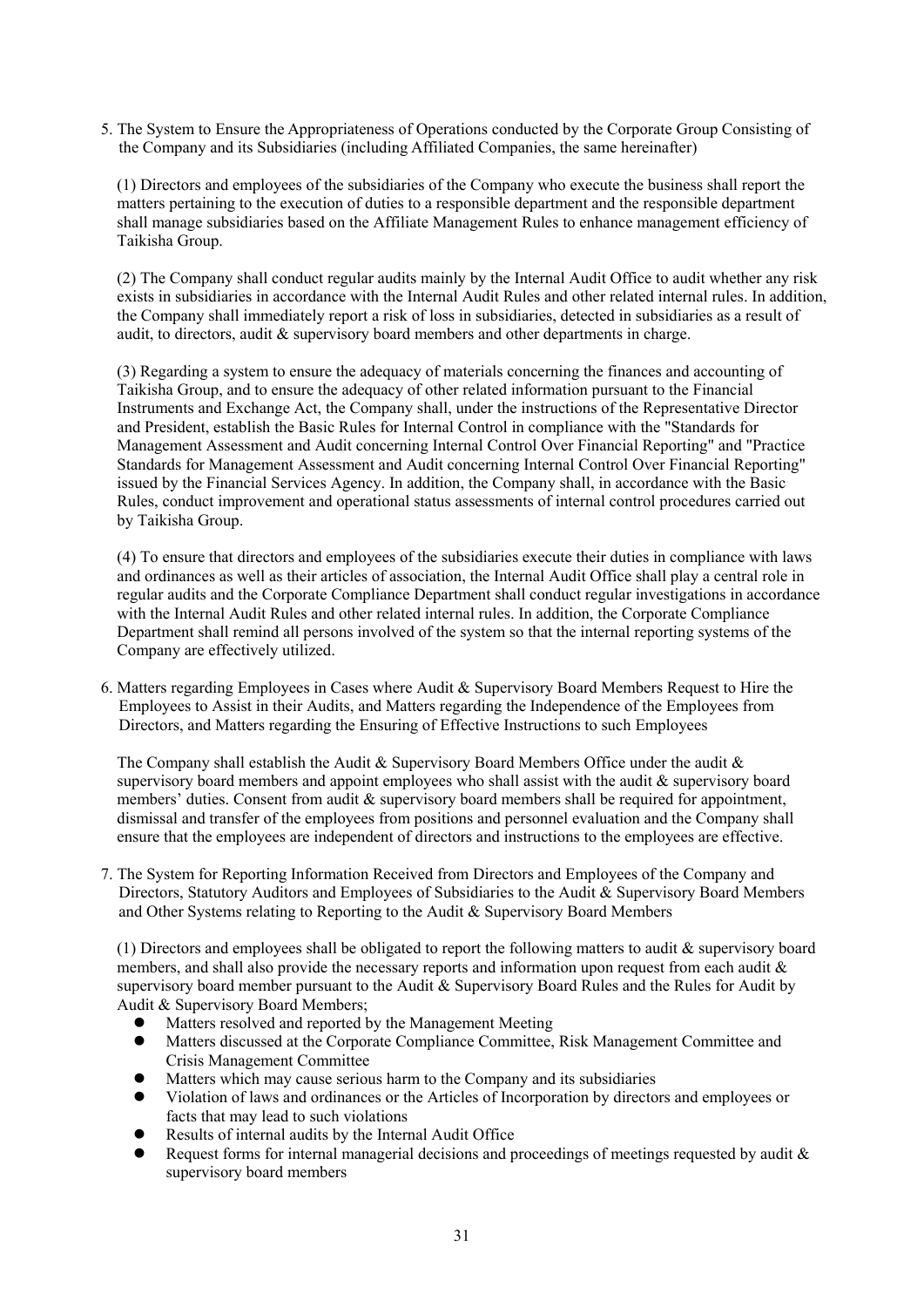5. The System to Ensure the Appropriateness of Operations conducted by the Corporate Group Consisting of the Company and its Subsidiaries (including Affiliated Companies, the same hereinafter)

(1) Directors and employees of the subsidiaries of the Company who execute the business shall report the matters pertaining to the execution of duties to a responsible department and the responsible department shall manage subsidiaries based on the Affiliate Management Rules to enhance management efficiency of Taikisha Group.

(2) The Company shall conduct regular audits mainly by the Internal Audit Office to audit whether any risk exists in subsidiaries in accordance with the Internal Audit Rules and other related internal rules. In addition, the Company shall immediately report a risk of loss in subsidiaries, detected in subsidiaries as a result of audit, to directors, audit & supervisory board members and other departments in charge.

(3) Regarding a system to ensure the adequacy of materials concerning the finances and accounting of Taikisha Group, and to ensure the adequacy of other related information pursuant to the Financial Instruments and Exchange Act, the Company shall, under the instructions of the Representative Director and President, establish the Basic Rules for Internal Control in compliance with the "Standards for Management Assessment and Audit concerning Internal Control Over Financial Reporting" and "Practice Standards for Management Assessment and Audit concerning Internal Control Over Financial Reporting" issued by the Financial Services Agency. In addition, the Company shall, in accordance with the Basic Rules, conduct improvement and operational status assessments of internal control procedures carried out by Taikisha Group.

(4) To ensure that directors and employees of the subsidiaries execute their duties in compliance with laws and ordinances as well as their articles of association, the Internal Audit Office shall play a central role in regular audits and the Corporate Compliance Department shall conduct regular investigations in accordance with the Internal Audit Rules and other related internal rules. In addition, the Corporate Compliance Department shall remind all persons involved of the system so that the internal reporting systems of the Company are effectively utilized.

6. Matters regarding Employees in Cases where Audit & Supervisory Board Members Request to Hire the Employees to Assist in their Audits, and Matters regarding the Independence of the Employees from Directors, and Matters regarding the Ensuring of Effective Instructions to such Employees

The Company shall establish the Audit & Supervisory Board Members Office under the audit & supervisory board members and appoint employees who shall assist with the audit & supervisory board members' duties. Consent from audit & supervisory board members shall be required for appointment, dismissal and transfer of the employees from positions and personnel evaluation and the Company shall ensure that the employees are independent of directors and instructions to the employees are effective.

7. The System for Reporting Information Received from Directors and Employees of the Company and Directors, Statutory Auditors and Employees of Subsidiaries to the Audit & Supervisory Board Members and Other Systems relating to Reporting to the Audit & Supervisory Board Members

(1) Directors and employees shall be obligated to report the following matters to audit & supervisory board members, and shall also provide the necessary reports and information upon request from each audit & supervisory board member pursuant to the Audit & Supervisory Board Rules and the Rules for Audit by Audit & Supervisory Board Members;

- Matters resolved and reported by the Management Meeting
- Matters discussed at the Corporate Compliance Committee, Risk Management Committee and Crisis Management Committee
- Matters which may cause serious harm to the Company and its subsidiaries
- Violation of laws and ordinances or the Articles of Incorporation by directors and employees or facts that may lead to such violations
- Results of internal audits by the Internal Audit Office
- Request forms for internal managerial decisions and proceedings of meetings requested by audit & supervisory board members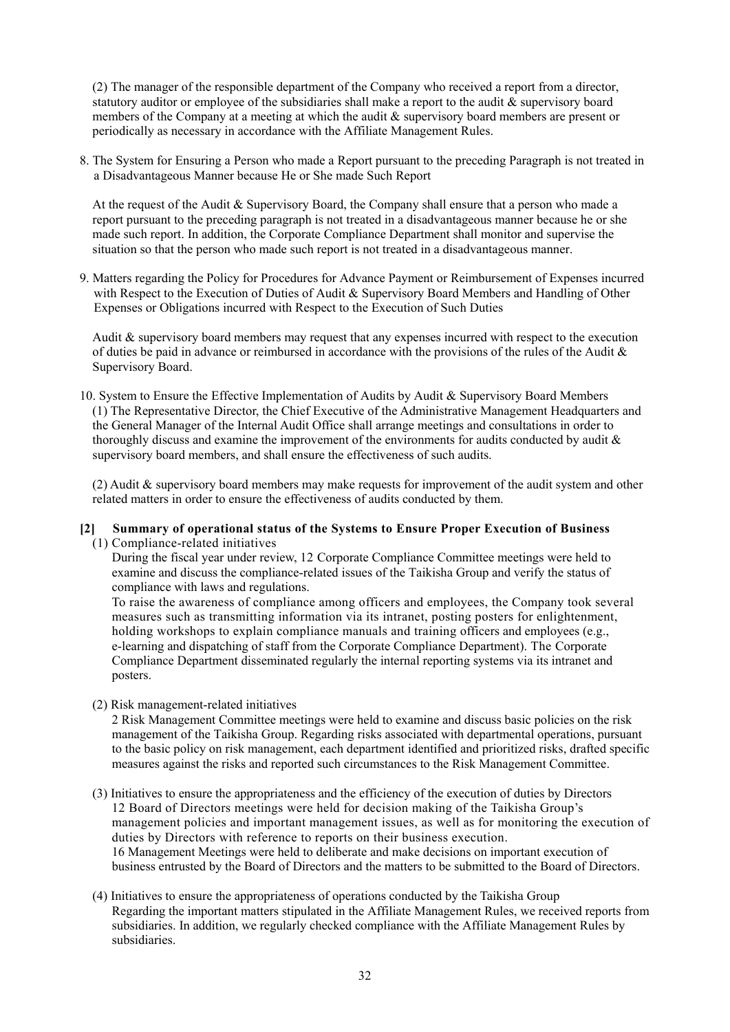(2) The manager of the responsible department of the Company who received a report from a director, statutory auditor or employee of the subsidiaries shall make a report to the audit & supervisory board members of the Company at a meeting at which the audit & supervisory board members are present or periodically as necessary in accordance with the Affiliate Management Rules.

8. The System for Ensuring a Person who made a Report pursuant to the preceding Paragraph is not treated in a Disadvantageous Manner because He or She made Such Report

At the request of the Audit & Supervisory Board, the Company shall ensure that a person who made a report pursuant to the preceding paragraph is not treated in a disadvantageous manner because he or she made such report. In addition, the Corporate Compliance Department shall monitor and supervise the situation so that the person who made such report is not treated in a disadvantageous manner.

9. Matters regarding the Policy for Procedures for Advance Payment or Reimbursement of Expenses incurred with Respect to the Execution of Duties of Audit & Supervisory Board Members and Handling of Other Expenses or Obligations incurred with Respect to the Execution of Such Duties

Audit & supervisory board members may request that any expenses incurred with respect to the execution of duties be paid in advance or reimbursed in accordance with the provisions of the rules of the Audit & Supervisory Board.

10. System to Ensure the Effective Implementation of Audits by Audit & Supervisory Board Members

(1) The Representative Director, the Chief Executive of the Administrative Management Headquarters and the General Manager of the Internal Audit Office shall arrange meetings and consultations in order to thoroughly discuss and examine the improvement of the environments for audits conducted by audit & supervisory board members, and shall ensure the effectiveness of such audits.

(2) Audit & supervisory board members may make requests for improvement of the audit system and other related matters in order to ensure the effectiveness of audits conducted by them.

**[2] Summary of operational status of the Systems to Ensure Proper Execution of Business**

(1) Compliance-related initiatives

During the fiscal year under review, 12 Corporate Compliance Committee meetings were held to examine and discuss the compliance-related issues of the Taikisha Group and verify the status of compliance with laws and regulations.

To raise the awareness of compliance among officers and employees, the Company took several measures such as transmitting information via its intranet, posting posters for enlightenment, holding workshops to explain compliance manuals and training officers and employees (e.g., e-learning and dispatching of staff from the Corporate Compliance Department). The Corporate Compliance Department disseminated regularly the internal reporting systems via its intranet and posters.

(2) Risk management-related initiatives

2 Risk Management Committee meetings were held to examine and discuss basic policies on the risk management of the Taikisha Group. Regarding risks associated with departmental operations, pursuant to the basic policy on risk management, each department identified and prioritized risks, drafted specific measures against the risks and reported such circumstances to the Risk Management Committee.

(3) Initiatives to ensure the appropriateness and the efficiency of the execution of duties by Directors

12 Board of Directors meetings were held for decision making of the Taikisha Group's management policies and important management issues, as well as for monitoring the execution of duties by Directors with reference to reports on their business execution.

16 Management Meetings were held to deliberate and make decisions on important execution of business entrusted by the Board of Directors and the matters to be submitted to the Board of Directors.

(4) Initiatives to ensure the appropriateness of operations conducted by the Taikisha Group

Regarding the important matters stipulated in the Affiliate Management Rules, we received reports from subsidiaries. In addition, we regularly checked compliance with the Affiliate Management Rules by subsidiaries.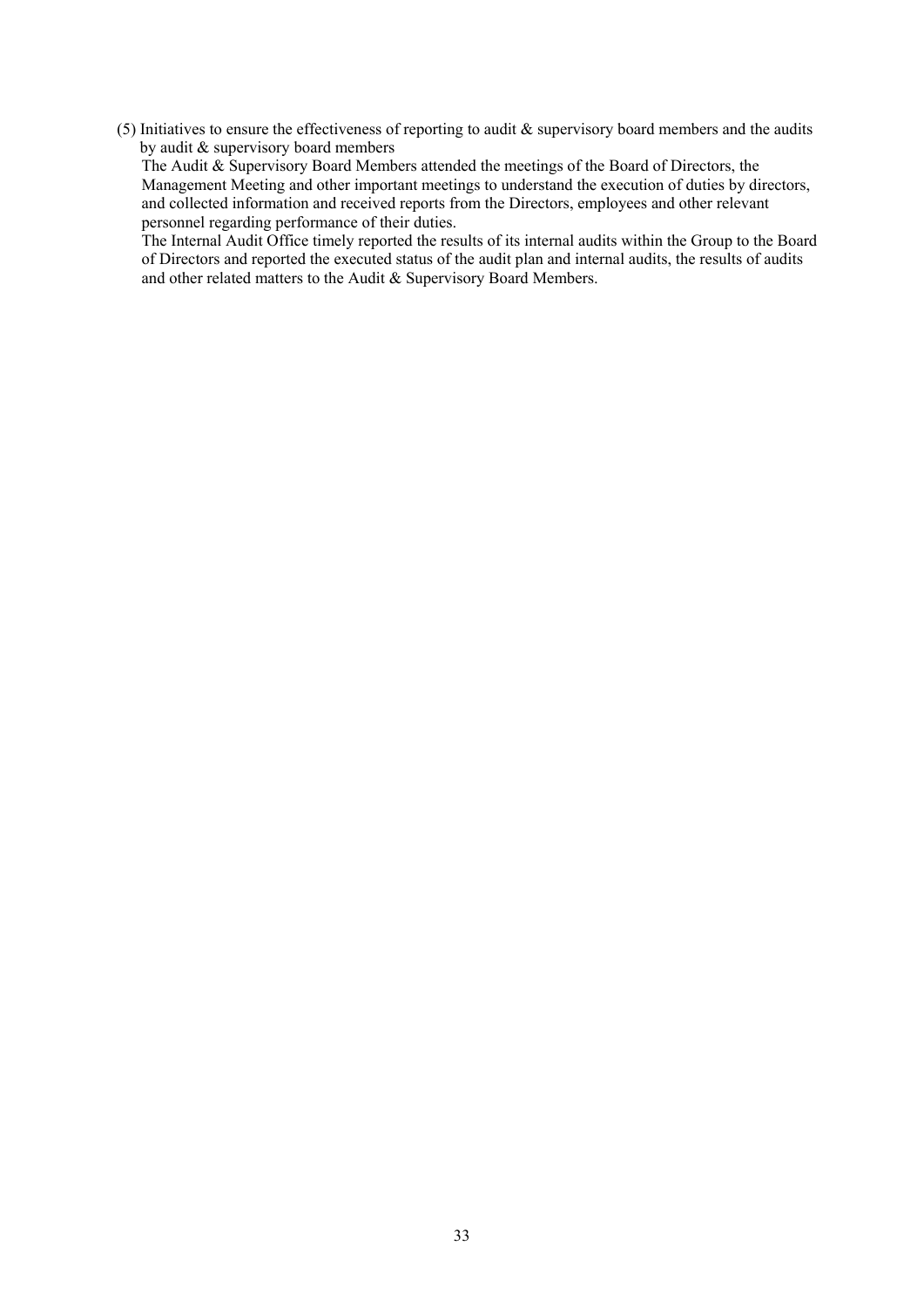(5) Initiatives to ensure the effectiveness of reporting to audit & supervisory board members and the audits by audit & supervisory board members

The Audit & Supervisory Board Members attended the meetings of the Board of Directors, the Management Meeting and other important meetings to understand the execution of duties by directors, and collected information and received reports from the Directors, employees and other relevant personnel regarding performance of their duties.

The Internal Audit Office timely reported the results of its internal audits within the Group to the Board of Directors and reported the executed status of the audit plan and internal audits, the results of audits and other related matters to the Audit & Supervisory Board Members.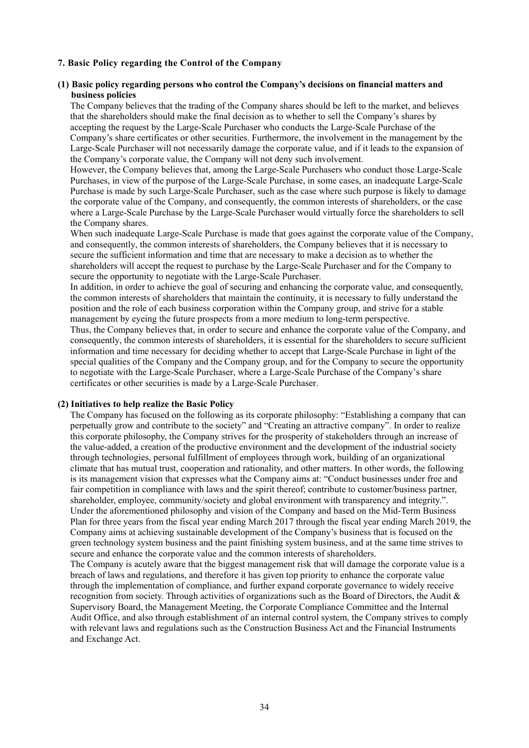## 7. Basic Policy regarding the Control of the Company

### (1) Basic policy regarding persons who control the Company's decisions on financial matters and business policies

The Company believes that the trading of the Company shares should be left to the market, and believes that the shareholders should make the final decision as to whether to sell the Company's shares by accepting the request by the Large-Scale Purchaser who conducts the Large-Scale Purchase of the Company's share certificates or other securities. Furthermore, the involvement in the management by the Large-Scale Purchaser will not necessarily damage the corporate value, and if it leads to the expansion of the Company's corporate value, the Company will not deny such involvement.

However, the Company believes that, among the Large-Scale Purchasers who conduct those Large-Scale Purchases, in view of the purpose of the Large-Scale Purchase, in some cases, an inadequate Large-Scale Purchase is made by such Large-Scale Purchaser, such as the case where such purpose is likely to damage the corporate value of the Company, and consequently, the common interests of shareholders, or the case where a Large-Scale Purchase by the Large-Scale Purchaser would virtually force the shareholders to sell the Company shares.

When such inadequate Large-Scale Purchase is made that goes against the corporate value of the Company, and consequently, the common interests of shareholders, the Company believes that it is necessary to secure the sufficient information and time that are necessary to make a decision as to whether the shareholders will accept the request to purchase by the Large-Scale Purchaser and for the Company to secure the opportunity to negotiate with the Large-Scale Purchaser.

In addition, in order to achieve the goal of securing and enhancing the corporate value, and consequently, the common interests of shareholders that maintain the continuity, it is necessary to fully understand the position and the role of each business corporation within the Company group, and strive for a stable management by eyeing the future prospects from a more medium to long-term perspective.

Thus, the Company believes that, in order to secure and enhance the corporate value of the Company, and consequently, the common interests of shareholders, it is essential for the shareholders to secure sufficient information and time necessary for deciding whether to accept that Large-Scale Purchase in light of the special qualities of the Company and the Company group, and for the Company to secure the opportunity to negotiate with the Large-Scale Purchaser, where a Large-Scale Purchase of the Company's share certificates or other securities is made by a Large-Scale Purchaser.

### (2) Initiatives to help realize the Basic Policy

The Company has focused on the following as its corporate philosophy: "Establishing a company that can perpetually grow and contribute to the society" and "Creating an attractive company". In order to realize this corporate philosophy, the Company strives for the prosperity of stakeholders through an increase of the value-added, a creation of the productive environment and the development of the industrial society through technologies, personal fulfillment of employees through work, building of an organizational climate that has mutual trust, cooperation and rationality, and other matters. In other words, the following is its management vision that expresses what the Company aims at: "Conduct businesses under free and fair competition in compliance with laws and the spirit thereof; contribute to customer/business partner, shareholder, employee, community/society and global environment with transparency and integrity.".

Under the aforementioned philosophy and vision of the Company and based on the Mid-Term Business Plan for three years from the fiscal year ending March 2017 through the fiscal year ending March 2019, the Company aims at achieving sustainable development of the Company's business that is focused on the green technology system business and the paint finishing system business, and at the same time strives to secure and enhance the corporate value and the common interests of shareholders.

The Company is acutely aware that the biggest management risk that will damage the corporate value is a breach of laws and regulations, and therefore it has given top priority to enhance the corporate value through the implementation of compliance, and further expand corporate governance to widely receive recognition from society. Through activities of organizations such as the Board of Directors, the Audit & Supervisory Board, the Management Meeting, the Corporate Compliance Committee and the Internal Audit Office, and also through establishment of an internal control system, the Company strives to comply with relevant laws and regulations such as the Construction Business Act and the Financial Instruments and Exchange Act.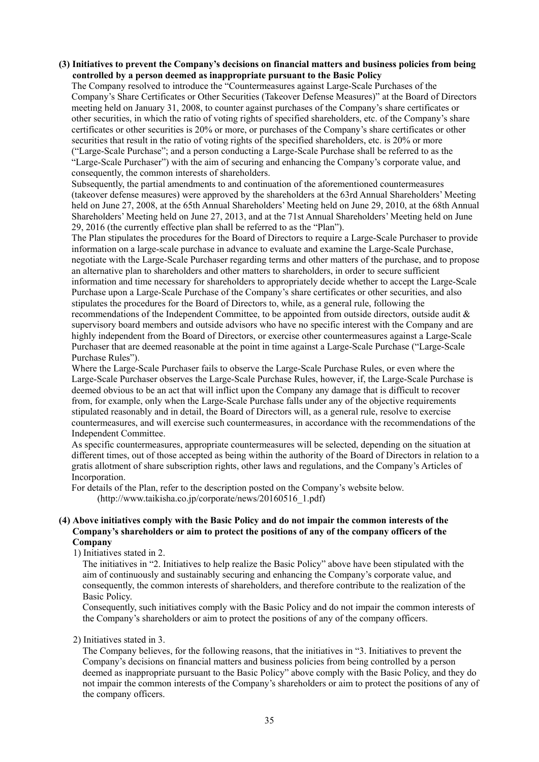**(3) Initiatives to prevent the Company's decisions on financial matters and business policies from being controlled by a person deemed as inappropriate pursuant to the Basic Policy**

The Company resolved to introduce the "Countermeasures against Large-Scale Purchases of the Company's Share Certificates or Other Securities (Takeover Defense Measures)" at the Board of Directors meeting held on January 31, 2008, to counter against purchases of the Company's share certificates or other securities, in which the ratio of voting rights of specified shareholders, etc. of the Company's share certificates or other securities is 20% or more, or purchases of the Company's share certificates or other securities that result in the ratio of voting rights of the specified shareholders, etc. is 20% or more ("Large-Scale Purchase"; and a person conducting a Large-Scale Purchase shall be referred to as the "Large-Scale Purchaser") with the aim of securing and enhancing the Company's corporate value, and consequently, the common interests of shareholders.

Subsequently, the partial amendments to and continuation of the aforementioned countermeasures (takeover defense measures) were approved by the shareholders at the 63rd Annual Shareholders' Meeting held on June 27, 2008, at the 65th Annual Shareholders' Meeting held on June 29, 2010, at the 68th Annual Shareholders' Meeting held on June 27, 2013, and at the 71st Annual Shareholders' Meeting held on June 29, 2016 (the currently effective plan shall be referred to as the "Plan").

The Plan stipulates the procedures for the Board of Directors to require a Large-Scale Purchaser to provide information on a large-scale purchase in advance to evaluate and examine the Large-Scale Purchase, negotiate with the Large-Scale Purchaser regarding terms and other matters of the purchase, and to propose an alternative plan to shareholders and other matters to shareholders, in order to secure sufficient information and time necessary for shareholders to appropriately decide whether to accept the Large-Scale Purchase upon a Large-Scale Purchase of the Company's share certificates or other securities, and also stipulates the procedures for the Board of Directors to, while, as a general rule, following the recommendations of the Independent Committee, to be appointed from outside directors, outside audit & supervisory board members and outside advisors who have no specific interest with the Company and are highly independent from the Board of Directors, or exercise other countermeasures against a Large-Scale Purchaser that are deemed reasonable at the point in time against a Large-Scale Purchase ("Large-Scale Purchase Rules").

Where the Large-Scale Purchaser fails to observe the Large-Scale Purchase Rules, or even where the Large-Scale Purchaser observes the Large-Scale Purchase Rules, however, if, the Large-Scale Purchase is deemed obvious to be an act that will inflict upon the Company any damage that is difficult to recover from, for example, only when the Large-Scale Purchase falls under any of the objective requirements stipulated reasonably and in detail, the Board of Directors will, as a general rule, resolve to exercise countermeasures, and will exercise such countermeasures, in accordance with the recommendations of the Independent Committee.

As specific countermeasures, appropriate countermeasures will be selected, depending on the situation at different times, out of those accepted as being within the authority of the Board of Directors in relation to a gratis allotment of share subscription rights, other laws and regulations, and the Company's Articles of Incorporation.

For details of the Plan, refer to the description posted on the Company's website below.
(http://www.taikisha.co.jp/corporate/news/20160516_1.pdf)

**(4) Above initiatives comply with the Basic Policy and do not impair the common interests of the Company's shareholders or aim to protect the positions of any of the company officers of the Company**

1) Initiatives stated in 2.

The initiatives in "2. Initiatives to help realize the Basic Policy" above have been stipulated with the aim of continuously and sustainably securing and enhancing the Company's corporate value, and consequently, the common interests of shareholders, and therefore contribute to the realization of the Basic Policy.

Consequently, such initiatives comply with the Basic Policy and do not impair the common interests of the Company's shareholders or aim to protect the positions of any of the company officers.

2) Initiatives stated in 3.

The Company believes, for the following reasons, that the initiatives in "3. Initiatives to prevent the Company's decisions on financial matters and business policies from being controlled by a person deemed as inappropriate pursuant to the Basic Policy" above comply with the Basic Policy, and they do not impair the common interests of the Company's shareholders or aim to protect the positions of any of the company officers.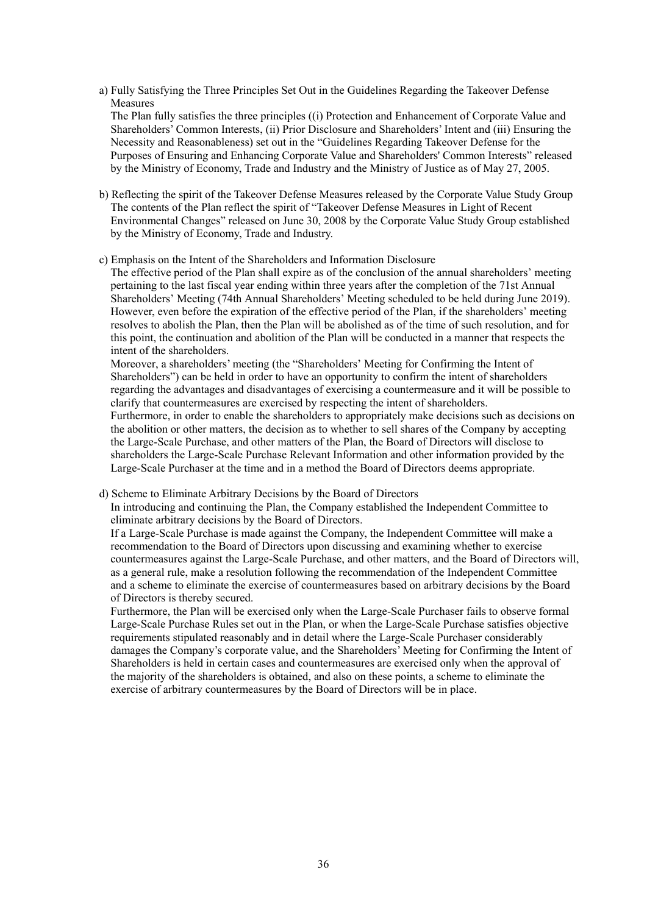a) Fully Satisfying the Three Principles Set Out in the Guidelines Regarding the Takeover Defense Measures

The Plan fully satisfies the three principles ((i) Protection and Enhancement of Corporate Value and Shareholders' Common Interests, (ii) Prior Disclosure and Shareholders' Intent and (iii) Ensuring the Necessity and Reasonableness) set out in the "Guidelines Regarding Takeover Defense for the Purposes of Ensuring and Enhancing Corporate Value and Shareholders' Common Interests" released by the Ministry of Economy, Trade and Industry and the Ministry of Justice as of May 27, 2005.

b) Reflecting the spirit of the Takeover Defense Measures released by the Corporate Value Study Group

The contents of the Plan reflect the spirit of "Takeover Defense Measures in Light of Recent Environmental Changes" released on June 30, 2008 by the Corporate Value Study Group established by the Ministry of Economy, Trade and Industry.

c) Emphasis on the Intent of the Shareholders and Information Disclosure

The effective period of the Plan shall expire as of the conclusion of the annual shareholders' meeting pertaining to the last fiscal year ending within three years after the completion of the 71st Annual Shareholders' Meeting (74th Annual Shareholders' Meeting scheduled to be held during June 2019). However, even before the expiration of the effective period of the Plan, if the shareholders' meeting resolves to abolish the Plan, then the Plan will be abolished as of the time of such resolution, and for this point, the continuation and abolition of the Plan will be conducted in a manner that respects the intent of the shareholders.

Moreover, a shareholders' meeting (the "Shareholders' Meeting for Confirming the Intent of Shareholders") can be held in order to have an opportunity to confirm the intent of shareholders regarding the advantages and disadvantages of exercising a countermeasure and it will be possible to clarify that countermeasures are exercised by respecting the intent of shareholders.

Furthermore, in order to enable the shareholders to appropriately make decisions such as decisions on the abolition or other matters, the decision as to whether to sell shares of the Company by accepting the Large-Scale Purchase, and other matters of the Plan, the Board of Directors will disclose to shareholders the Large-Scale Purchase Relevant Information and other information provided by the Large-Scale Purchaser at the time and in a method the Board of Directors deems appropriate.

d) Scheme to Eliminate Arbitrary Decisions by the Board of Directors

In introducing and continuing the Plan, the Company established the Independent Committee to eliminate arbitrary decisions by the Board of Directors.

If a Large-Scale Purchase is made against the Company, the Independent Committee will make a recommendation to the Board of Directors upon discussing and examining whether to exercise countermeasures against the Large-Scale Purchase, and other matters, and the Board of Directors will, as a general rule, make a resolution following the recommendation of the Independent Committee and a scheme to eliminate the exercise of countermeasures based on arbitrary decisions by the Board of Directors is thereby secured.

Furthermore, the Plan will be exercised only when the Large-Scale Purchaser fails to observe formal Large-Scale Purchase Rules set out in the Plan, or when the Large-Scale Purchase satisfies objective requirements stipulated reasonably and in detail where the Large-Scale Purchaser considerably damages the Company's corporate value, and the Shareholders' Meeting for Confirming the Intent of Shareholders is held in certain cases and countermeasures are exercised only when the approval of the majority of the shareholders is obtained, and also on these points, a scheme to eliminate the exercise of arbitrary countermeasures by the Board of Directors will be in place.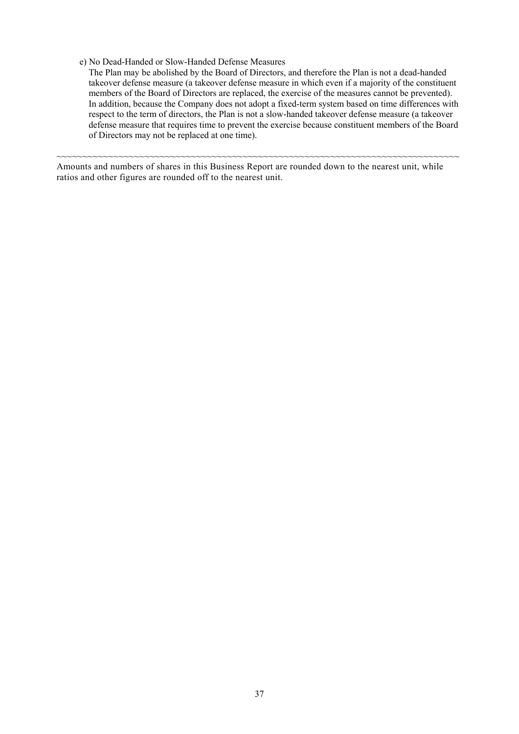e) No Dead-Handed or Slow-Handed Defense Measures

The Plan may be abolished by the Board of Directors, and therefore the Plan is not a dead-handed takeover defense measure (a takeover defense measure in which even if a majority of the constituent members of the Board of Directors are replaced, the exercise of the measures cannot be prevented). In addition, because the Company does not adopt a fixed-term system based on time differences with respect to the term of directors, the Plan is not a slow-handed takeover defense measure (a takeover defense measure that requires time to prevent the exercise because constituent members of the Board of Directors may not be replaced at one time).

~~~~~~~~~~~~~~~~~~~~~~~~~~~~~~~~~~~~~~~~~~~~~~~~~~~~~~~~~~~~~~~~~~~~~~~~~~~~

Amounts and numbers of shares in this Business Report are rounded down to the nearest unit, while ratios and other figures are rounded off to the nearest unit.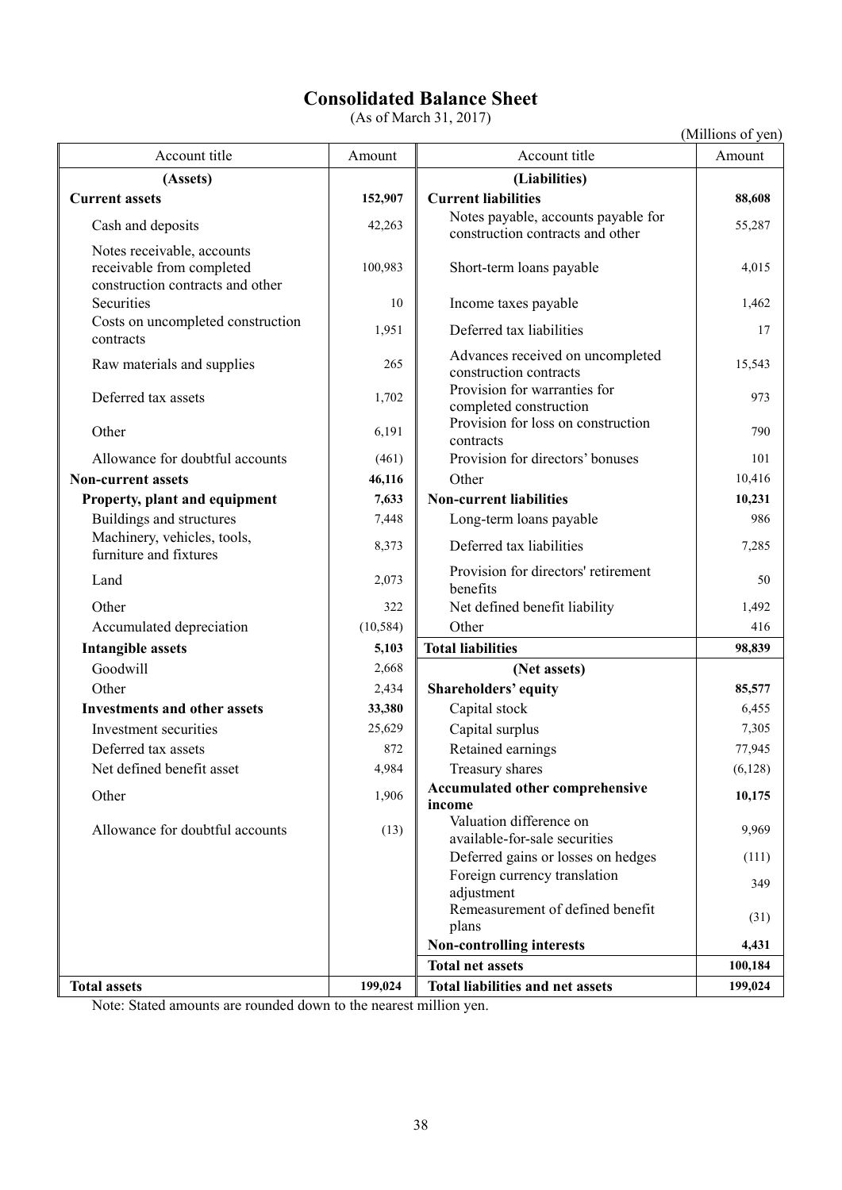# Consolidated Balance Sheet

(As of March 31, 2017)

(Millions of yen)

| Account title | Amount | Account title | Amount |
|---|---|---|---|
| **(Assets)** | | **(Liabilities)** | |
| **Current assets** | **152,907** | **Current liabilities** | **88,608** |
| Cash and deposits | 42,263 | Notes payable, accounts payable for construction contracts and other | 55,287 |
| Notes receivable, accounts receivable from completed construction contracts and other | 100,983 | Short-term loans payable | 4,015 |
| Securities | 10 | Income taxes payable | 1,462 |
| Costs on uncompleted construction contracts | 1,951 | Deferred tax liabilities | 17 |
| Raw materials and supplies | 265 | Advances received on uncompleted construction contracts | 15,543 |
| Deferred tax assets | 1,702 | Provision for warranties for completed construction | 973 |
| Other | 6,191 | Provision for loss on construction contracts | 790 |
| Allowance for doubtful accounts | (461) | Provision for directors' bonuses | 101 |
| **Non-current assets** | **46,116** | Other | 10,416 |
| **Property, plant and equipment** | **7,633** | **Non-current liabilities** | **10,231** |
| Buildings and structures | 7,448 | Long-term loans payable | 986 |
| Machinery, vehicles, tools, furniture and fixtures | 8,373 | Deferred tax liabilities | 7,285 |
| Land | 2,073 | Provision for directors' retirement benefits | 50 |
| Other | 322 | Net defined benefit liability | 1,492 |
| Accumulated depreciation | (10,584) | Other | 416 |
| **Intangible assets** | **5,103** | **Total liabilities** | **98,839** |
| Goodwill | 2,668 | **(Net assets)** | |
| Other | 2,434 | **Shareholders' equity** | **85,577** |
| **Investments and other assets** | **33,380** | Capital stock | 6,455 |
| Investment securities | 25,629 | Capital surplus | 7,305 |
| Deferred tax assets | 872 | Retained earnings | 77,945 |
| Net defined benefit asset | 4,984 | Treasury shares | (6,128) |
| Other | 1,906 | **Accumulated other comprehensive income** | **10,175** |
| Allowance for doubtful accounts | (13) | Valuation difference on available-for-sale securities | 9,969 |
| | | Deferred gains or losses on hedges | (111) |
| | | Foreign currency translation adjustment | 349 |
| | | Remeasurement of defined benefit plans | (31) |
| | | **Non-controlling interests** | **4,431** |
| | | **Total net assets** | **100,184** |
| **Total assets** | **199,024** | **Total liabilities and net assets** | **199,024** |

Note: Stated amounts are rounded down to the nearest million yen.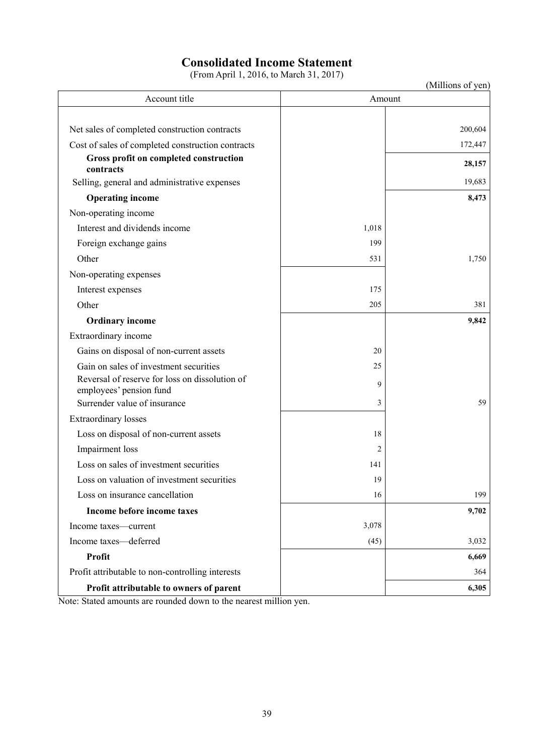# Consolidated Income Statement

(From April 1, 2016, to March 31, 2017)

(Millions of yen)

| Account title | Amount | |
|---|---|---|
| Net sales of completed construction contracts | | 200,604 |
| Cost of sales of completed construction contracts | | 172,447 |
| **Gross profit on completed construction contracts** | | **28,157** |
| Selling, general and administrative expenses | | 19,683 |
| **Operating income** | | **8,473** |
| Non-operating income | | |
| Interest and dividends income | 1,018 | |
| Foreign exchange gains | 199 | |
| Other | 531 | 1,750 |
| Non-operating expenses | | |
| Interest expenses | 175 | |
| Other | 205 | 381 |
| **Ordinary income** | | **9,842** |
| Extraordinary income | | |
| Gains on disposal of non-current assets | 20 | |
| Gain on sales of investment securities | 25 | |
| Reversal of reserve for loss on dissolution of employees' pension fund | 9 | |
| Surrender value of insurance | 3 | 59 |
| Extraordinary losses | | |
| Loss on disposal of non-current assets | 18 | |
| Impairment loss | 2 | |
| Loss on sales of investment securities | 141 | |
| Loss on valuation of investment securities | 19 | |
| Loss on insurance cancellation | 16 | 199 |
| **Income before income taxes** | | **9,702** |
| Income taxes—current | 3,078 | |
| Income taxes—deferred | (45) | 3,032 |
| **Profit** | | **6,669** |
| Profit attributable to non-controlling interests | | 364 |
| **Profit attributable to owners of parent** | | **6,305** |

Note: Stated amounts are rounded down to the nearest million yen.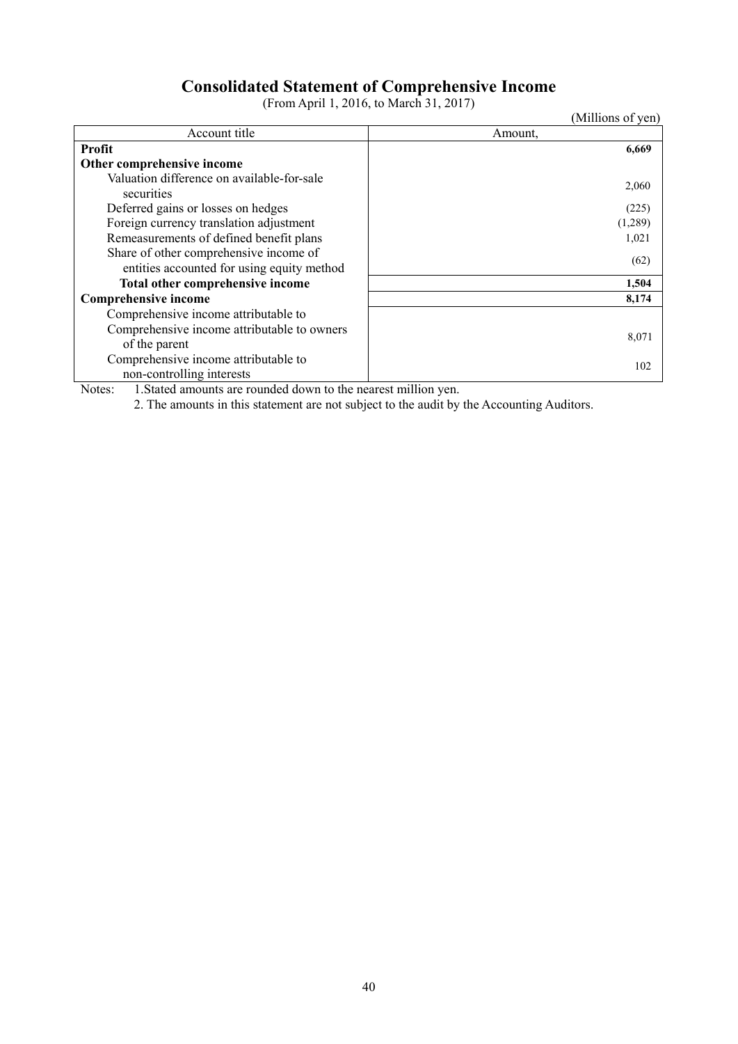# Consolidated Statement of Comprehensive Income

(From April 1, 2016, to March 31, 2017)

(Millions of yen)

| Account title | Amount, |
|---|---|
| **Profit** | **6,669** |
| **Other comprehensive income** | |
| Valuation difference on available-for-sale securities | 2,060 |
| Deferred gains or losses on hedges | (225) |
| Foreign currency translation adjustment | (1,289) |
| Remeasurements of defined benefit plans | 1,021 |
| Share of other comprehensive income of entities accounted for using equity method | (62) |
| **Total other comprehensive income** | **1,504** |
| **Comprehensive income** | **8,174** |
| Comprehensive income attributable to | |
| Comprehensive income attributable to owners of the parent | 8,071 |
| Comprehensive income attributable to non-controlling interests | 102 |

Notes: 1. Stated amounts are rounded down to the nearest million yen.

2. The amounts in this statement are not subject to the audit by the Accounting Auditors.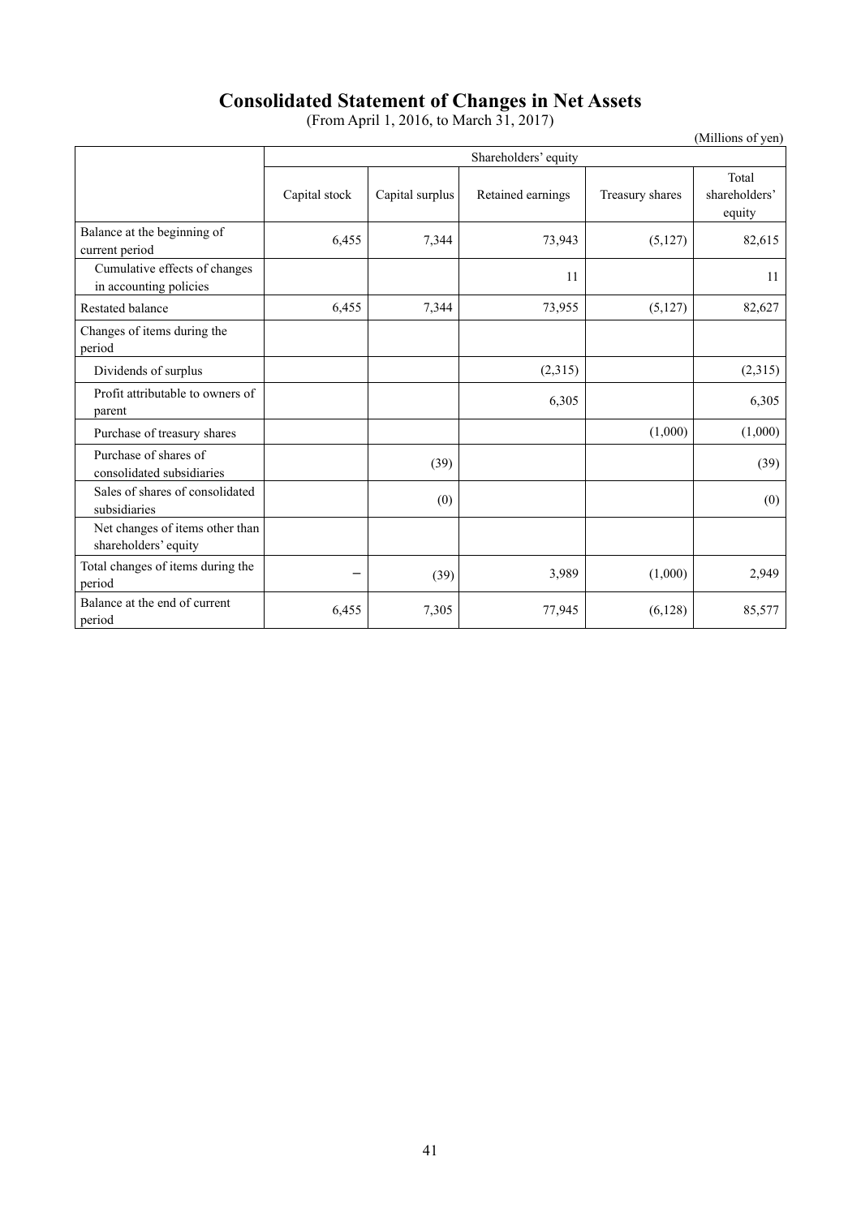# Consolidated Statement of Changes in Net Assets

(From April 1, 2016, to March 31, 2017)

(Millions of yen)

| | Shareholders' equity | | | | |
|---|---|---|---|---|---|
| | Capital stock | Capital surplus | Retained earnings | Treasury shares | Total shareholders' equity |
| Balance at the beginning of current period | 6,455 | 7,344 | 73,943 | (5,127) | 82,615 |
| Cumulative effects of changes in accounting policies | | | 11 | | 11 |
| Restated balance | 6,455 | 7,344 | 73,955 | (5,127) | 82,627 |
| Changes of items during the period | | | | | |
| Dividends of surplus | | | (2,315) | | (2,315) |
| Profit attributable to owners of parent | | | 6,305 | | 6,305 |
| Purchase of treasury shares | | | | (1,000) | (1,000) |
| Purchase of shares of consolidated subsidiaries | | (39) | | | (39) |
| Sales of shares of consolidated subsidiaries | | (0) | | | (0) |
| Net changes of items other than shareholders' equity | | | | | |
| Total changes of items during the period | − | (39) | 3,989 | (1,000) | 2,949 |
| Balance at the end of current period | 6,455 | 7,305 | 77,945 | (6,128) | 85,577 |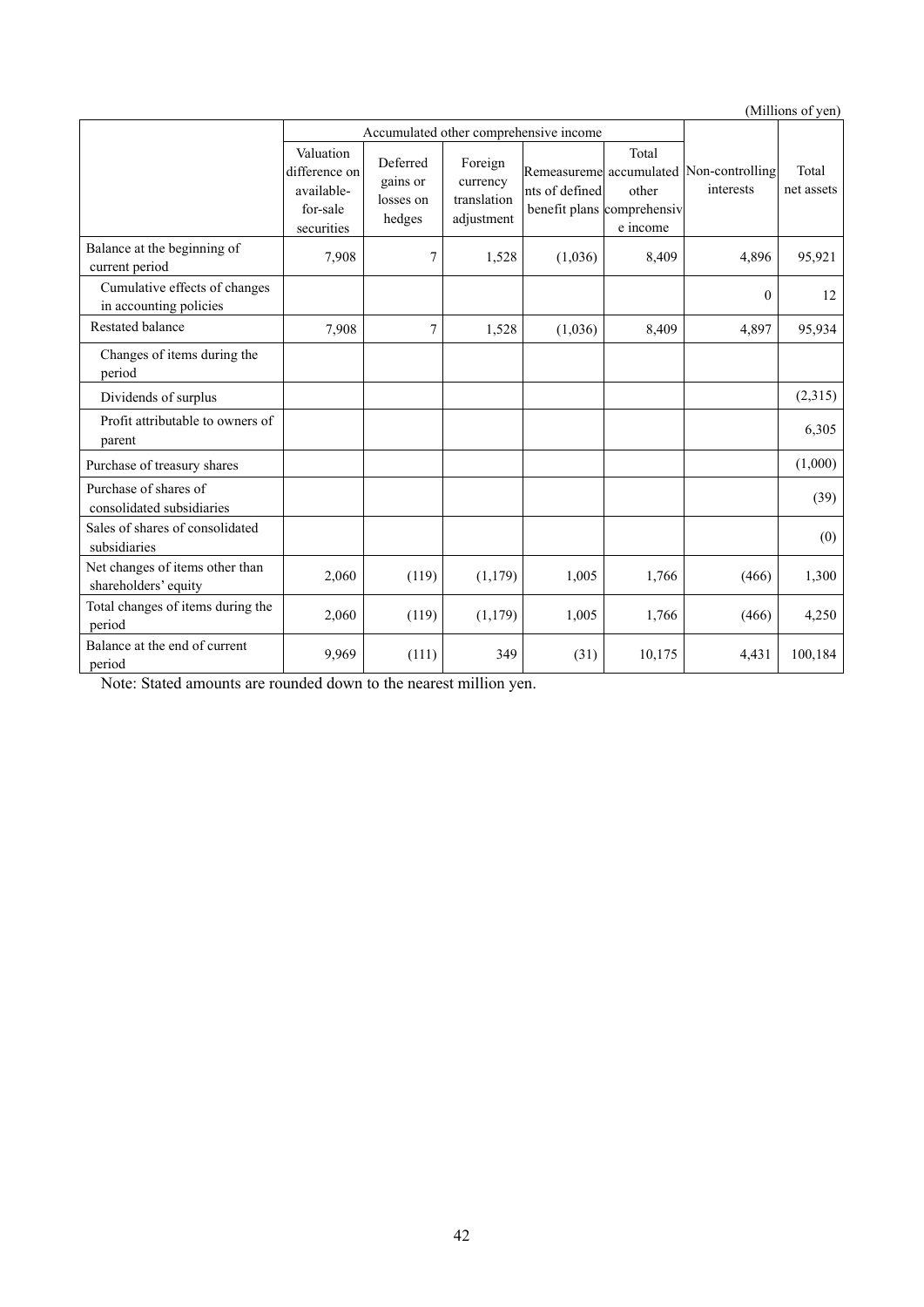(Millions of yen)

| | Accumulated other comprehensive income | | | | | Non-controlling interests | Total net assets |
|---|---|---|---|---|---|---|---|
| | Valuation difference on available-for-sale securities | Deferred gains or losses on hedges | Foreign currency translation adjustment | Remeasurements of defined benefit plans | Total accumulated other comprehensive income | | |
| Balance at the beginning of current period | 7,908 | 7 | 1,528 | (1,036) | 8,409 | 4,896 | 95,921 |
| Cumulative effects of changes in accounting policies | | | | | | 0 | 12 |
| Restated balance | 7,908 | 7 | 1,528 | (1,036) | 8,409 | 4,897 | 95,934 |
| Changes of items during the period | | | | | | | |
| Dividends of surplus | | | | | | | (2,315) |
| Profit attributable to owners of parent | | | | | | | 6,305 |
| Purchase of treasury shares | | | | | | | (1,000) |
| Purchase of shares of consolidated subsidiaries | | | | | | | (39) |
| Sales of shares of consolidated subsidiaries | | | | | | | (0) |
| Net changes of items other than shareholders' equity | 2,060 | (119) | (1,179) | 1,005 | 1,766 | (466) | 1,300 |
| Total changes of items during the period | 2,060 | (119) | (1,179) | 1,005 | 1,766 | (466) | 4,250 |
| Balance at the end of current period | 9,969 | (111) | 349 | (31) | 10,175 | 4,431 | 100,184 |

Note: Stated amounts are rounded down to the nearest million yen.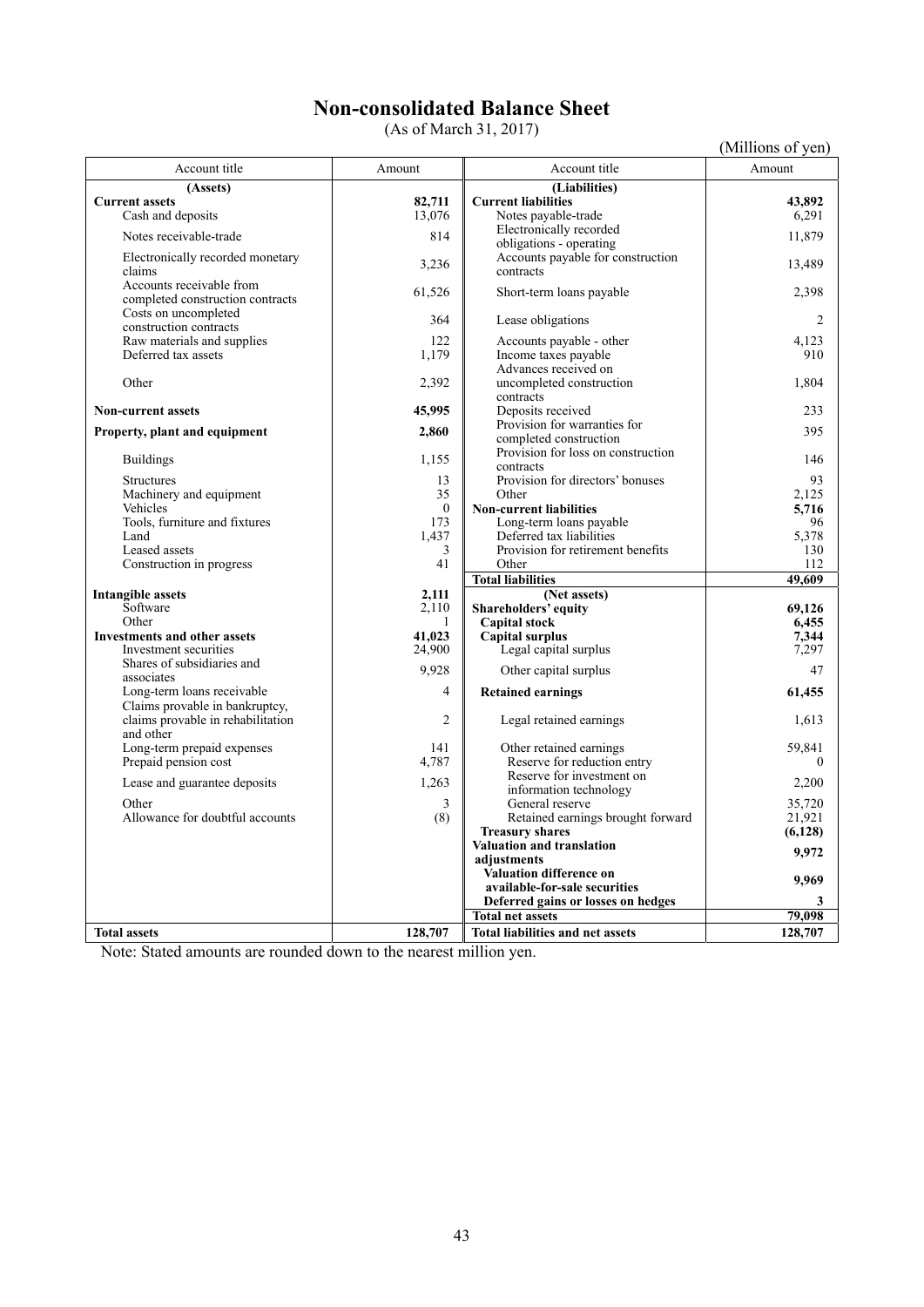# Non-consolidated Balance Sheet

(As of March 31, 2017)

(Millions of yen)

| Account title | Amount | Account title | Amount |
|---|---|---|---|
| **(Assets)** | | **(Liabilities)** | |
| **Current assets** | **82,711** | **Current liabilities** | **43,892** |
| Cash and deposits | 13,076 | Notes payable-trade | 6,291 |
| Notes receivable-trade | 814 | Electronically recorded obligations - operating | 11,879 |
| Electronically recorded monetary claims | 3,236 | Accounts payable for construction contracts | 13,489 |
| Accounts receivable from completed construction contracts | 61,526 | Short-term loans payable | 2,398 |
| Costs on uncompleted construction contracts | 364 | Lease obligations | 2 |
| Raw materials and supplies | 122 | Accounts payable - other | 4,123 |
| Deferred tax assets | 1,179 | Income taxes payable | 910 |
| Other | 2,392 | Advances received on uncompleted construction contracts | 1,804 |
| **Non-current assets** | **45,995** | Deposits received | 233 |
| **Property, plant and equipment** | **2,860** | Provision for warranties for completed construction | 395 |
| Buildings | 1,155 | Provision for loss on construction contracts | 146 |
| Structures | 13 | Provision for directors' bonuses | 93 |
| Machinery and equipment | 35 | Other | 2,125 |
| Vehicles | 0 | **Non-current liabilities** | **5,716** |
| Tools, furniture and fixtures | 173 | Long-term loans payable | 96 |
| Land | 1,437 | Deferred tax liabilities | 5,378 |
| Leased assets | 3 | Provision for retirement benefits | 130 |
| Construction in progress | 41 | Other | 112 |
| | | **Total liabilities** | **49,609** |
| **Intangible assets** | **2,111** | **(Net assets)** | |
| Software | 2,110 | **Shareholders' equity** | **69,126** |
| Other | 1 | **Capital stock** | **6,455** |
| **Investments and other assets** | **41,023** | **Capital surplus** | **7,344** |
| Investment securities | 24,900 | Legal capital surplus | 7,297 |
| Shares of subsidiaries and associates | 9,928 | Other capital surplus | 47 |
| Long-term loans receivable | 4 | **Retained earnings** | **61,455** |
| Claims provable in bankruptcy, claims provable in rehabilitation and other | 2 | Legal retained earnings | 1,613 |
| Long-term prepaid expenses | 141 | Other retained earnings | 59,841 |
| Prepaid pension cost | 4,787 | Reserve for reduction entry | 0 |
| Lease and guarantee deposits | 1,263 | Reserve for investment on information technology | 2,200 |
| Other | 3 | General reserve | 35,720 |
| Allowance for doubtful accounts | (8) | Retained earnings brought forward | 21,921 |
| | | **Treasury shares** | **(6,128)** |
| | | **Valuation and translation adjustments** | **9,972** |
| | | **Valuation difference on available-for-sale securities** | **9,969** |
| | | **Deferred gains or losses on hedges** | **3** |
| | | **Total net assets** | **79,098** |
| **Total assets** | **128,707** | **Total liabilities and net assets** | **128,707** |

Note: Stated amounts are rounded down to the nearest million yen.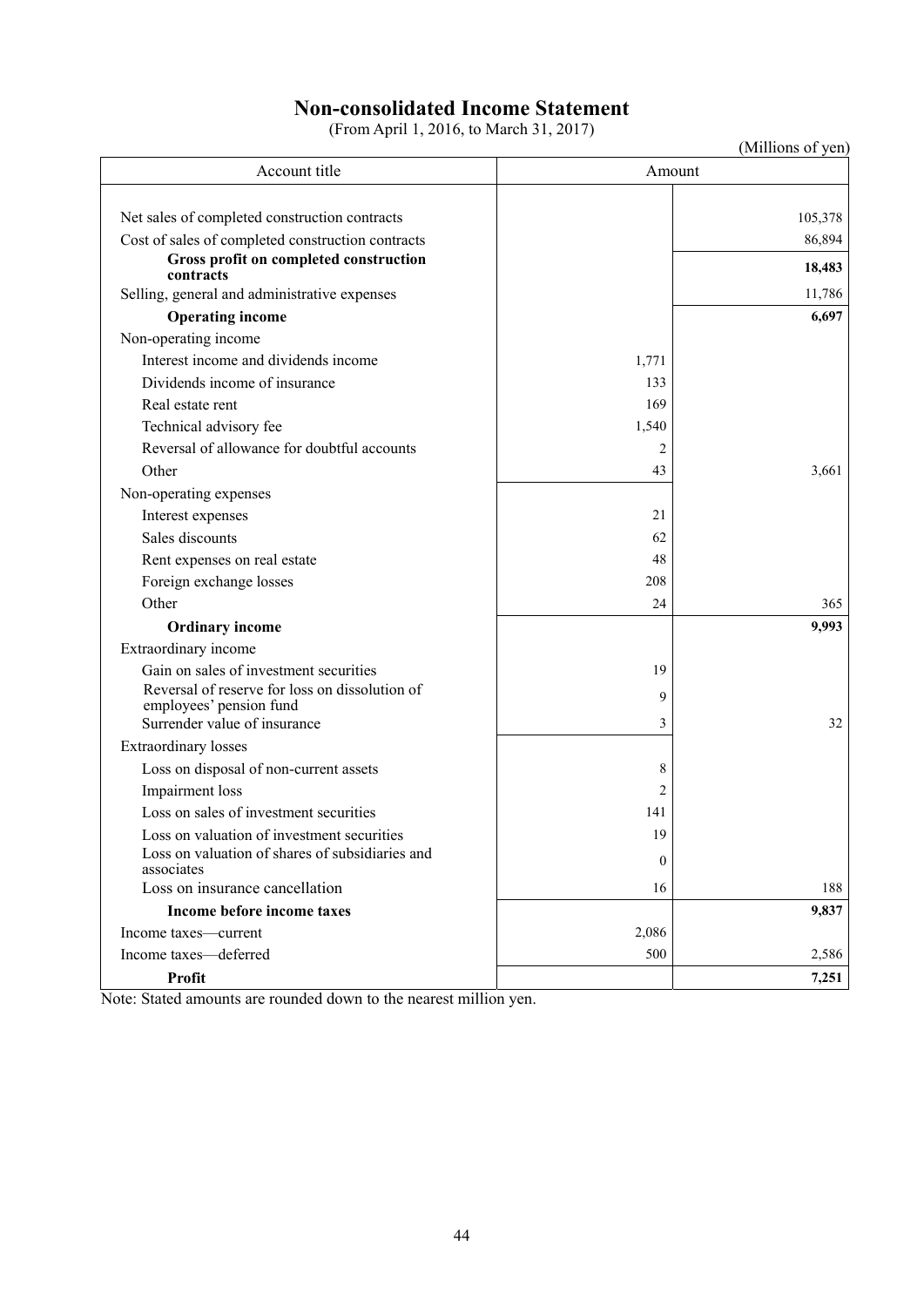# Non-consolidated Income Statement

(From April 1, 2016, to March 31, 2017)

(Millions of yen)

| Account title | Amount | |
|---|---|---|
| Net sales of completed construction contracts | | 105,378 |
| Cost of sales of completed construction contracts | | 86,894 |
| **Gross profit on completed construction contracts** | | **18,483** |
| Selling, general and administrative expenses | | 11,786 |
| **Operating income** | | **6,697** |
| Non-operating income | | |
| Interest income and dividends income | 1,771 | |
| Dividends income of insurance | 133 | |
| Real estate rent | 169 | |
| Technical advisory fee | 1,540 | |
| Reversal of allowance for doubtful accounts | 2 | |
| Other | 43 | 3,661 |
| Non-operating expenses | | |
| Interest expenses | 21 | |
| Sales discounts | 62 | |
| Rent expenses on real estate | 48 | |
| Foreign exchange losses | 208 | |
| Other | 24 | 365 |
| **Ordinary income** | | **9,993** |
| Extraordinary income | | |
| Gain on sales of investment securities | 19 | |
| Reversal of reserve for loss on dissolution of employees' pension fund | 9 | |
| Surrender value of insurance | 3 | 32 |
| Extraordinary losses | | |
| Loss on disposal of non-current assets | 8 | |
| Impairment loss | 2 | |
| Loss on sales of investment securities | 141 | |
| Loss on valuation of investment securities | 19 | |
| Loss on valuation of shares of subsidiaries and associates | 0 | |
| Loss on insurance cancellation | 16 | 188 |
| **Income before income taxes** | | **9,837** |
| Income taxes—current | 2,086 | |
| Income taxes—deferred | 500 | 2,586 |
| **Profit** | | **7,251** |

Note: Stated amounts are rounded down to the nearest million yen.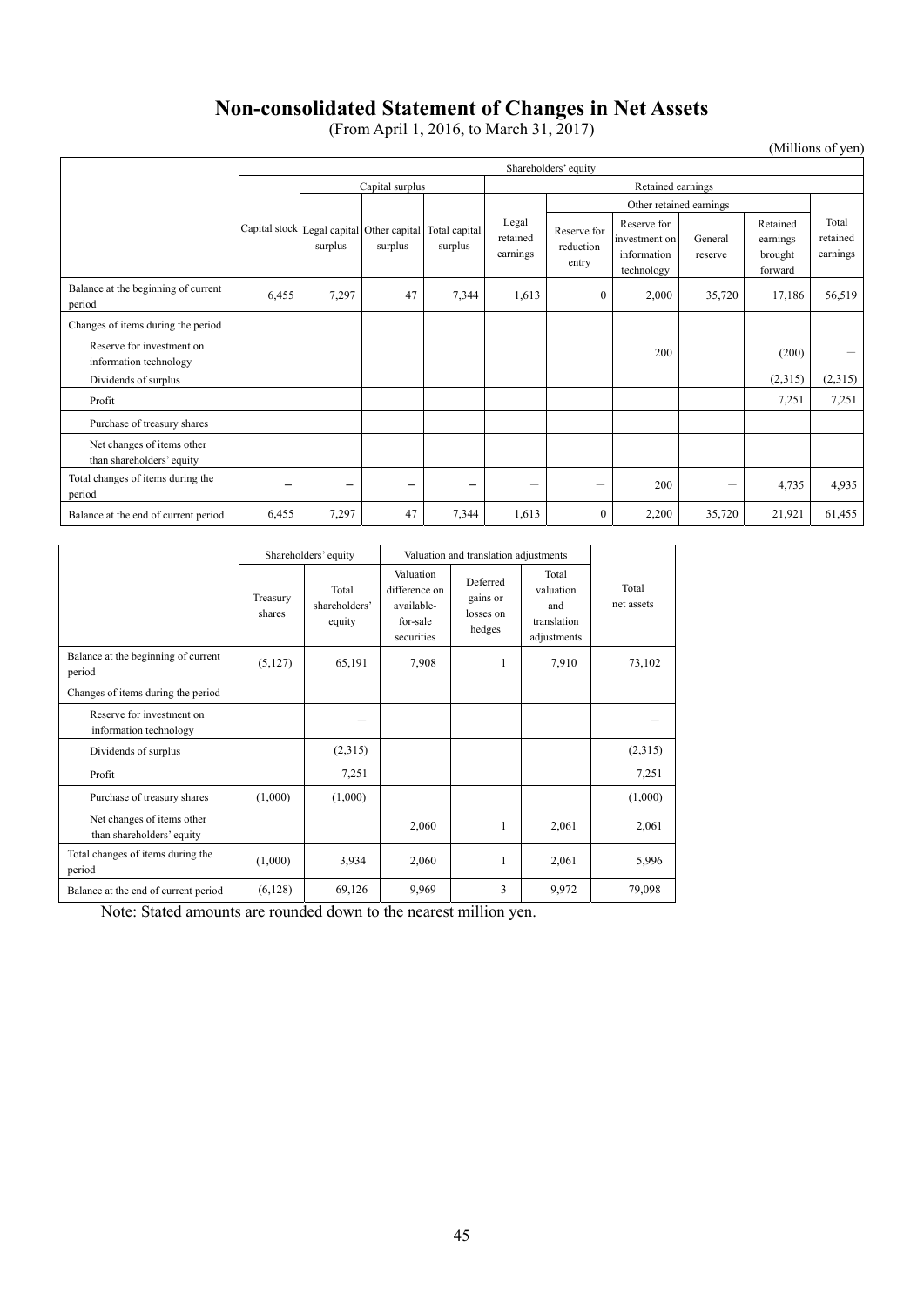# Non-consolidated Statement of Changes in Net Assets

(From April 1, 2016, to March 31, 2017)

(Millions of yen)

| | Shareholders' equity | | | | | | | | | |
|---|---|---|---|---|---|---|---|---|---|---|
| | | Capital surplus | | | Retained earnings | | | | | |
| | | | | | | Other retained earnings | | | | |
| | Capital stock | Legal capital surplus | Other capital surplus | Total capital surplus | Legal retained earnings | Reserve for reduction entry | Reserve for investment on information technology | General reserve | Retained earnings brought forward | Total retained earnings |
| Balance at the beginning of current period | 6,455 | 7,297 | 47 | 7,344 | 1,613 | 0 | 2,000 | 35,720 | 17,186 | 56,519 |
| Changes of items during the period | | | | | | | | | | |
| Reserve for investment on information technology | | | | | | | 200 | | (200) | － |
| Dividends of surplus | | | | | | | | | (2,315) | (2,315) |
| Profit | | | | | | | | | 7,251 | 7,251 |
| Purchase of treasury shares | | | | | | | | | | |
| Net changes of items other than shareholders' equity | | | | | | | | | | |
| Total changes of items during the period | － | － | － | － | － | － | 200 | － | 4,735 | 4,935 |
| Balance at the end of current period | 6,455 | 7,297 | 47 | 7,344 | 1,613 | 0 | 2,200 | 35,720 | 21,921 | 61,455 |

| | Shareholders' equity | | Valuation and translation adjustments | | | |
|---|---|---|---|---|---|---|
| | Treasury shares | Total shareholders' equity | Valuation difference on available-for-sale securities | Deferred gains or losses on hedges | Total valuation and translation adjustments | Total net assets |
| Balance at the beginning of current period | (5,127) | 65,191 | 7,908 | 1 | 7,910 | 73,102 |
| Changes of items during the period | | | | | | |
| Reserve for investment on information technology | | － | | | | － |
| Dividends of surplus | | (2,315) | | | | (2,315) |
| Profit | | 7,251 | | | | 7,251 |
| Purchase of treasury shares | (1,000) | (1,000) | | | | (1,000) |
| Net changes of items other than shareholders' equity | | | 2,060 | 1 | 2,061 | 2,061 |
| Total changes of items during the period | (1,000) | 3,934 | 2,060 | 1 | 2,061 | 5,996 |
| Balance at the end of current period | (6,128) | 69,126 | 9,969 | 3 | 9,972 | 79,098 |

Note: Stated amounts are rounded down to the nearest million yen.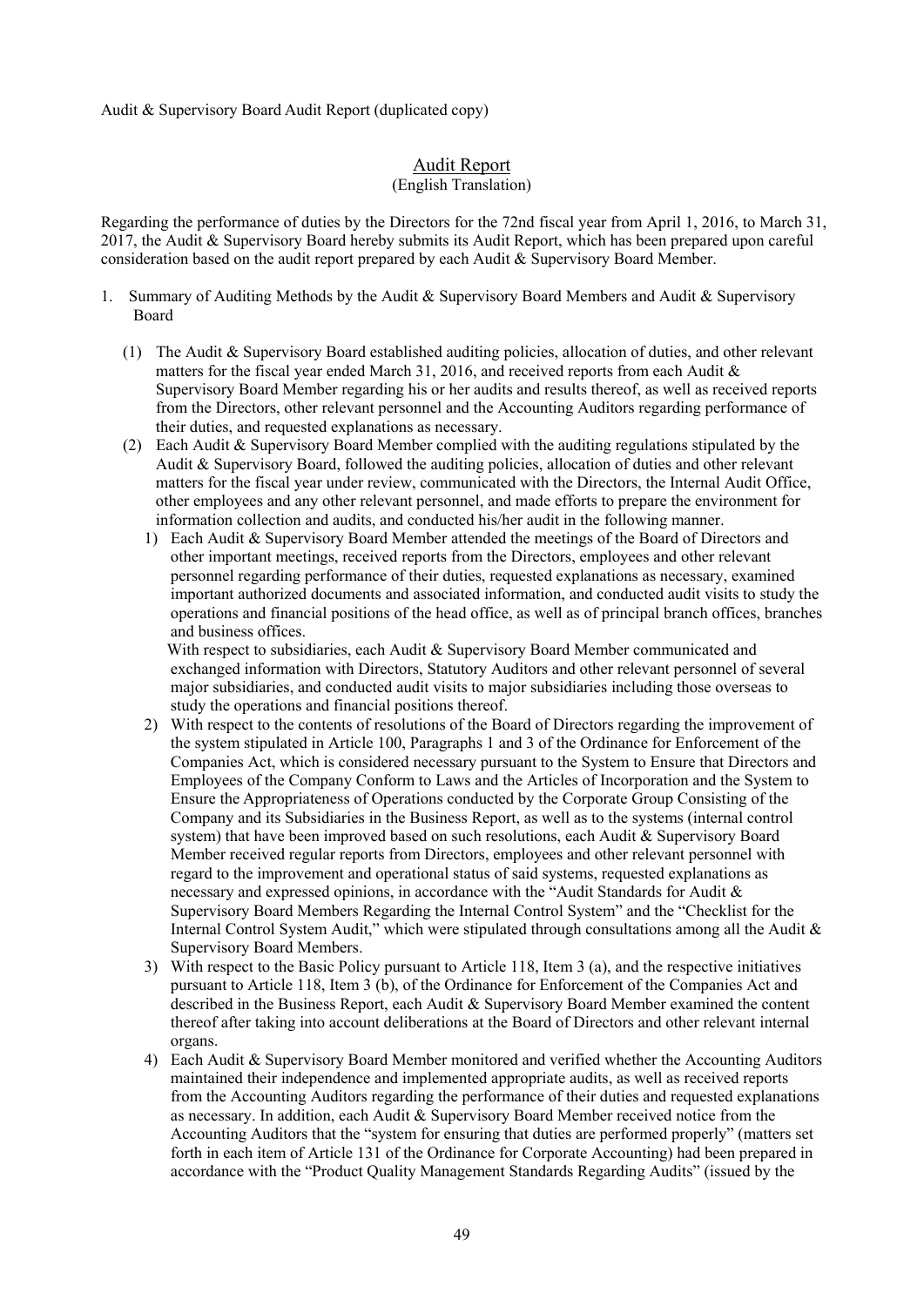Audit & Supervisory Board Audit Report (duplicated copy)

# Audit Report

(English Translation)

Regarding the performance of duties by the Directors for the 72nd fiscal year from April 1, 2016, to March 31, 2017, the Audit & Supervisory Board hereby submits its Audit Report, which has been prepared upon careful consideration based on the audit report prepared by each Audit & Supervisory Board Member.

1. Summary of Auditing Methods by the Audit & Supervisory Board Members and Audit & Supervisory Board

   (1) The Audit & Supervisory Board established auditing policies, allocation of duties, and other relevant matters for the fiscal year ended March 31, 2016, and received reports from each Audit & Supervisory Board Member regarding his or her audits and results thereof, as well as received reports from the Directors, other relevant personnel and the Accounting Auditors regarding performance of their duties, and requested explanations as necessary.

   (2) Each Audit & Supervisory Board Member complied with the auditing regulations stipulated by the Audit & Supervisory Board, followed the auditing policies, allocation of duties and other relevant matters for the fiscal year under review, communicated with the Directors, the Internal Audit Office, other employees and any other relevant personnel, and made efforts to prepare the environment for information collection and audits, and conducted his/her audit in the following manner.

      1) Each Audit & Supervisory Board Member attended the meetings of the Board of Directors and other important meetings, received reports from the Directors, employees and other relevant personnel regarding performance of their duties, requested explanations as necessary, examined important authorized documents and associated information, and conducted audit visits to study the operations and financial positions of the head office, as well as of principal branch offices, branches and business offices.

         With respect to subsidiaries, each Audit & Supervisory Board Member communicated and exchanged information with Directors, Statutory Auditors and other relevant personnel of several major subsidiaries, and conducted audit visits to major subsidiaries including those overseas to study the operations and financial positions thereof.

      2) With respect to the contents of resolutions of the Board of Directors regarding the improvement of the system stipulated in Article 100, Paragraphs 1 and 3 of the Ordinance for Enforcement of the Companies Act, which is considered necessary pursuant to the System to Ensure that Directors and Employees of the Company Conform to Laws and the Articles of Incorporation and the System to Ensure the Appropriateness of Operations conducted by the Corporate Group Consisting of the Company and its Subsidiaries in the Business Report, as well as to the systems (internal control system) that have been improved based on such resolutions, each Audit & Supervisory Board Member received regular reports from Directors, employees and other relevant personnel with regard to the improvement and operational status of said systems, requested explanations as necessary and expressed opinions, in accordance with the "Audit Standards for Audit & Supervisory Board Members Regarding the Internal Control System" and the "Checklist for the Internal Control System Audit," which were stipulated through consultations among all the Audit & Supervisory Board Members.

      3) With respect to the Basic Policy pursuant to Article 118, Item 3 (a), and the respective initiatives pursuant to Article 118, Item 3 (b), of the Ordinance for Enforcement of the Companies Act and described in the Business Report, each Audit & Supervisory Board Member examined the content thereof after taking into account deliberations at the Board of Directors and other relevant internal organs.

      4) Each Audit & Supervisory Board Member monitored and verified whether the Accounting Auditors maintained their independence and implemented appropriate audits, as well as received reports from the Accounting Auditors regarding the performance of their duties and requested explanations as necessary. In addition, each Audit & Supervisory Board Member received notice from the Accounting Auditors that the "system for ensuring that duties are performed properly" (matters set forth in each item of Article 131 of the Ordinance for Corporate Accounting) had been prepared in accordance with the "Product Quality Management Standards Regarding Audits" (issued by the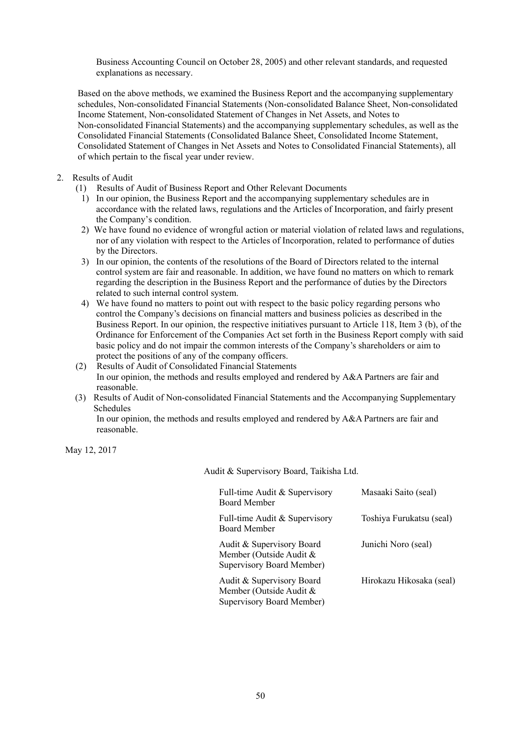Business Accounting Council on October 28, 2005) and other relevant standards, and requested explanations as necessary.

Based on the above methods, we examined the Business Report and the accompanying supplementary schedules, Non-consolidated Financial Statements (Non-consolidated Balance Sheet, Non-consolidated Income Statement, Non-consolidated Statement of Changes in Net Assets, and Notes to Non-consolidated Financial Statements) and the accompanying supplementary schedules, as well as the Consolidated Financial Statements (Consolidated Balance Sheet, Consolidated Income Statement, Consolidated Statement of Changes in Net Assets and Notes to Consolidated Financial Statements), all of which pertain to the fiscal year under review.

2. Results of Audit
   (1) Results of Audit of Business Report and Other Relevant Documents
      1) In our opinion, the Business Report and the accompanying supplementary schedules are in accordance with the related laws, regulations and the Articles of Incorporation, and fairly present the Company's condition.
      2) We have found no evidence of wrongful action or material violation of related laws and regulations, nor of any violation with respect to the Articles of Incorporation, related to performance of duties by the Directors.
      3) In our opinion, the contents of the resolutions of the Board of Directors related to the internal control system are fair and reasonable. In addition, we have found no matters on which to remark regarding the description in the Business Report and the performance of duties by the Directors related to such internal control system.
      4) We have found no matters to point out with respect to the basic policy regarding persons who control the Company's decisions on financial matters and business policies as described in the Business Report. In our opinion, the respective initiatives pursuant to Article 118, Item 3 (b), of the Ordinance for Enforcement of the Companies Act set forth in the Business Report comply with said basic policy and do not impair the common interests of the Company's shareholders or aim to protect the positions of any of the company officers.
   (2) Results of Audit of Consolidated Financial Statements
      In our opinion, the methods and results employed and rendered by A&A Partners are fair and reasonable.
   (3) Results of Audit of Non-consolidated Financial Statements and the Accompanying Supplementary Schedules
      In our opinion, the methods and results employed and rendered by A&A Partners are fair and reasonable.

May 12, 2017

Audit & Supervisory Board, Taikisha Ltd.

| | |
|---|---|
| Full-time Audit & Supervisory Board Member | Masaaki Saito (seal) |
| Full-time Audit & Supervisory Board Member | Toshiya Furukatsu (seal) |
| Audit & Supervisory Board Member (Outside Audit & Supervisory Board Member) | Junichi Noro (seal) |
| Audit & Supervisory Board Member (Outside Audit & Supervisory Board Member) | Hirokazu Hikosaka (seal) |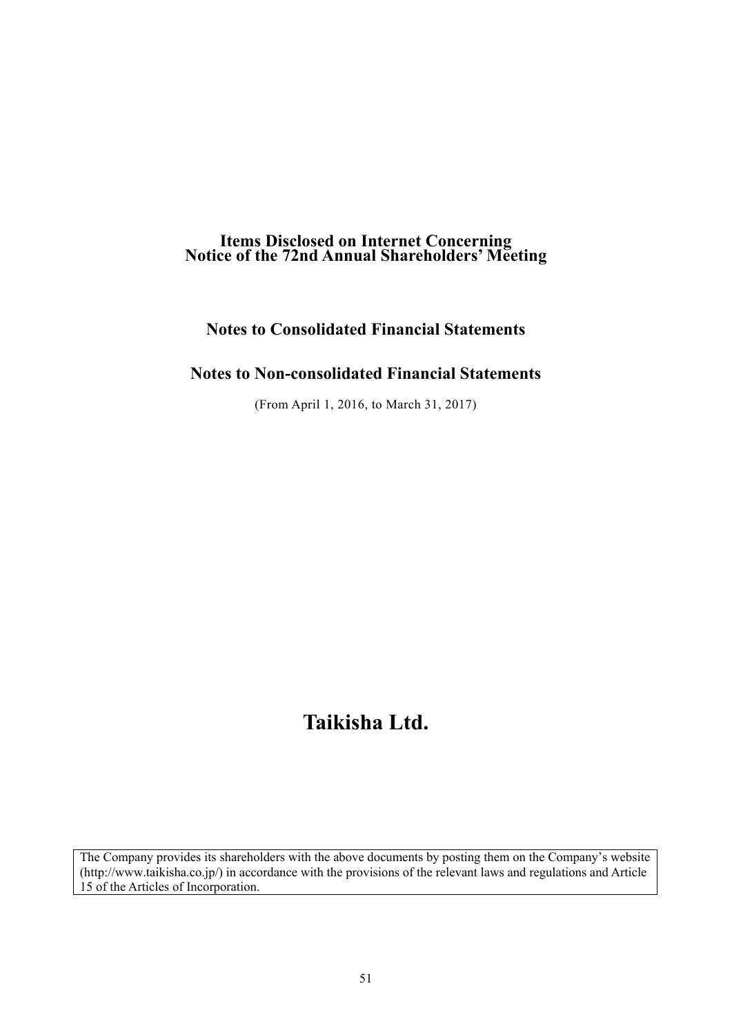# Items Disclosed on Internet Concerning Notice of the 72nd Annual Shareholders' Meeting

## Notes to Consolidated Financial Statements

## Notes to Non-consolidated Financial Statements

(From April 1, 2016, to March 31, 2017)

# Taikisha Ltd.

The Company provides its shareholders with the above documents by posting them on the Company's website (http://www.taikisha.co.jp/) in accordance with the provisions of the relevant laws and regulations and Article 15 of the Articles of Incorporation.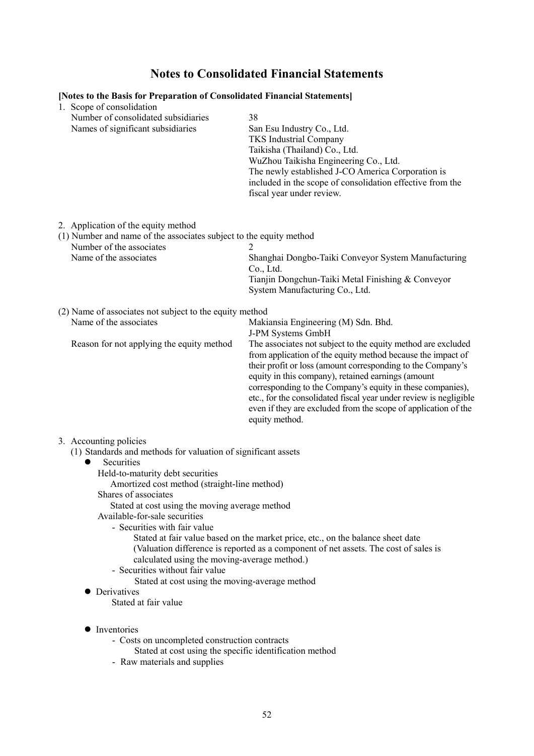# Notes to Consolidated Financial Statements

**[Notes to the Basis for Preparation of Consolidated Financial Statements]**

1. Scope of consolidation

| | |
|---|---|
| Number of consolidated subsidiaries | 38 |
| Names of significant subsidiaries | San Esu Industry Co., Ltd.<br>TKS Industrial Company<br>Taikisha (Thailand) Co., Ltd.<br>WuZhou Taikisha Engineering Co., Ltd.<br>The newly established J-CO America Corporation is included in the scope of consolidation effective from the fiscal year under review. |

2. Application of the equity method

(1) Number and name of the associates subject to the equity method

| | |
|---|---|
| Number of the associates | 2 |
| Name of the associates | Shanghai Dongbo-Taiki Conveyor System Manufacturing Co., Ltd.<br>Tianjin Dongchun-Taiki Metal Finishing & Conveyor System Manufacturing Co., Ltd. |

(2) Name of associates not subject to the equity method

| | |
|---|---|
| Name of the associates | Makiansia Engineering (M) Sdn. Bhd.<br>J-PM Systems GmbH |
| Reason for not applying the equity method | The associates not subject to the equity method are excluded from application of the equity method because the impact of their profit or loss (amount corresponding to the Company's equity in this company), retained earnings (amount corresponding to the Company's equity in these companies), etc., for the consolidated fiscal year under review is negligible even if they are excluded from the scope of application of the equity method. |

3. Accounting policies

(1) Standards and methods for valuation of significant assets

- Securities
  - Held-to-maturity debt securities
    - Amortized cost method (straight-line method)
  - Shares of associates
    - Stated at cost using the moving average method
  - Available-for-sale securities
    - Securities with fair value
      - Stated at fair value based on the market price, etc., on the balance sheet date (Valuation difference is reported as a component of net assets. The cost of sales is calculated using the moving-average method.)
    - Securities without fair value
      - Stated at cost using the moving-average method
- Derivatives
  - Stated at fair value
- Inventories
  - Costs on uncompleted construction contracts
    - Stated at cost using the specific identification method
  - Raw materials and supplies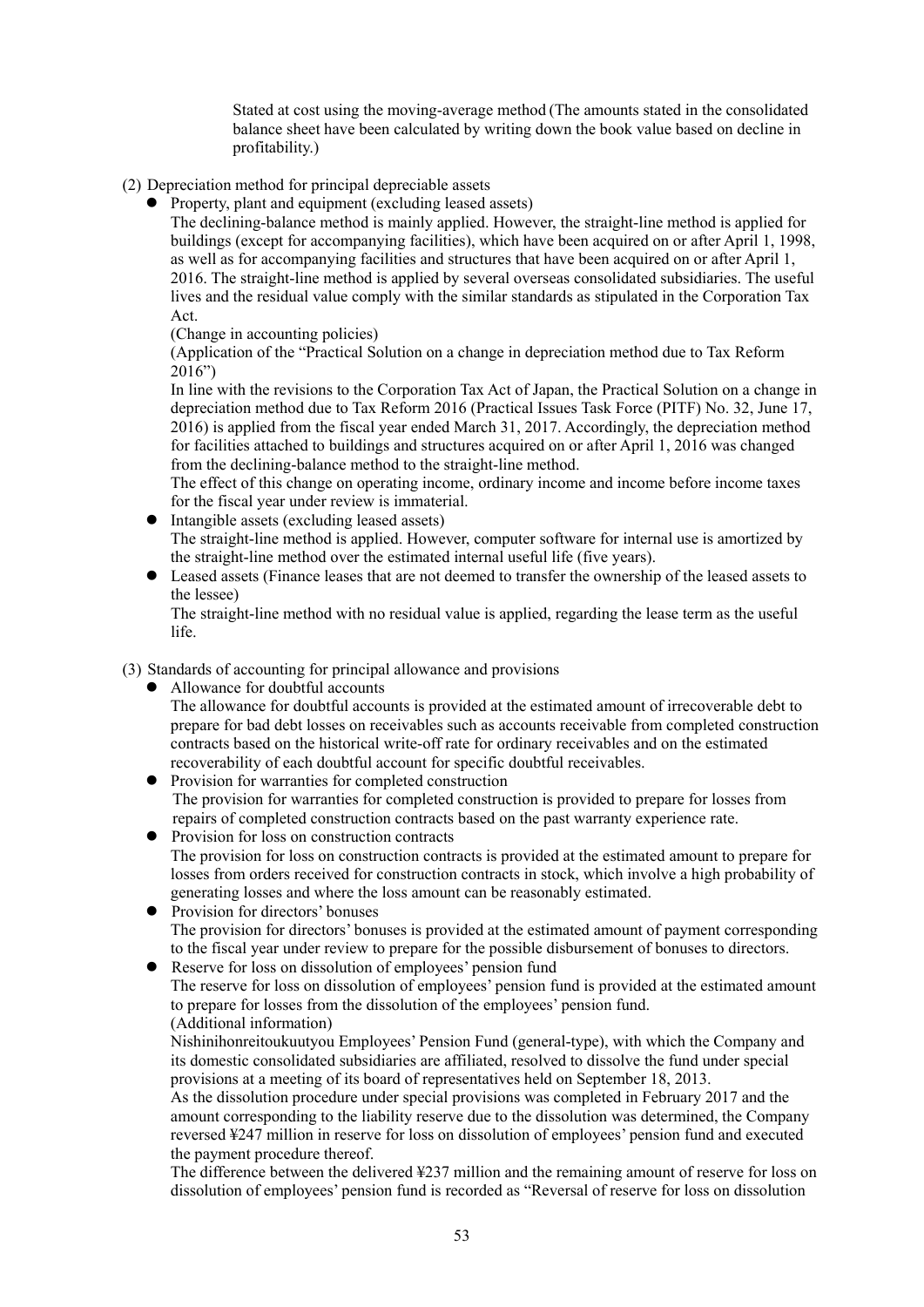Stated at cost using the moving-average method (The amounts stated in the consolidated balance sheet have been calculated by writing down the book value based on decline in profitability.)

(2) Depreciation method for principal depreciable assets

- Property, plant and equipment (excluding leased assets)

  The declining-balance method is mainly applied. However, the straight-line method is applied for buildings (except for accompanying facilities), which have been acquired on or after April 1, 1998, as well as for accompanying facilities and structures that have been acquired on or after April 1, 2016. The straight-line method is applied by several overseas consolidated subsidiaries. The useful lives and the residual value comply with the similar standards as stipulated in the Corporation Tax Act.

  (Change in accounting policies)

  (Application of the "Practical Solution on a change in depreciation method due to Tax Reform 2016")

  In line with the revisions to the Corporation Tax Act of Japan, the Practical Solution on a change in depreciation method due to Tax Reform 2016 (Practical Issues Task Force (PITF) No. 32, June 17, 2016) is applied from the fiscal year ended March 31, 2017. Accordingly, the depreciation method for facilities attached to buildings and structures acquired on or after April 1, 2016 was changed from the declining-balance method to the straight-line method.

  The effect of this change on operating income, ordinary income and income before income taxes for the fiscal year under review is immaterial.

- Intangible assets (excluding leased assets)

  The straight-line method is applied. However, computer software for internal use is amortized by the straight-line method over the estimated internal useful life (five years).

- Leased assets (Finance leases that are not deemed to transfer the ownership of the leased assets to the lessee)

  The straight-line method with no residual value is applied, regarding the lease term as the useful life.

(3) Standards of accounting for principal allowance and provisions

- Allowance for doubtful accounts

  The allowance for doubtful accounts is provided at the estimated amount of irrecoverable debt to prepare for bad debt losses on receivables such as accounts receivable from completed construction contracts based on the historical write-off rate for ordinary receivables and on the estimated recoverability of each doubtful account for specific doubtful receivables.

- Provision for warranties for completed construction

  The provision for warranties for completed construction is provided to prepare for losses from repairs of completed construction contracts based on the past warranty experience rate.

- Provision for loss on construction contracts

  The provision for loss on construction contracts is provided at the estimated amount to prepare for losses from orders received for construction contracts in stock, which involve a high probability of generating losses and where the loss amount can be reasonably estimated.

- Provision for directors' bonuses

  The provision for directors' bonuses is provided at the estimated amount of payment corresponding to the fiscal year under review to prepare for the possible disbursement of bonuses to directors.

- Reserve for loss on dissolution of employees' pension fund

  The reserve for loss on dissolution of employees' pension fund is provided at the estimated amount to prepare for losses from the dissolution of the employees' pension fund.

  (Additional information)

  Nishinihonreitoukuutyou Employees' Pension Fund (general-type), with which the Company and its domestic consolidated subsidiaries are affiliated, resolved to dissolve the fund under special provisions at a meeting of its board of representatives held on September 18, 2013.

  As the dissolution procedure under special provisions was completed in February 2017 and the amount corresponding to the liability reserve due to the dissolution was determined, the Company reversed ¥247 million in reserve for loss on dissolution of employees' pension fund and executed the payment procedure thereof.

  The difference between the delivered ¥237 million and the remaining amount of reserve for loss on dissolution of employees' pension fund is recorded as "Reversal of reserve for loss on dissolution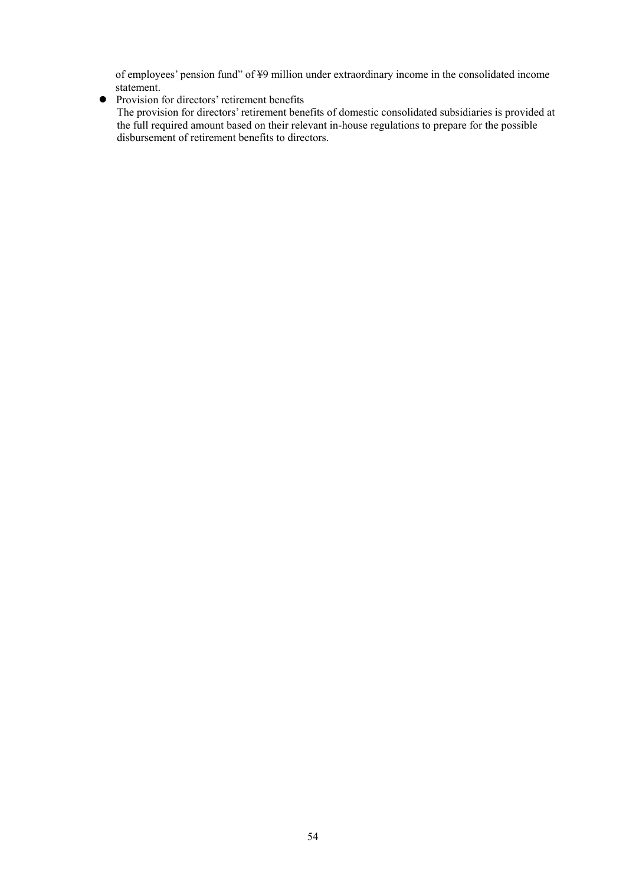of employees' pension fund" of ¥9 million under extraordinary income in the consolidated income statement.

- Provision for directors' retirement benefits
  The provision for directors' retirement benefits of domestic consolidated subsidiaries is provided at the full required amount based on their relevant in-house regulations to prepare for the possible disbursement of retirement benefits to directors.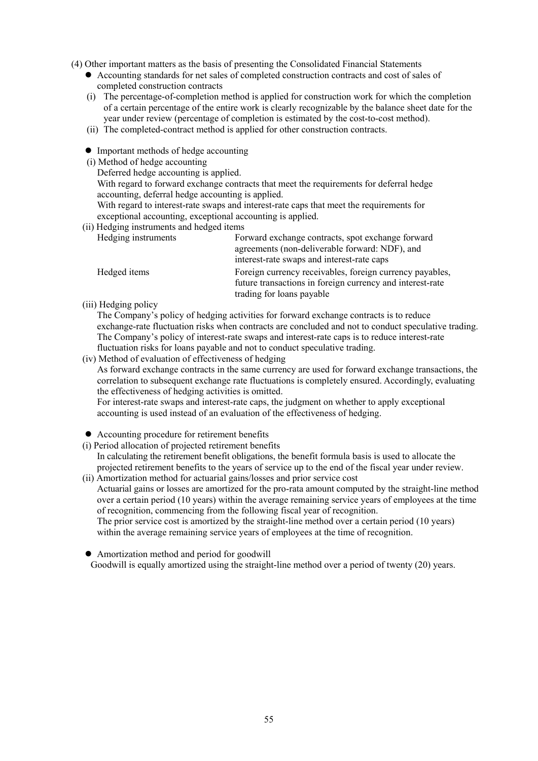(4) Other important matters as the basis of presenting the Consolidated Financial Statements

- Accounting standards for net sales of completed construction contracts and cost of sales of completed construction contracts
  - (i) The percentage-of-completion method is applied for construction work for which the completion of a certain percentage of the entire work is clearly recognizable by the balance sheet date for the year under review (percentage of completion is estimated by the cost-to-cost method).
  - (ii) The completed-contract method is applied for other construction contracts.

- Important methods of hedge accounting

(i) Method of hedge accounting

Deferred hedge accounting is applied.

With regard to forward exchange contracts that meet the requirements for deferral hedge accounting, deferral hedge accounting is applied.

With regard to interest-rate swaps and interest-rate caps that meet the requirements for exceptional accounting, exceptional accounting is applied.

(ii) Hedging instruments and hedged items

| | |
|---|---|
| Hedging instruments | Forward exchange contracts, spot exchange forward agreements (non-deliverable forward: NDF), and interest-rate swaps and interest-rate caps |
| Hedged items | Foreign currency receivables, foreign currency payables, future transactions in foreign currency and interest-rate trading for loans payable |

(iii) Hedging policy

The Company's policy of hedging activities for forward exchange contracts is to reduce exchange-rate fluctuation risks when contracts are concluded and not to conduct speculative trading. The Company's policy of interest-rate swaps and interest-rate caps is to reduce interest-rate fluctuation risks for loans payable and not to conduct speculative trading.

(iv) Method of evaluation of effectiveness of hedging

As forward exchange contracts in the same currency are used for forward exchange transactions, the correlation to subsequent exchange rate fluctuations is completely ensured. Accordingly, evaluating the effectiveness of hedging activities is omitted.

For interest-rate swaps and interest-rate caps, the judgment on whether to apply exceptional accounting is used instead of an evaluation of the effectiveness of hedging.

- Accounting procedure for retirement benefits

(i) Period allocation of projected retirement benefits

In calculating the retirement benefit obligations, the benefit formula basis is used to allocate the projected retirement benefits to the years of service up to the end of the fiscal year under review.

(ii) Amortization method for actuarial gains/losses and prior service cost

Actuarial gains or losses are amortized for the pro-rata amount computed by the straight-line method over a certain period (10 years) within the average remaining service years of employees at the time of recognition, commencing from the following fiscal year of recognition.

The prior service cost is amortized by the straight-line method over a certain period (10 years) within the average remaining service years of employees at the time of recognition.

- Amortization method and period for goodwill

Goodwill is equally amortized using the straight-line method over a period of twenty (20) years.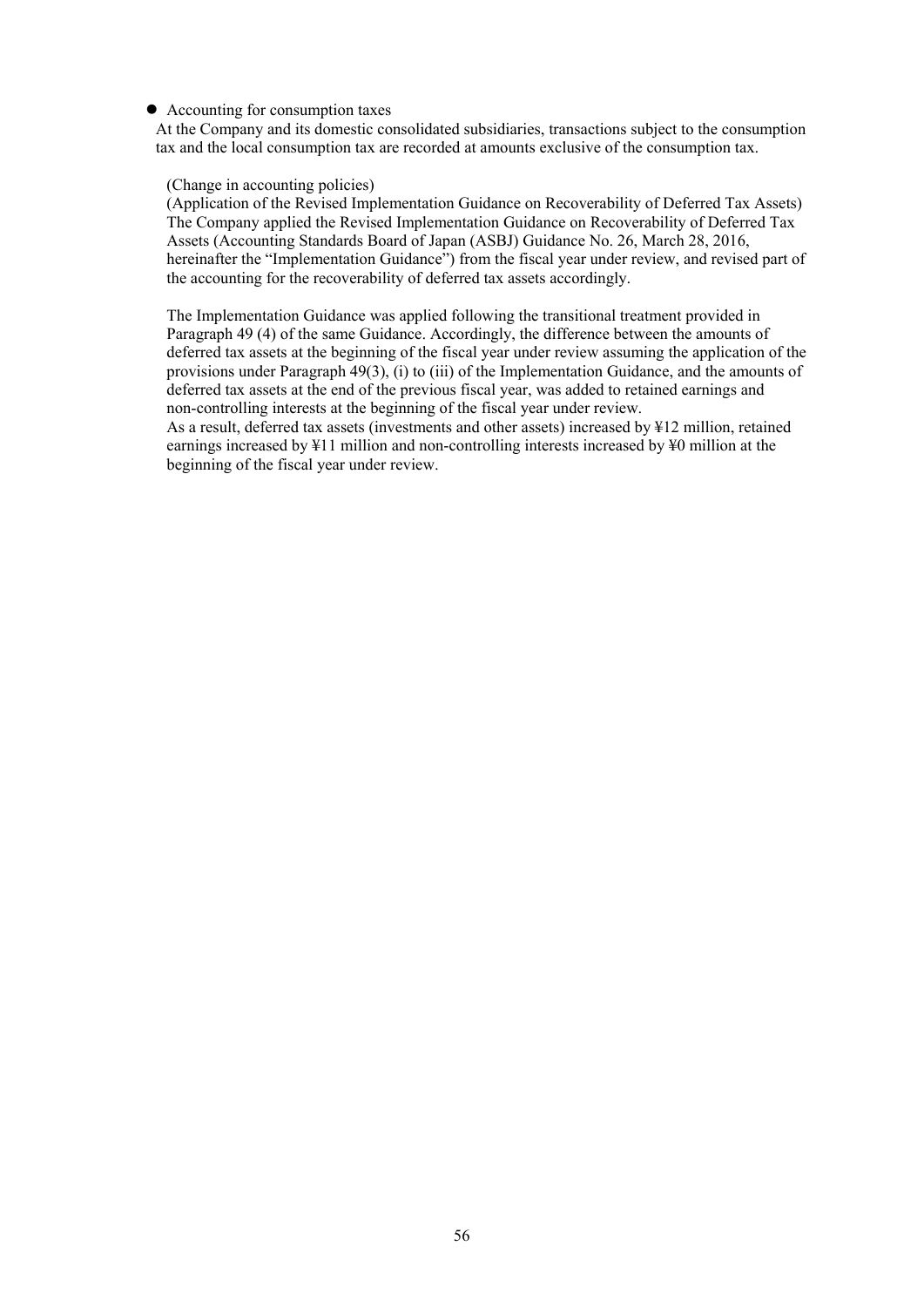- Accounting for consumption taxes

At the Company and its domestic consolidated subsidiaries, transactions subject to the consumption tax and the local consumption tax are recorded at amounts exclusive of the consumption tax.

(Change in accounting policies)

(Application of the Revised Implementation Guidance on Recoverability of Deferred Tax Assets)

The Company applied the Revised Implementation Guidance on Recoverability of Deferred Tax Assets (Accounting Standards Board of Japan (ASBJ) Guidance No. 26, March 28, 2016, hereinafter the "Implementation Guidance") from the fiscal year under review, and revised part of the accounting for the recoverability of deferred tax assets accordingly.

The Implementation Guidance was applied following the transitional treatment provided in Paragraph 49 (4) of the same Guidance. Accordingly, the difference between the amounts of deferred tax assets at the beginning of the fiscal year under review assuming the application of the provisions under Paragraph 49(3), (i) to (iii) of the Implementation Guidance, and the amounts of deferred tax assets at the end of the previous fiscal year, was added to retained earnings and non-controlling interests at the beginning of the fiscal year under review.

As a result, deferred tax assets (investments and other assets) increased by ¥12 million, retained earnings increased by ¥11 million and non-controlling interests increased by ¥0 million at the beginning of the fiscal year under review.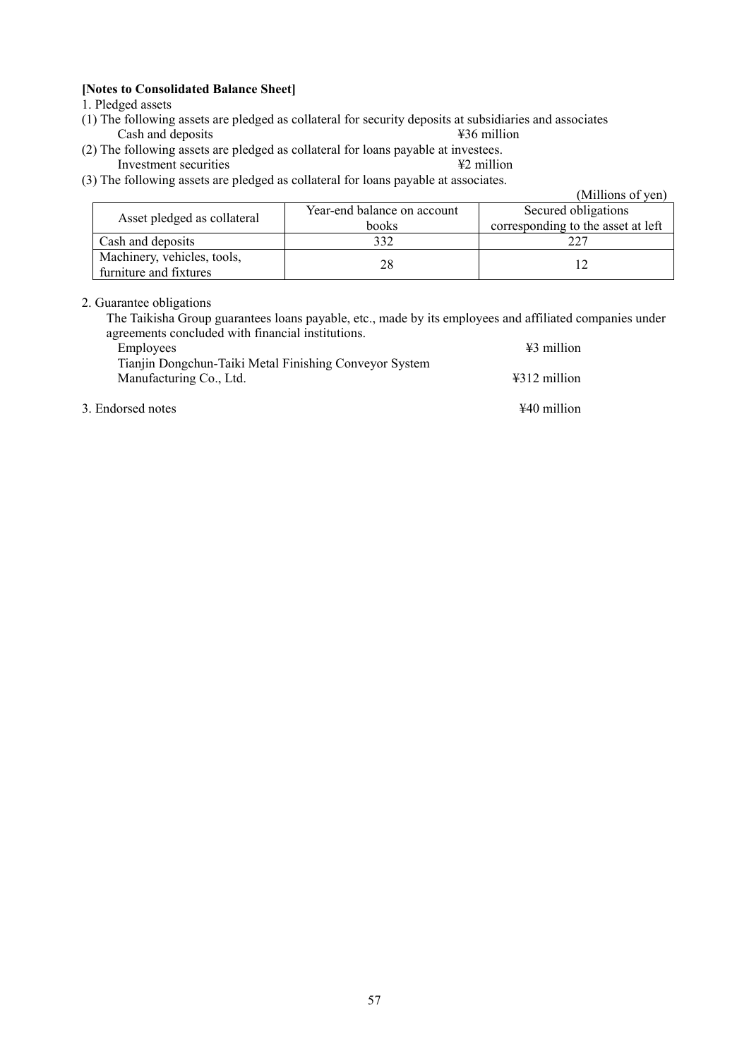**[Notes to Consolidated Balance Sheet]**

1. Pledged assets

(1) The following assets are pledged as collateral for security deposits at subsidiaries and associates

Cash and deposits ¥36 million

(2) The following assets are pledged as collateral for loans payable at investees.

Investment securities ¥2 million

(3) The following assets are pledged as collateral for loans payable at associates.

(Millions of yen)

| Asset pledged as collateral | Year-end balance on account books | Secured obligations corresponding to the asset at left |
|---|---|---|
| Cash and deposits | 332 | 227 |
| Machinery, vehicles, tools, furniture and fixtures | 28 | 12 |

2. Guarantee obligations

The Taikisha Group guarantees loans payable, etc., made by its employees and affiliated companies under agreements concluded with financial institutions.

Employees ¥3 million

Tianjin Dongchun-Taiki Metal Finishing Conveyor System Manufacturing Co., Ltd. ¥312 million

3. Endorsed notes ¥40 million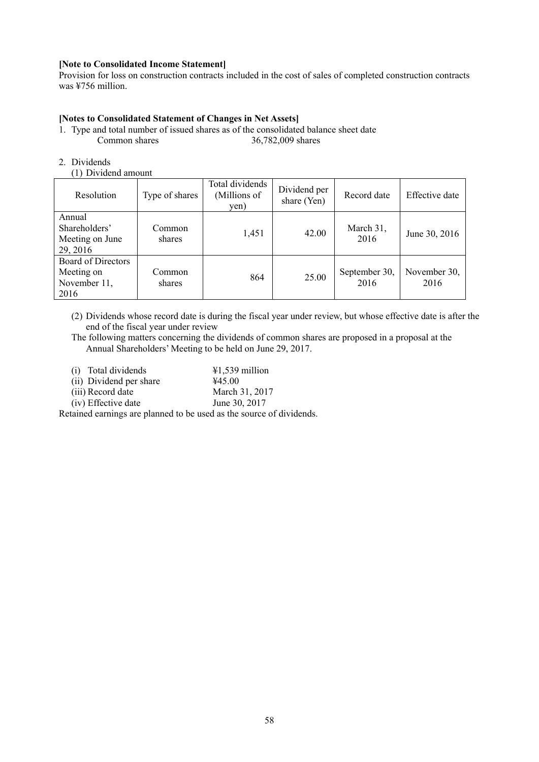**[Note to Consolidated Income Statement]**

Provision for loss on construction contracts included in the cost of sales of completed construction contracts was ¥756 million.

**[Notes to Consolidated Statement of Changes in Net Assets]**

1. Type and total number of issued shares as of the consolidated balance sheet date

   Common shares 36,782,009 shares

2. Dividends

   (1) Dividend amount

| Resolution | Type of shares | Total dividends (Millions of yen) | Dividend per share (Yen) | Record date | Effective date |
|---|---|---|---|---|---|
| Annual Shareholders' Meeting on June 29, 2016 | Common shares | 1,451 | 42.00 | March 31, 2016 | June 30, 2016 |
| Board of Directors Meeting on November 11, 2016 | Common shares | 864 | 25.00 | September 30, 2016 | November 30, 2016 |

   (2) Dividends whose record date is during the fiscal year under review, but whose effective date is after the end of the fiscal year under review

   The following matters concerning the dividends of common shares are proposed in a proposal at the Annual Shareholders' Meeting to be held on June 29, 2017.

   (i) Total dividends ¥1,539 million
   (ii) Dividend per share ¥45.00
   (iii) Record date March 31, 2017
   (iv) Effective date June 30, 2017

Retained earnings are planned to be used as the source of dividends.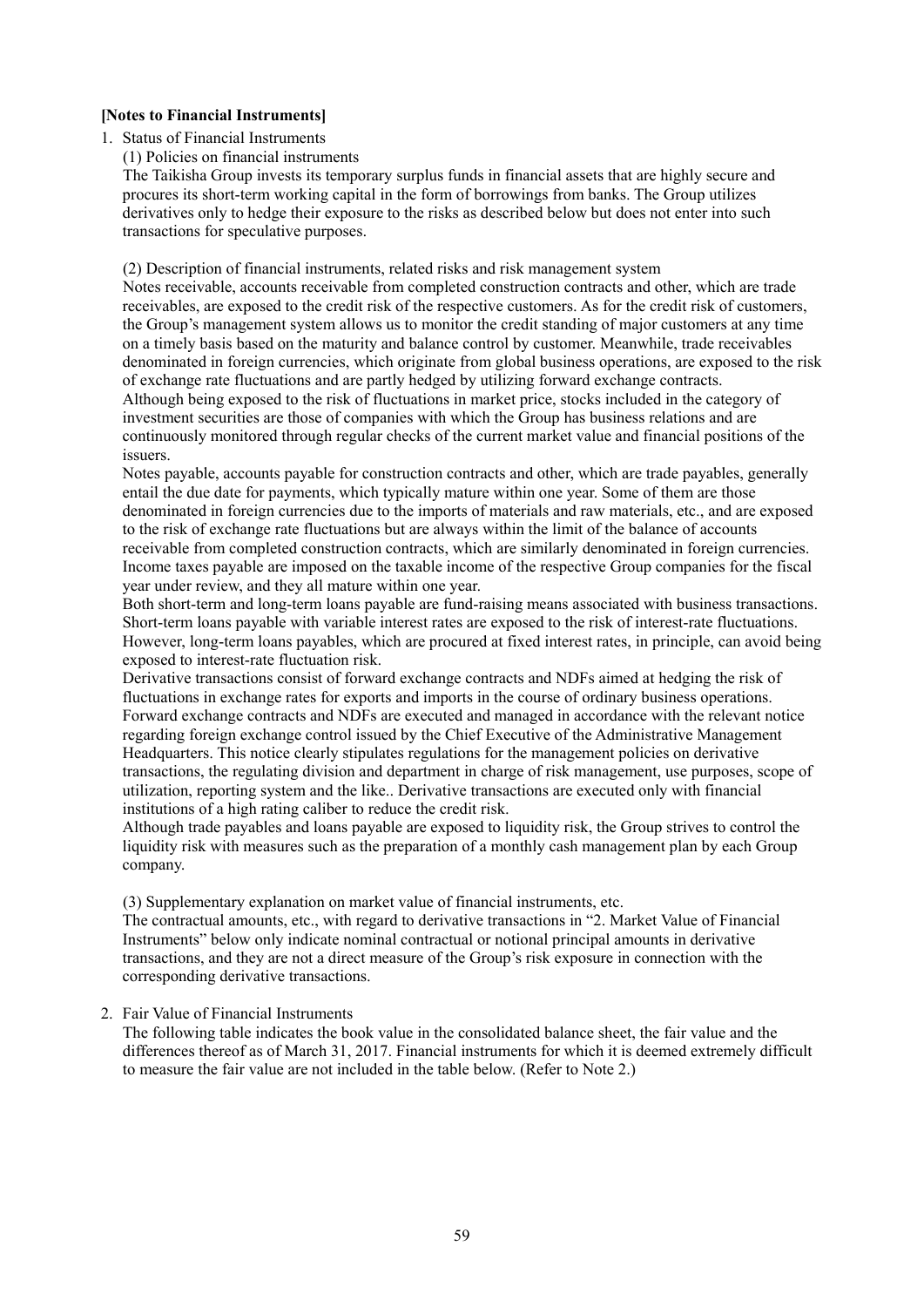**[Notes to Financial Instruments]**

1. Status of Financial Instruments

(1) Policies on financial instruments

The Taikisha Group invests its temporary surplus funds in financial assets that are highly secure and procures its short-term working capital in the form of borrowings from banks. The Group utilizes derivatives only to hedge their exposure to the risks as described below but does not enter into such transactions for speculative purposes.

(2) Description of financial instruments, related risks and risk management system

Notes receivable, accounts receivable from completed construction contracts and other, which are trade receivables, are exposed to the credit risk of the respective customers. As for the credit risk of customers, the Group's management system allows us to monitor the credit standing of major customers at any time on a timely basis based on the maturity and balance control by customer. Meanwhile, trade receivables denominated in foreign currencies, which originate from global business operations, are exposed to the risk of exchange rate fluctuations and are partly hedged by utilizing forward exchange contracts.

Although being exposed to the risk of fluctuations in market price, stocks included in the category of investment securities are those of companies with which the Group has business relations and are continuously monitored through regular checks of the current market value and financial positions of the issuers.

Notes payable, accounts payable for construction contracts and other, which are trade payables, generally entail the due date for payments, which typically mature within one year. Some of them are those denominated in foreign currencies due to the imports of materials and raw materials, etc., and are exposed to the risk of exchange rate fluctuations but are always within the limit of the balance of accounts receivable from completed construction contracts, which are similarly denominated in foreign currencies.

Income taxes payable are imposed on the taxable income of the respective Group companies for the fiscal year under review, and they all mature within one year.

Both short-term and long-term loans payable are fund-raising means associated with business transactions. Short-term loans payable with variable interest rates are exposed to the risk of interest-rate fluctuations. However, long-term loans payables, which are procured at fixed interest rates, in principle, can avoid being exposed to interest-rate fluctuation risk.

Derivative transactions consist of forward exchange contracts and NDFs aimed at hedging the risk of fluctuations in exchange rates for exports and imports in the course of ordinary business operations. Forward exchange contracts and NDFs are executed and managed in accordance with the relevant notice regarding foreign exchange control issued by the Chief Executive of the Administrative Management Headquarters. This notice clearly stipulates regulations for the management policies on derivative transactions, the regulating division and department in charge of risk management, use purposes, scope of utilization, reporting system and the like.. Derivative transactions are executed only with financial institutions of a high rating caliber to reduce the credit risk.

Although trade payables and loans payable are exposed to liquidity risk, the Group strives to control the liquidity risk with measures such as the preparation of a monthly cash management plan by each Group company.

(3) Supplementary explanation on market value of financial instruments, etc.

The contractual amounts, etc., with regard to derivative transactions in "2. Market Value of Financial Instruments" below only indicate nominal contractual or notional principal amounts in derivative transactions, and they are not a direct measure of the Group's risk exposure in connection with the corresponding derivative transactions.

2. Fair Value of Financial Instruments

The following table indicates the book value in the consolidated balance sheet, the fair value and the differences thereof as of March 31, 2017. Financial instruments for which it is deemed extremely difficult to measure the fair value are not included in the table below. (Refer to Note 2.)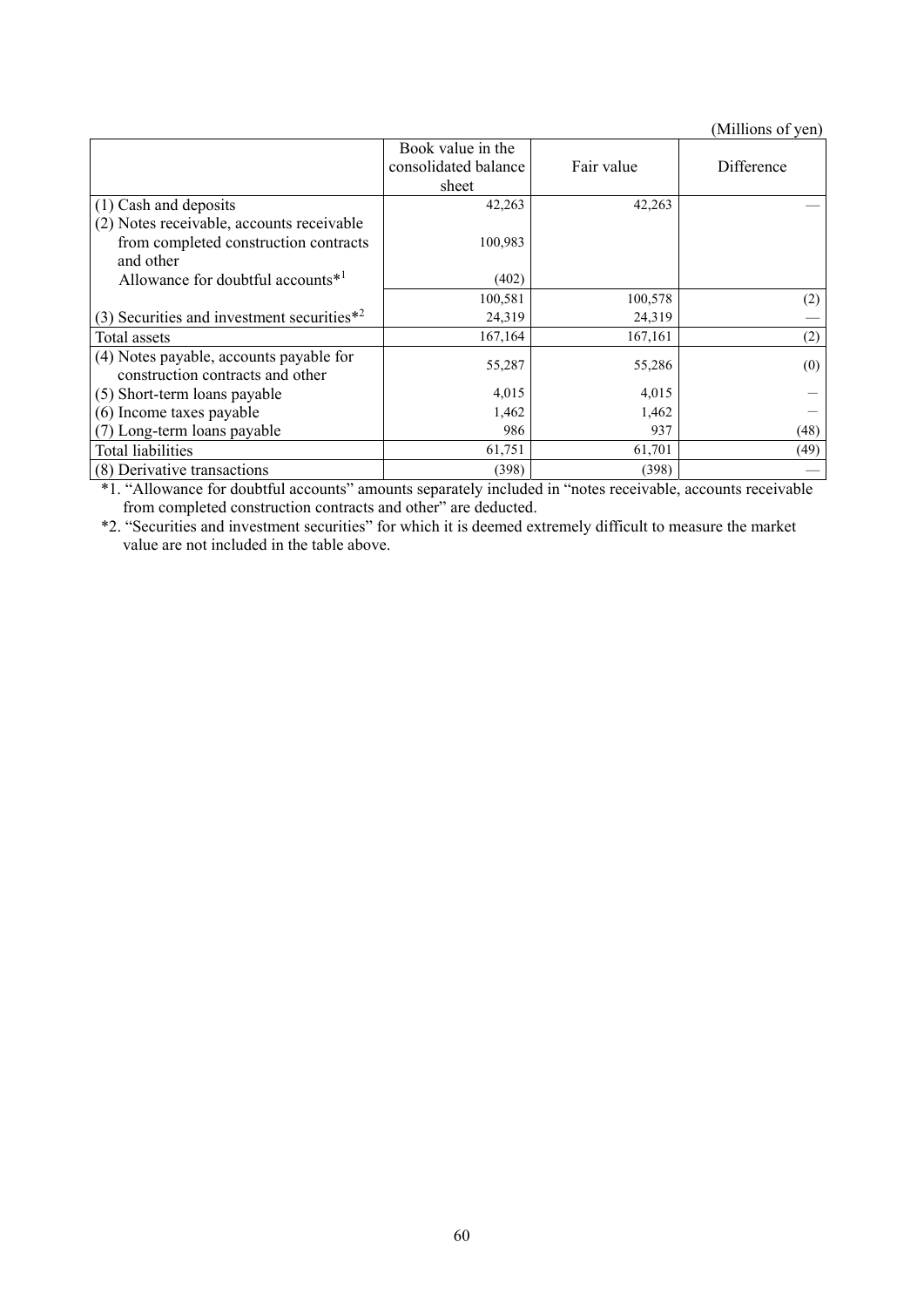(Millions of yen)

| | Book value in the consolidated balance sheet | Fair value | Difference |
|---|---|---|---|
| (1) Cash and deposits | 42,263 | 42,263 | — |
| (2) Notes receivable, accounts receivable from completed construction contracts and other | 100,983 | | |
| Allowance for doubtful accounts*1 | (402) | | |
| | 100,581 | 100,578 | (2) |
| (3) Securities and investment securities*2 | 24,319 | 24,319 | — |
| Total assets | 167,164 | 167,161 | (2) |
| (4) Notes payable, accounts payable for construction contracts and other | 55,287 | 55,286 | (0) |
| (5) Short-term loans payable | 4,015 | 4,015 | — |
| (6) Income taxes payable | 1,462 | 1,462 | — |
| (7) Long-term loans payable | 986 | 937 | (48) |
| Total liabilities | 61,751 | 61,701 | (49) |
| (8) Derivative transactions | (398) | (398) | — |

*1. "Allowance for doubtful accounts" amounts separately included in "notes receivable, accounts receivable from completed construction contracts and other" are deducted.

*2. "Securities and investment securities" for which it is deemed extremely difficult to measure the market value are not included in the table above.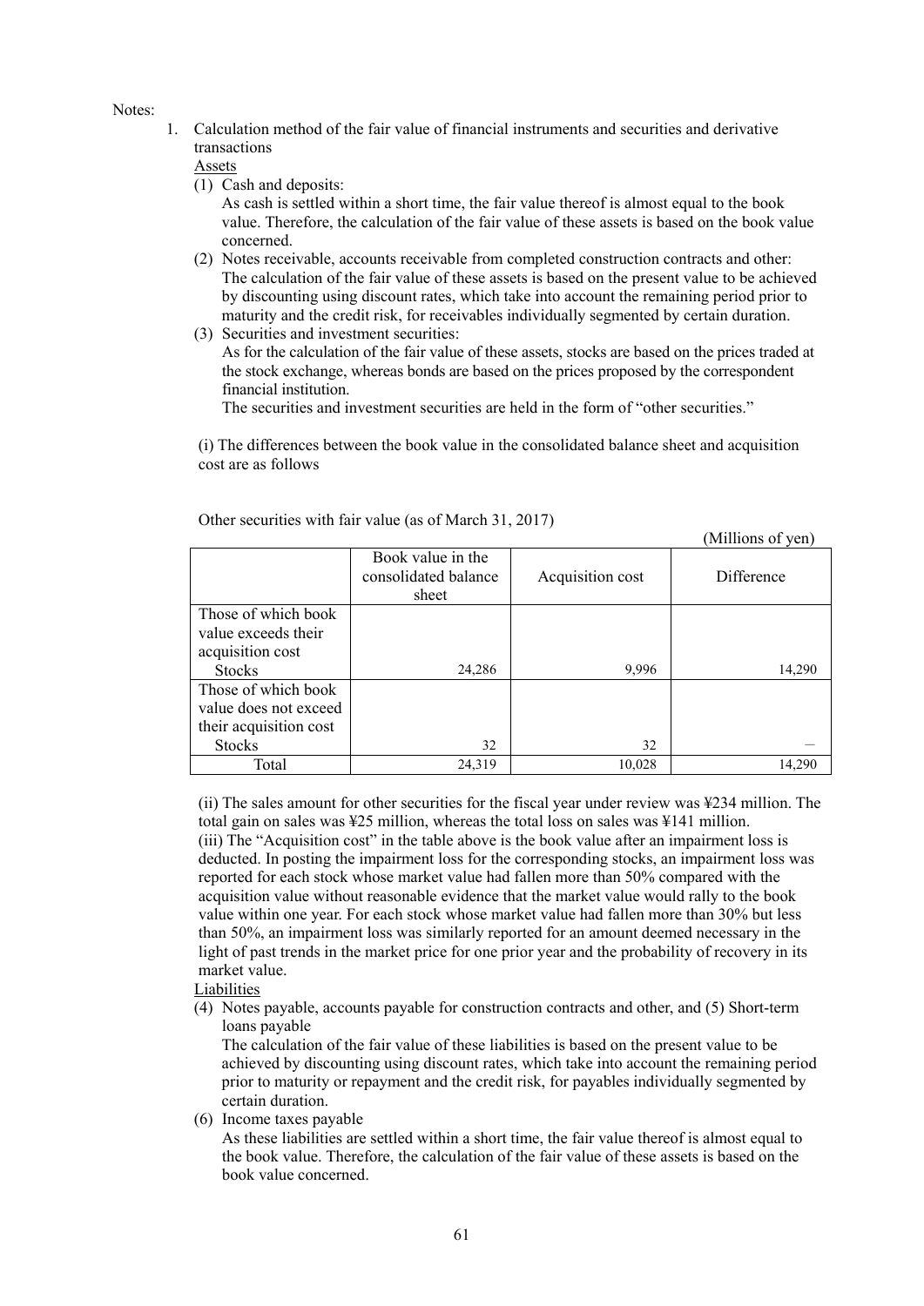Notes:

1. Calculation method of the fair value of financial instruments and securities and derivative transactions

   Assets

   (1) Cash and deposits:
   As cash is settled within a short time, the fair value thereof is almost equal to the book value. Therefore, the calculation of the fair value of these assets is based on the book value concerned.

   (2) Notes receivable, accounts receivable from completed construction contracts and other:
   The calculation of the fair value of these assets is based on the present value to be achieved by discounting using discount rates, which take into account the remaining period prior to maturity and the credit risk, for receivables individually segmented by certain duration.

   (3) Securities and investment securities:
   As for the calculation of the fair value of these assets, stocks are based on the prices traded at the stock exchange, whereas bonds are based on the prices proposed by the correspondent financial institution.
   The securities and investment securities are held in the form of "other securities."

   (i) The differences between the book value in the consolidated balance sheet and acquisition cost are as follows

   Other securities with fair value (as of March 31, 2017)

   (Millions of yen)

   |  | Book value in the consolidated balance sheet | Acquisition cost | Difference |
   |---|---|---|---|
   | Those of which book value exceeds their acquisition cost Stocks | 24,286 | 9,996 | 14,290 |
   | Those of which book value does not exceed their acquisition cost Stocks | 32 | 32 | — |
   | Total | 24,319 | 10,028 | 14,290 |

   (ii) The sales amount for other securities for the fiscal year under review was ¥234 million. The total gain on sales was ¥25 million, whereas the total loss on sales was ¥141 million.
   (iii) The "Acquisition cost" in the table above is the book value after an impairment loss is deducted. In posting the impairment loss for the corresponding stocks, an impairment loss was reported for each stock whose market value had fallen more than 50% compared with the acquisition value without reasonable evidence that the market value would rally to the book value within one year. For each stock whose market value had fallen more than 30% but less than 50%, an impairment loss was similarly reported for an amount deemed necessary in the light of past trends in the market price for one prior year and the probability of recovery in its market value.

   Liabilities

   (4) Notes payable, accounts payable for construction contracts and other, and (5) Short-term loans payable
   The calculation of the fair value of these liabilities is based on the present value to be achieved by discounting using discount rates, which take into account the remaining period prior to maturity or repayment and the credit risk, for payables individually segmented by certain duration.

   (6) Income taxes payable
   As these liabilities are settled within a short time, the fair value thereof is almost equal to the book value. Therefore, the calculation of the fair value of these assets is based on the book value concerned.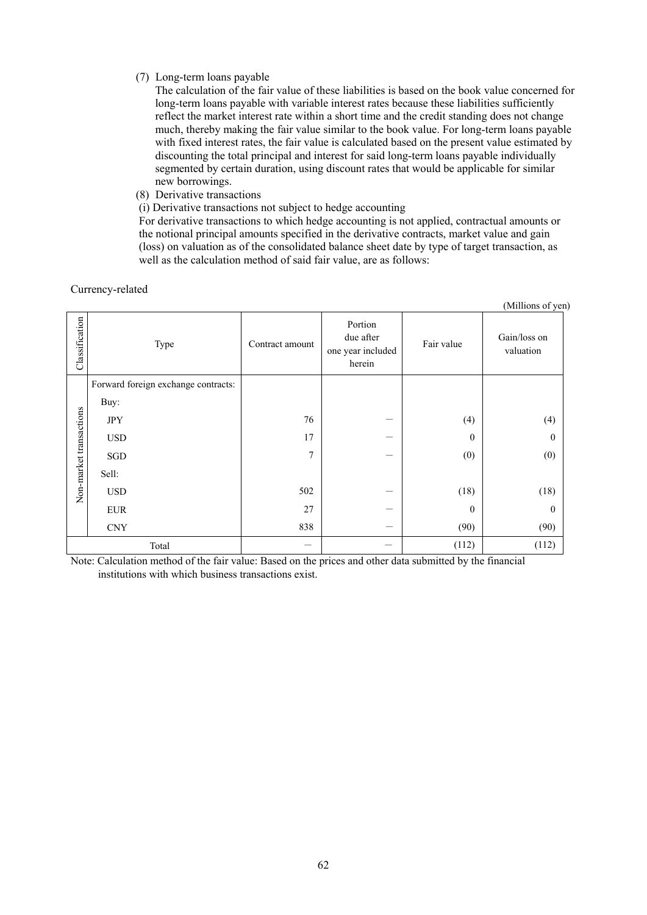(7) Long-term loans payable

The calculation of the fair value of these liabilities is based on the book value concerned for long-term loans payable with variable interest rates because these liabilities sufficiently reflect the market interest rate within a short time and the credit standing does not change much, thereby making the fair value similar to the book value. For long-term loans payable with fixed interest rates, the fair value is calculated based on the present value estimated by discounting the total principal and interest for said long-term loans payable individually segmented by certain duration, using discount rates that would be applicable for similar new borrowings.

(8) Derivative transactions

(i) Derivative transactions not subject to hedge accounting

For derivative transactions to which hedge accounting is not applied, contractual amounts or the notional principal amounts specified in the derivative contracts, market value and gain (loss) on valuation as of the consolidated balance sheet date by type of target transaction, as well as the calculation method of said fair value, are as follows:

Currency-related

(Millions of yen)

| Classification | Type | Contract amount | Portion due after one year included herein | Fair value | Gain/loss on valuation |
|---|---|---|---|---|---|
| Non-market transactions | Forward foreign exchange contracts: | | | | |
| | Buy: | | | | |
| | JPY | 76 | — | (4) | (4) |
| | USD | 17 | — | 0 | 0 |
| | SGD | 7 | — | (0) | (0) |
| | Sell: | | | | |
| | USD | 502 | — | (18) | (18) |
| | EUR | 27 | — | 0 | 0 |
| | CNY | 838 | — | (90) | (90) |
| Total | | — | — | (112) | (112) |

Note: Calculation method of the fair value: Based on the prices and other data submitted by the financial institutions with which business transactions exist.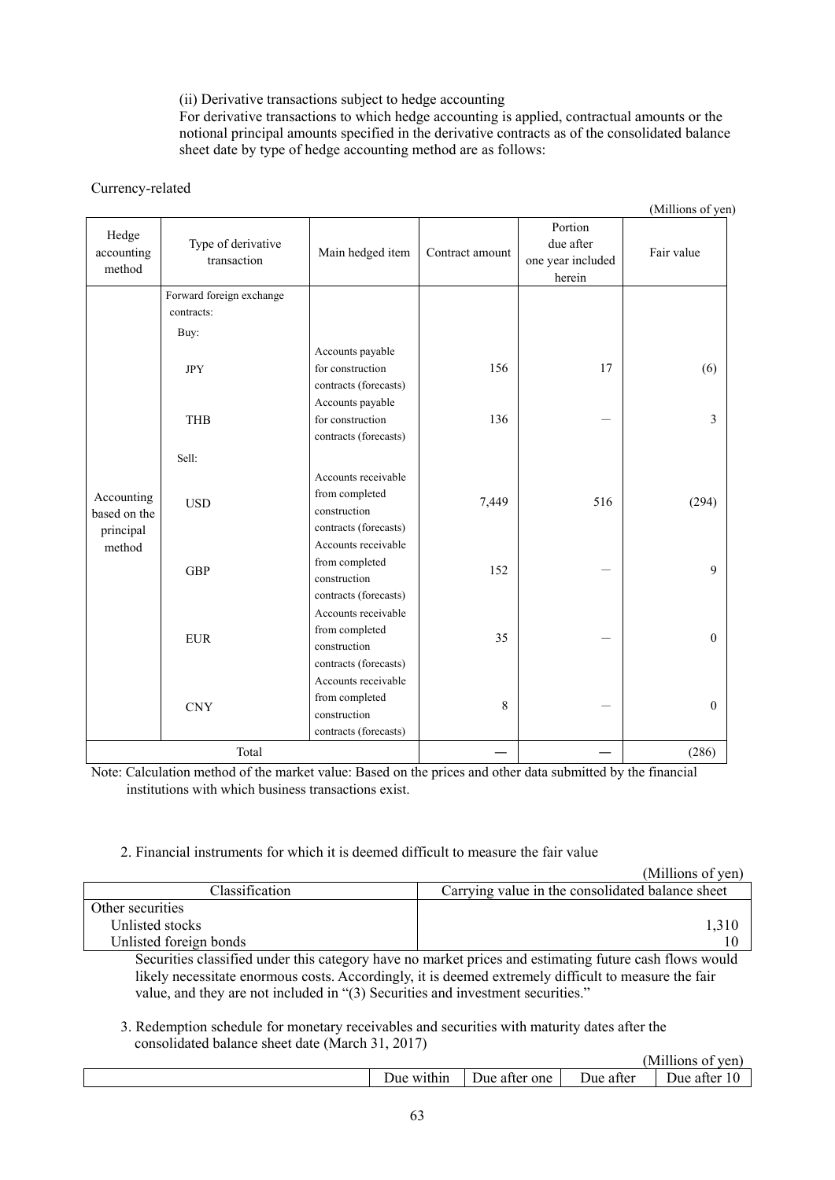(ii) Derivative transactions subject to hedge accounting

For derivative transactions to which hedge accounting is applied, contractual amounts or the notional principal amounts specified in the derivative contracts as of the consolidated balance sheet date by type of hedge accounting method are as follows:

Currency-related

(Millions of yen)

| Hedge accounting method | Type of derivative transaction | Main hedged item | Contract amount | Portion due after one year included herein | Fair value |
|---|---|---|---|---|---|
| Accounting based on the principal method | Forward foreign exchange contracts: | | | | |
| | Buy: | | | | |
| | JPY | Accounts payable for construction contracts (forecasts) | 156 | 17 | (6) |
| | THB | Accounts payable for construction contracts (forecasts) | 136 | ― | 3 |
| | Sell: | | | | |
| | USD | Accounts receivable from completed construction contracts (forecasts) | 7,449 | 516 | (294) |
| | GBP | Accounts receivable from completed construction contracts (forecasts) | 152 | ― | 9 |
| | EUR | Accounts receivable from completed construction contracts (forecasts) | 35 | ― | 0 |
| | CNY | Accounts receivable from completed construction contracts (forecasts) | 8 | ― | 0 |
| Total | | | ― | ― | (286) |

Note: Calculation method of the market value: Based on the prices and other data submitted by the financial institutions with which business transactions exist.

2. Financial instruments for which it is deemed difficult to measure the fair value

(Millions of yen)

| Classification | Carrying value in the consolidated balance sheet |
|---|---|
| Other securities | |
| Unlisted stocks | 1,310 |
| Unlisted foreign bonds | 10 |

Securities classified under this category have no market prices and estimating future cash flows would likely necessitate enormous costs. Accordingly, it is deemed extremely difficult to measure the fair value, and they are not included in "(3) Securities and investment securities."

3. Redemption schedule for monetary receivables and securities with maturity dates after the consolidated balance sheet date (March 31, 2017)

(Millions of yen)

| | Due within | Due after one | Due after | Due after 10 |
|---|---|---|---|---|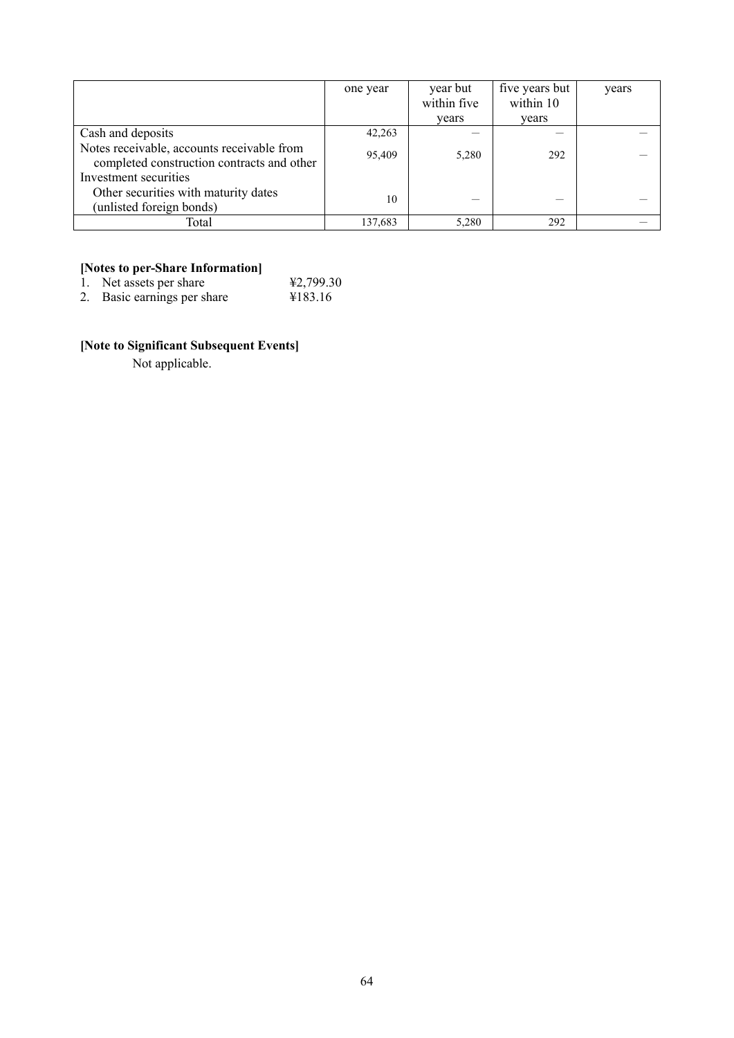| | one year | year but within five years | five years but within 10 years | years |
|---|---|---|---|---|
| Cash and deposits | 42,263 | — | — | — |
| Notes receivable, accounts receivable from completed construction contracts and other | 95,409 | 5,280 | 292 | — |
| Investment securities | | | | |
| Other securities with maturity dates (unlisted foreign bonds) | 10 | — | — | — |
| Total | 137,683 | 5,280 | 292 | — |

**[Notes to per-Share Information]**

1. Net assets per share ¥2,799.30
2. Basic earnings per share ¥183.16

**[Note to Significant Subsequent Events]**

Not applicable.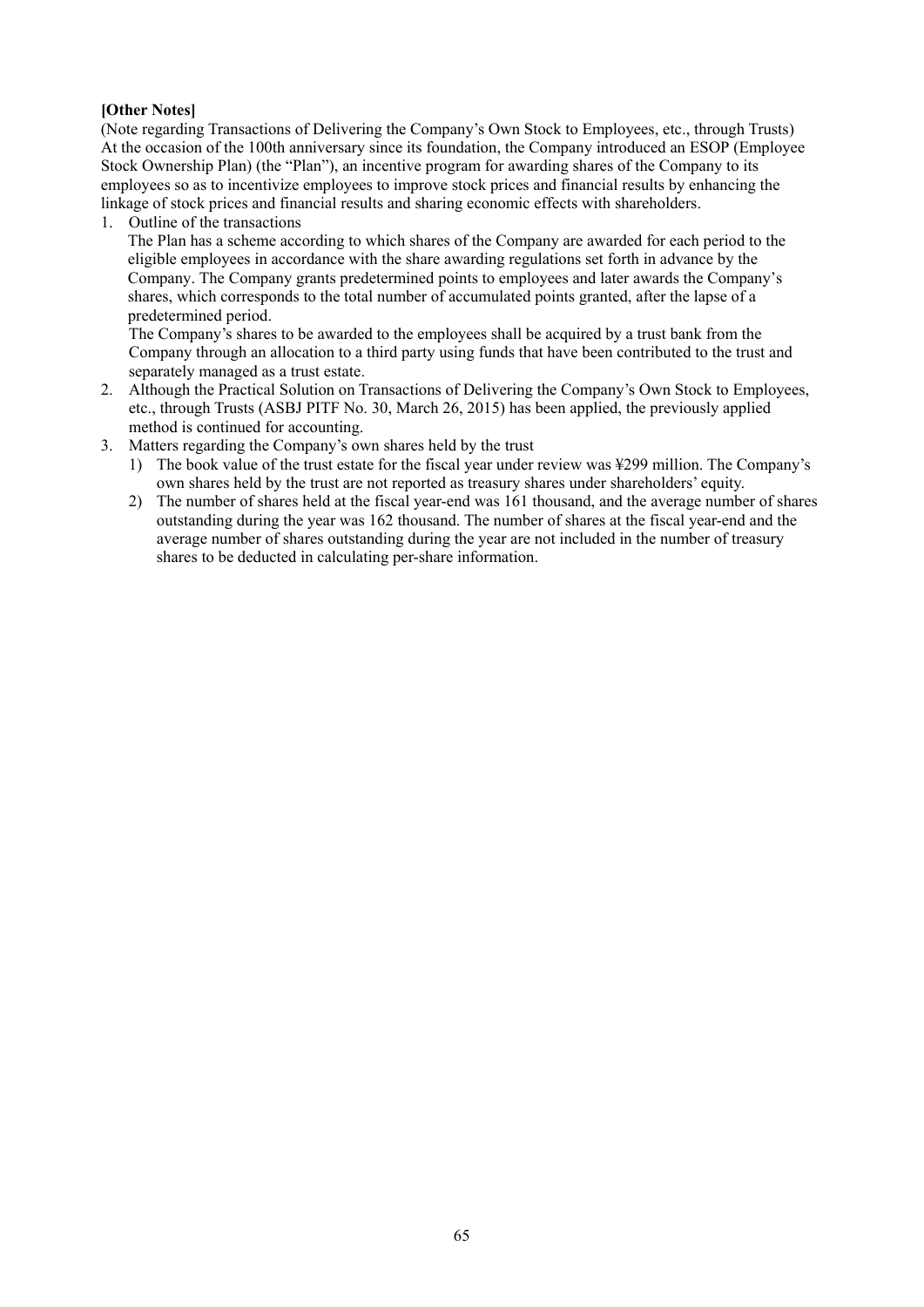**[Other Notes]**

(Note regarding Transactions of Delivering the Company's Own Stock to Employees, etc., through Trusts)

At the occasion of the 100th anniversary since its foundation, the Company introduced an ESOP (Employee Stock Ownership Plan) (the "Plan"), an incentive program for awarding shares of the Company to its employees so as to incentivize employees to improve stock prices and financial results by enhancing the linkage of stock prices and financial results and sharing economic effects with shareholders.

1. Outline of the transactions

   The Plan has a scheme according to which shares of the Company are awarded for each period to the eligible employees in accordance with the share awarding regulations set forth in advance by the Company. The Company grants predetermined points to employees and later awards the Company's shares, which corresponds to the total number of accumulated points granted, after the lapse of a predetermined period.

   The Company's shares to be awarded to the employees shall be acquired by a trust bank from the Company through an allocation to a third party using funds that have been contributed to the trust and separately managed as a trust estate.

2. Although the Practical Solution on Transactions of Delivering the Company's Own Stock to Employees, etc., through Trusts (ASBJ PITF No. 30, March 26, 2015) has been applied, the previously applied method is continued for accounting.
3. Matters regarding the Company's own shares held by the trust
   1) The book value of the trust estate for the fiscal year under review was ¥299 million. The Company's own shares held by the trust are not reported as treasury shares under shareholders' equity.
   2) The number of shares held at the fiscal year-end was 161 thousand, and the average number of shares outstanding during the year was 162 thousand. The number of shares at the fiscal year-end and the average number of shares outstanding during the year are not included in the number of treasury shares to be deducted in calculating per-share information.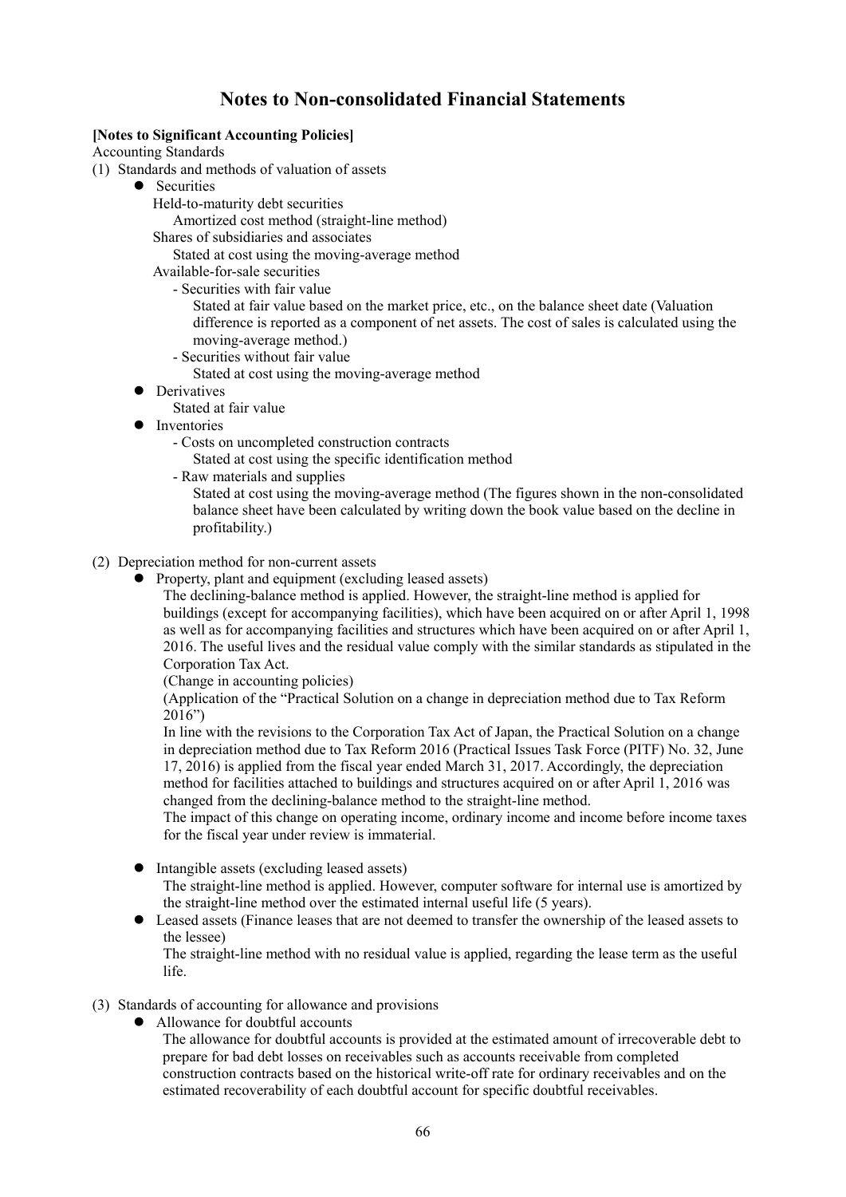# Notes to Non-consolidated Financial Statements

**[Notes to Significant Accounting Policies]**

Accounting Standards

(1) Standards and methods of valuation of assets

- Securities

  Held-to-maturity debt securities

  Amortized cost method (straight-line method)

  Shares of subsidiaries and associates

  Stated at cost using the moving-average method

  Available-for-sale securities

  - Securities with fair value

    Stated at fair value based on the market price, etc., on the balance sheet date (Valuation difference is reported as a component of net assets. The cost of sales is calculated using the moving-average method.)

  - Securities without fair value

    Stated at cost using the moving-average method

- Derivatives

  Stated at fair value

- Inventories

  - Costs on uncompleted construction contracts

    Stated at cost using the specific identification method

  - Raw materials and supplies

    Stated at cost using the moving-average method (The figures shown in the non-consolidated balance sheet have been calculated by writing down the book value based on the decline in profitability.)

(2) Depreciation method for non-current assets

- Property, plant and equipment (excluding leased assets)

  The declining-balance method is applied. However, the straight-line method is applied for buildings (except for accompanying facilities), which have been acquired on or after April 1, 1998 as well as for accompanying facilities and structures which have been acquired on or after April 1, 2016. The useful lives and the residual value comply with the similar standards as stipulated in the Corporation Tax Act.

  (Change in accounting policies)

  (Application of the "Practical Solution on a change in depreciation method due to Tax Reform 2016")

  In line with the revisions to the Corporation Tax Act of Japan, the Practical Solution on a change in depreciation method due to Tax Reform 2016 (Practical Issues Task Force (PITF) No. 32, June 17, 2016) is applied from the fiscal year ended March 31, 2017. Accordingly, the depreciation method for facilities attached to buildings and structures acquired on or after April 1, 2016 was changed from the declining-balance method to the straight-line method.

  The impact of this change on operating income, ordinary income and income before income taxes for the fiscal year under review is immaterial.

- Intangible assets (excluding leased assets)

  The straight-line method is applied. However, computer software for internal use is amortized by the straight-line method over the estimated internal useful life (5 years).

- Leased assets (Finance leases that are not deemed to transfer the ownership of the leased assets to the lessee)

  The straight-line method with no residual value is applied, regarding the lease term as the useful life.

(3) Standards of accounting for allowance and provisions

- Allowance for doubtful accounts

  The allowance for doubtful accounts is provided at the estimated amount of irrecoverable debt to prepare for bad debt losses on receivables such as accounts receivable from completed construction contracts based on the historical write-off rate for ordinary receivables and on the estimated recoverability of each doubtful account for specific doubtful receivables.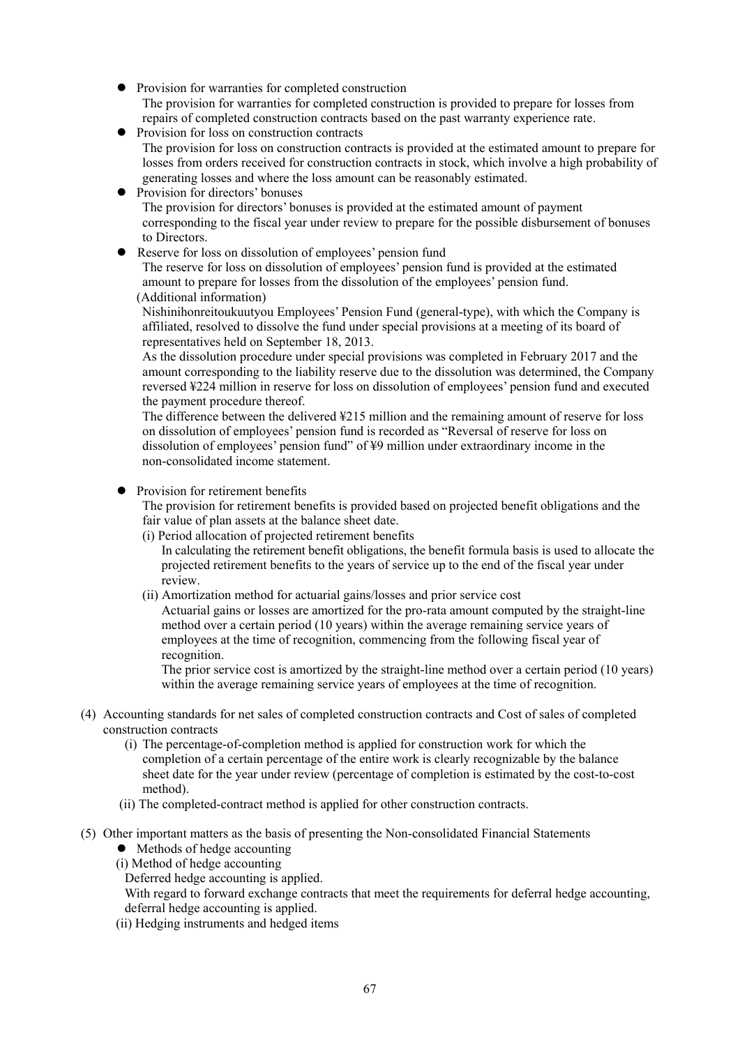- Provision for warranties for completed construction

  The provision for warranties for completed construction is provided to prepare for losses from repairs of completed construction contracts based on the past warranty experience rate.

- Provision for loss on construction contracts

  The provision for loss on construction contracts is provided at the estimated amount to prepare for losses from orders received for construction contracts in stock, which involve a high probability of generating losses and where the loss amount can be reasonably estimated.

- Provision for directors' bonuses

  The provision for directors' bonuses is provided at the estimated amount of payment corresponding to the fiscal year under review to prepare for the possible disbursement of bonuses to Directors.

- Reserve for loss on dissolution of employees' pension fund

  The reserve for loss on dissolution of employees' pension fund is provided at the estimated amount to prepare for losses from the dissolution of the employees' pension fund.

  (Additional information)

  Nishinihonreitoukuutyou Employees' Pension Fund (general-type), with which the Company is affiliated, resolved to dissolve the fund under special provisions at a meeting of its board of representatives held on September 18, 2013.

  As the dissolution procedure under special provisions was completed in February 2017 and the amount corresponding to the liability reserve due to the dissolution was determined, the Company reversed ¥224 million in reserve for loss on dissolution of employees' pension fund and executed the payment procedure thereof.

  The difference between the delivered ¥215 million and the remaining amount of reserve for loss on dissolution of employees' pension fund is recorded as "Reversal of reserve for loss on dissolution of employees' pension fund" of ¥9 million under extraordinary income in the non-consolidated income statement.

- Provision for retirement benefits

  The provision for retirement benefits is provided based on projected benefit obligations and the fair value of plan assets at the balance sheet date.

  (i) Period allocation of projected retirement benefits

  In calculating the retirement benefit obligations, the benefit formula basis is used to allocate the projected retirement benefits to the years of service up to the end of the fiscal year under review.

  (ii) Amortization method for actuarial gains/losses and prior service cost

  Actuarial gains or losses are amortized for the pro-rata amount computed by the straight-line method over a certain period (10 years) within the average remaining service years of employees at the time of recognition, commencing from the following fiscal year of recognition.

  The prior service cost is amortized by the straight-line method over a certain period (10 years) within the average remaining service years of employees at the time of recognition.

(4) Accounting standards for net sales of completed construction contracts and Cost of sales of completed construction contracts

(i) The percentage-of-completion method is applied for construction work for which the completion of a certain percentage of the entire work is clearly recognizable by the balance sheet date for the year under review (percentage of completion is estimated by the cost-to-cost method).

(ii) The completed-contract method is applied for other construction contracts.

(5) Other important matters as the basis of presenting the Non-consolidated Financial Statements

- Methods of hedge accounting

(i) Method of hedge accounting

Deferred hedge accounting is applied.

With regard to forward exchange contracts that meet the requirements for deferral hedge accounting, deferral hedge accounting is applied.

(ii) Hedging instruments and hedged items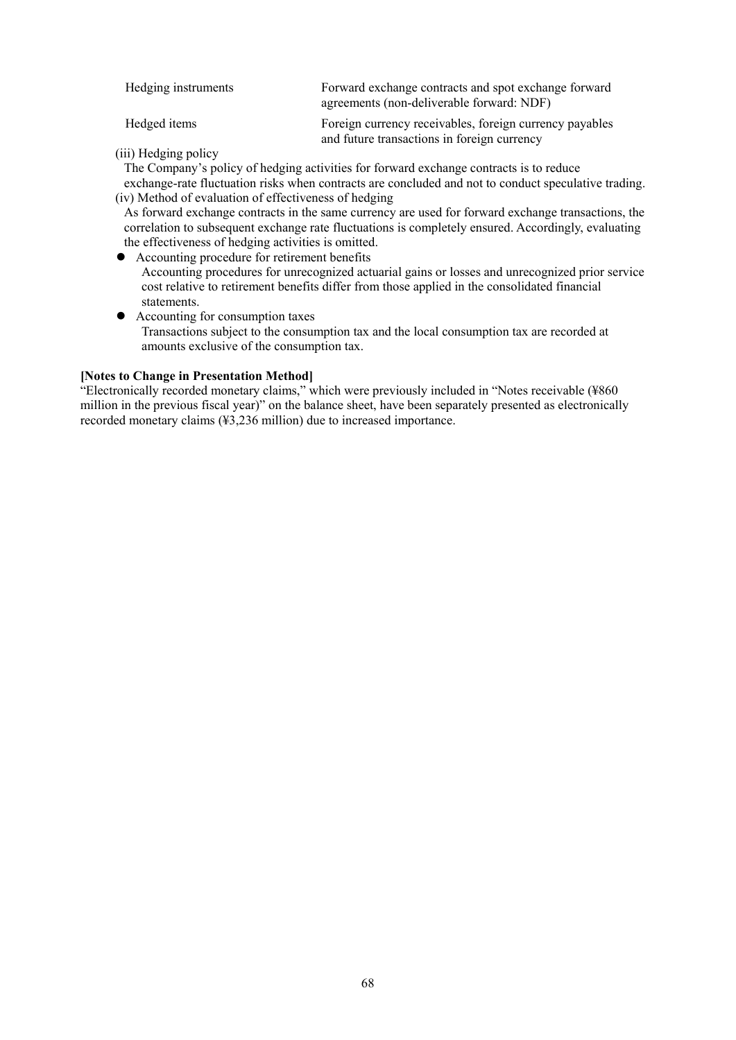| Hedging instruments | Forward exchange contracts and spot exchange forward agreements (non-deliverable forward: NDF) |
|---|---|
| Hedged items | Foreign currency receivables, foreign currency payables and future transactions in foreign currency |

(iii) Hedging policy

The Company's policy of hedging activities for forward exchange contracts is to reduce exchange-rate fluctuation risks when contracts are concluded and not to conduct speculative trading.

(iv) Method of evaluation of effectiveness of hedging

As forward exchange contracts in the same currency are used for forward exchange transactions, the correlation to subsequent exchange rate fluctuations is completely ensured. Accordingly, evaluating the effectiveness of hedging activities is omitted.

- Accounting procedure for retirement benefits

  Accounting procedures for unrecognized actuarial gains or losses and unrecognized prior service cost relative to retirement benefits differ from those applied in the consolidated financial statements.

- Accounting for consumption taxes

  Transactions subject to the consumption tax and the local consumption tax are recorded at amounts exclusive of the consumption tax.

**[Notes to Change in Presentation Method]**

"Electronically recorded monetary claims," which were previously included in "Notes receivable (¥860 million in the previous fiscal year)" on the balance sheet, have been separately presented as electronically recorded monetary claims (¥3,236 million) due to increased importance.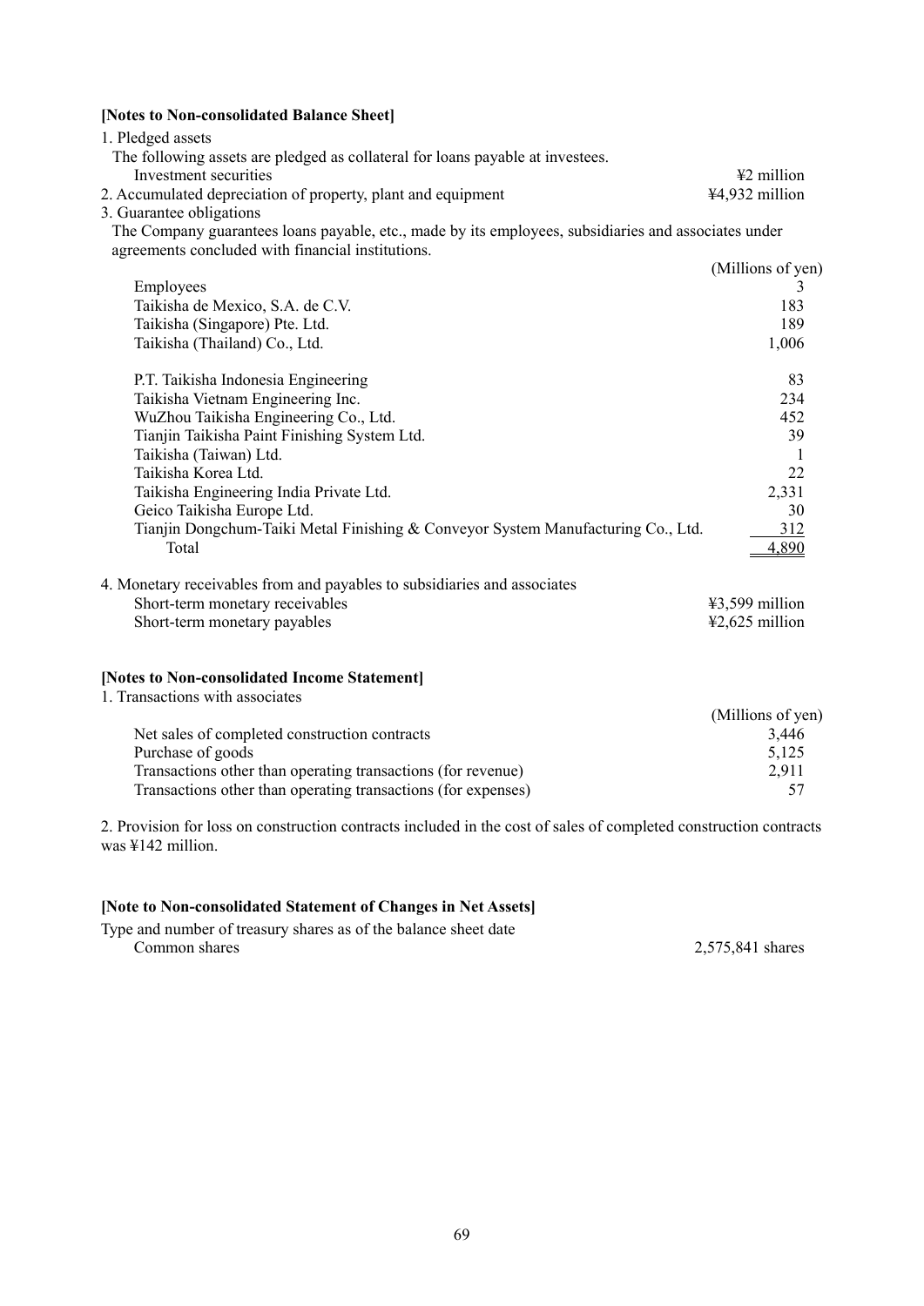**[Notes to Non-consolidated Balance Sheet]**

1. Pledged assets

The following assets are pledged as collateral for loans payable at investees.

| | |
|---|---|
| Investment securities | ¥2 million |

2. Accumulated depreciation of property, plant and equipment ¥4,932 million

3. Guarantee obligations

The Company guarantees loans payable, etc., made by its employees, subsidiaries and associates under agreements concluded with financial institutions.

| | (Millions of yen) |
|---|---|
| Employees | 3 |
| Taikisha de Mexico, S.A. de C.V. | 183 |
| Taikisha (Singapore) Pte. Ltd. | 189 |
| Taikisha (Thailand) Co., Ltd. | 1,006 |
| P.T. Taikisha Indonesia Engineering | 83 |
| Taikisha Vietnam Engineering Inc. | 234 |
| WuZhou Taikisha Engineering Co., Ltd. | 452 |
| Tianjin Taikisha Paint Finishing System Ltd. | 39 |
| Taikisha (Taiwan) Ltd. | 1 |
| Taikisha Korea Ltd. | 22 |
| Taikisha Engineering India Private Ltd. | 2,331 |
| Geico Taikisha Europe Ltd. | 30 |
| Tianjin Dongchum-Taiki Metal Finishing & Conveyor System Manufacturing Co., Ltd. | 312 |
| Total | 4,890 |

4. Monetary receivables from and payables to subsidiaries and associates

| | |
|---|---|
| Short-term monetary receivables | ¥3,599 million |
| Short-term monetary payables | ¥2,625 million |

**[Notes to Non-consolidated Income Statement]**

1. Transactions with associates

| | (Millions of yen) |
|---|---|
| Net sales of completed construction contracts | 3,446 |
| Purchase of goods | 5,125 |
| Transactions other than operating transactions (for revenue) | 2,911 |
| Transactions other than operating transactions (for expenses) | 57 |

2. Provision for loss on construction contracts included in the cost of sales of completed construction contracts was ¥142 million.

**[Note to Non-consolidated Statement of Changes in Net Assets]**

Type and number of treasury shares as of the balance sheet date

| | |
|---|---|
| Common shares | 2,575,841 shares |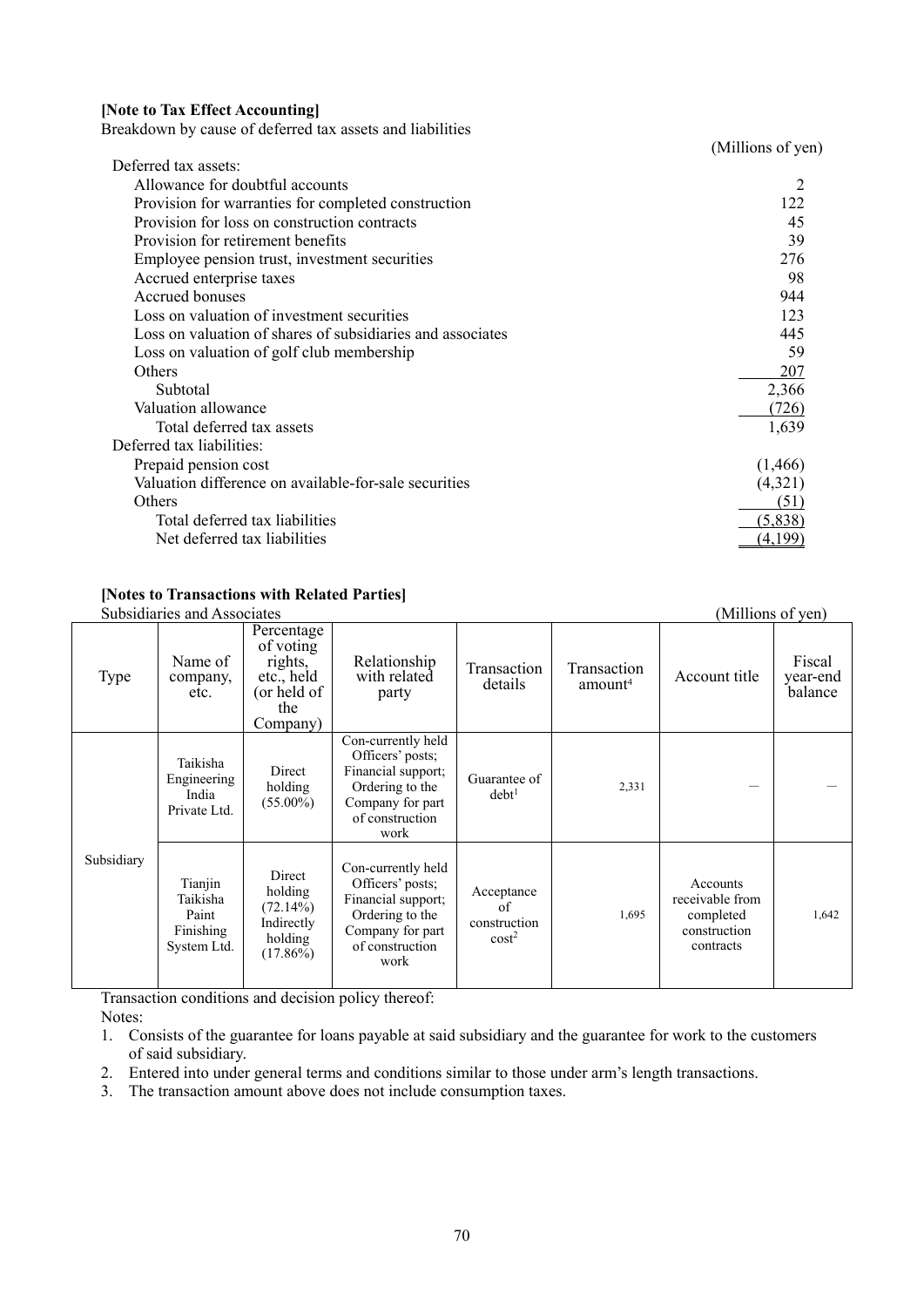**[Note to Tax Effect Accounting]**

Breakdown by cause of deferred tax assets and liabilities

(Millions of yen)

| | |
|---|---:|
| Deferred tax assets: | |
| Allowance for doubtful accounts | 2 |
| Provision for warranties for completed construction | 122 |
| Provision for loss on construction contracts | 45 |
| Provision for retirement benefits | 39 |
| Employee pension trust, investment securities | 276 |
| Accrued enterprise taxes | 98 |
| Accrued bonuses | 944 |
| Loss on valuation of investment securities | 123 |
| Loss on valuation of shares of subsidiaries and associates | 445 |
| Loss on valuation of golf club membership | 59 |
| Others | 207 |
| Subtotal | 2,366 |
| Valuation allowance | (726) |
| Total deferred tax assets | 1,639 |
| Deferred tax liabilities: | |
| Prepaid pension cost | (1,466) |
| Valuation difference on available-for-sale securities | (4,321) |
| Others | (51) |
| Total deferred tax liabilities | (5,838) |
| Net deferred tax liabilities | (4,199) |

**[Notes to Transactions with Related Parties]**

Subsidiaries and Associates (Millions of yen)

| Type | Name of company, etc. | Percentage of voting rights, etc., held (or held of the Company) | Relationship with related party | Transaction details | Transaction amount[4] | Account title | Fiscal year-end balance |
|---|---|---|---|---|---|---|---|
| Subsidiary | Taikisha Engineering India Private Ltd. | Direct holding (55.00%) | Con-currently held Officers' posts; Financial support; Ordering to the Company for part of construction work | Guarantee of debt[1] | 2,331 | — | — |
| | Tianjin Taikisha Paint Finishing System Ltd. | Direct holding (72.14%) Indirectly holding (17.86%) | Con-currently held Officers' posts; Financial support; Ordering to the Company for part of construction work | Acceptance of construction cost[2] | 1,695 | Accounts receivable from completed construction contracts | 1,642 |

Transaction conditions and decision policy thereof:

Notes:

1. Consists of the guarantee for loans payable at said subsidiary and the guarantee for work to the customers of said subsidiary.
2. Entered into under general terms and conditions similar to those under arm's length transactions.
3. The transaction amount above does not include consumption taxes.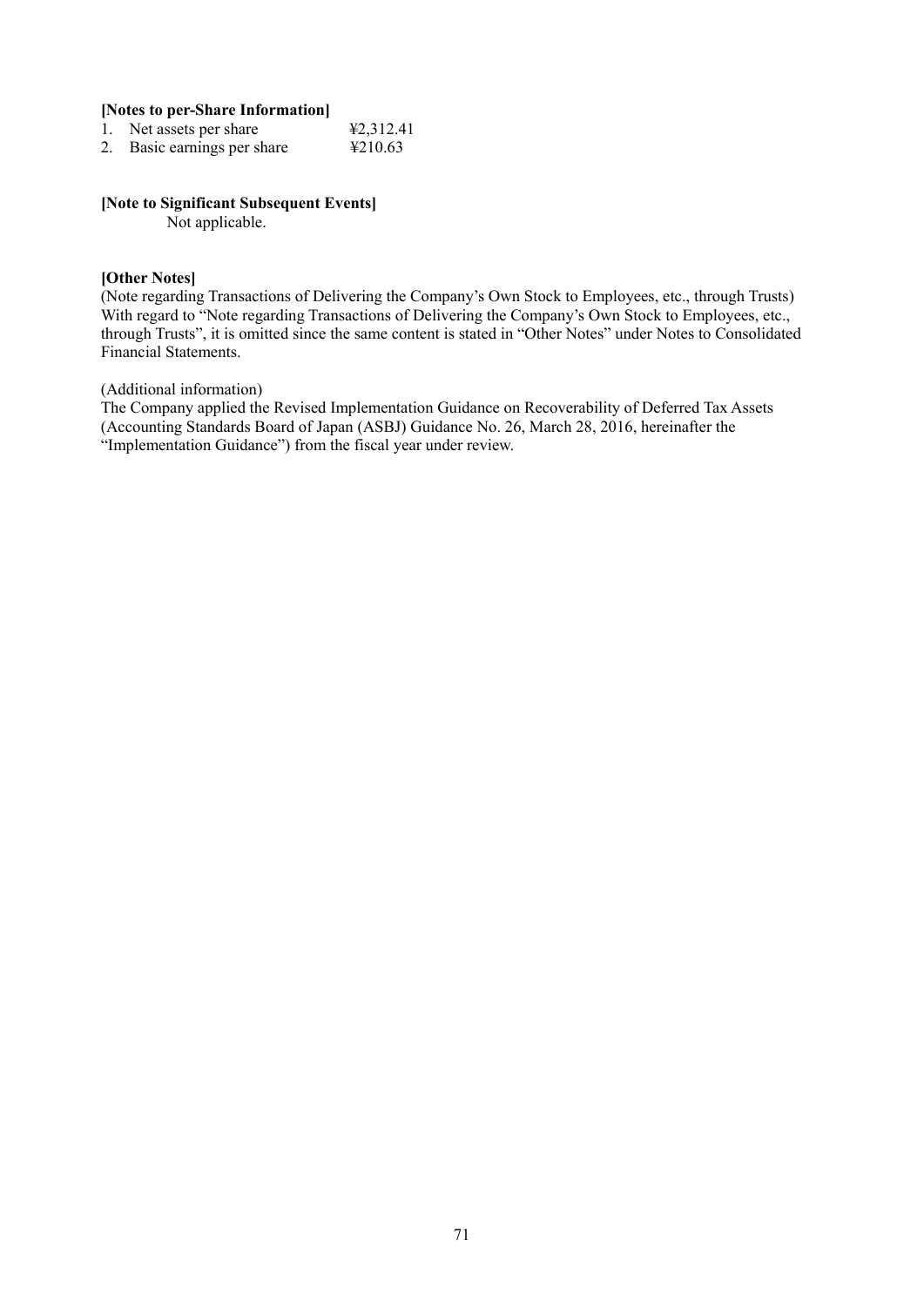**[Notes to per-Share Information]**

1. Net assets per share ¥2,312.41
2. Basic earnings per share ¥210.63

**[Note to Significant Subsequent Events]**

Not applicable.

**[Other Notes]**

(Note regarding Transactions of Delivering the Company's Own Stock to Employees, etc., through Trusts)
With regard to "Note regarding Transactions of Delivering the Company's Own Stock to Employees, etc., through Trusts", it is omitted since the same content is stated in "Other Notes" under Notes to Consolidated Financial Statements.

(Additional information)
The Company applied the Revised Implementation Guidance on Recoverability of Deferred Tax Assets (Accounting Standards Board of Japan (ASBJ) Guidance No. 26, March 28, 2016, hereinafter the "Implementation Guidance") from the fiscal year under review.